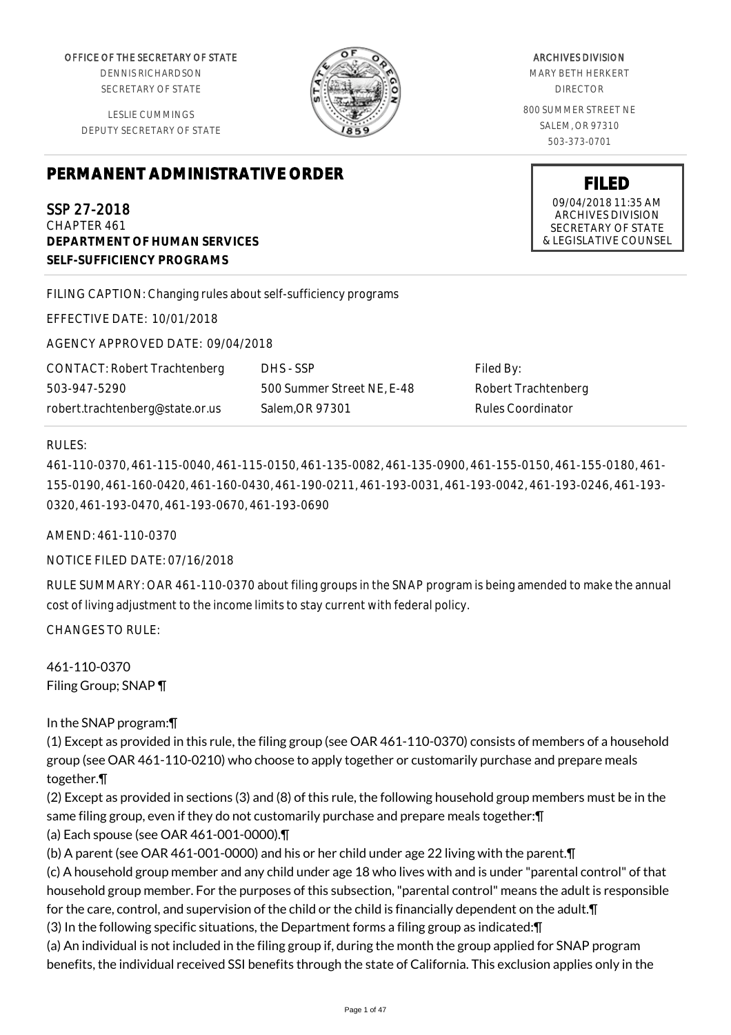OFFICE OF THE SECRETARY OF STATE
DENNIS RICHARDSON
SECRETARY OF STATE

LESLIE CUMMINGS
DEPUTY SECRETARY OF STATE

ARCHIVES DIVISION
MARY BETH HERKERT
DIRECTOR

800 SUMMER STREET NE
SALEM, OR 97310
503-373-0701

# PERMANENT ADMINISTRATIVE ORDER

**FILED**
09/04/2018 11:35 AM
ARCHIVES DIVISION
SECRETARY OF STATE
& LEGISLATIVE COUNSEL

SSP 27-2018
CHAPTER 461
**DEPARTMENT OF HUMAN SERVICES**
**SELF-SUFFICIENCY PROGRAMS**

FILING CAPTION: Changing rules about self-sufficiency programs

EFFECTIVE DATE: 10/01/2018

AGENCY APPROVED DATE: 09/04/2018

| CONTACT: Robert Trachtenberg | DHS - SSP | Filed By: |
|---|---|---|
| 503-947-5290 | 500 Summer Street NE, E-48 | Robert Trachtenberg |
| robert.trachtenberg@state.or.us | Salem,OR 97301 | Rules Coordinator |

RULES:

461-110-0370, 461-115-0040, 461-115-0150, 461-135-0082, 461-135-0900, 461-155-0150, 461-155-0180, 461-155-0190, 461-160-0420, 461-160-0430, 461-190-0211, 461-193-0031, 461-193-0042, 461-193-0246, 461-193-0320, 461-193-0470, 461-193-0670, 461-193-0690

AMEND: 461-110-0370

NOTICE FILED DATE: 07/16/2018

RULE SUMMARY: OAR 461-110-0370 about filing groups in the SNAP program is being amended to make the annual cost of living adjustment to the income limits to stay current with federal policy.

CHANGES TO RULE:

461-110-0370
Filing Group; SNAP ¶

In the SNAP program:¶

(1) Except as provided in this rule, the filing group (see OAR 461-110-0370) consists of members of a household group (see OAR 461-110-0210) who choose to apply together or customarily purchase and prepare meals together.¶

(2) Except as provided in sections (3) and (8) of this rule, the following household group members must be in the same filing group, even if they do not customarily purchase and prepare meals together:¶

(a) Each spouse (see OAR 461-001-0000).¶

(b) A parent (see OAR 461-001-0000) and his or her child under age 22 living with the parent.¶

(c) A household group member and any child under age 18 who lives with and is under "parental control" of that household group member. For the purposes of this subsection, "parental control" means the adult is responsible for the care, control, and supervision of the child or the child is financially dependent on the adult.¶

(3) In the following specific situations, the Department forms a filing group as indicated:¶

(a) An individual is not included in the filing group if, during the month the group applied for SNAP program benefits, the individual received SSI benefits through the state of California. This exclusion applies only in the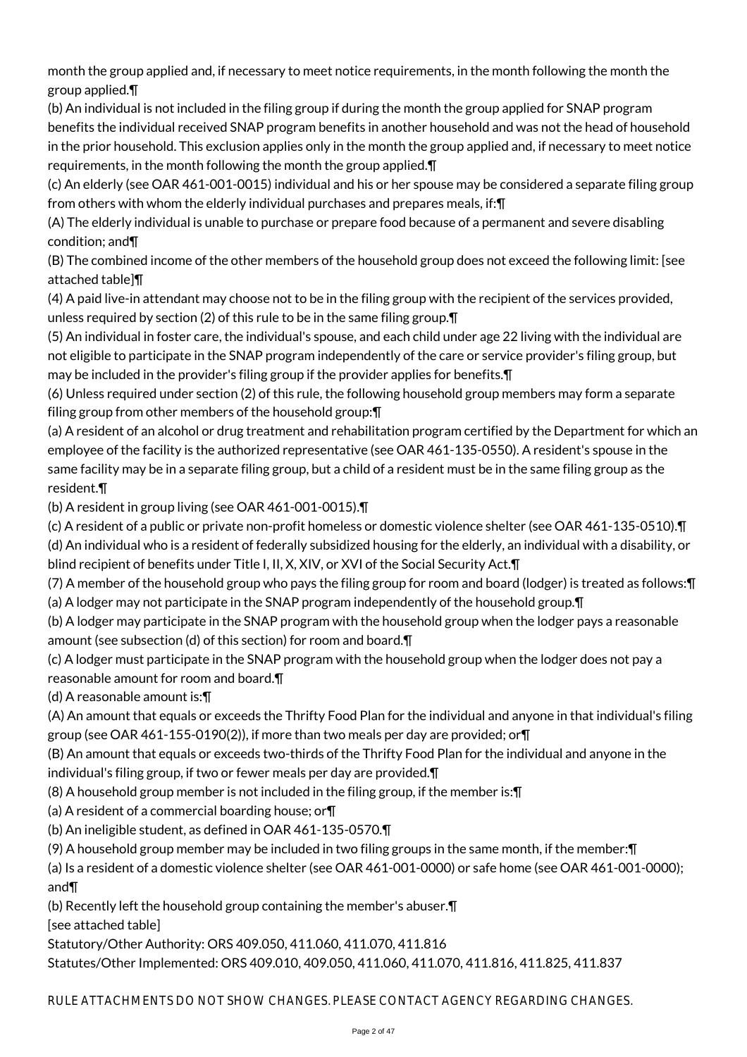month the group applied and, if necessary to meet notice requirements, in the month following the month the group applied.¶

(b) An individual is not included in the filing group if during the month the group applied for SNAP program benefits the individual received SNAP program benefits in another household and was not the head of household in the prior household. This exclusion applies only in the month the group applied and, if necessary to meet notice requirements, in the month following the month the group applied.¶

(c) An elderly (see OAR 461-001-0015) individual and his or her spouse may be considered a separate filing group from others with whom the elderly individual purchases and prepares meals, if:¶

(A) The elderly individual is unable to purchase or prepare food because of a permanent and severe disabling condition; and¶

(B) The combined income of the other members of the household group does not exceed the following limit: [see attached table]¶

(4) A paid live-in attendant may choose not to be in the filing group with the recipient of the services provided, unless required by section (2) of this rule to be in the same filing group.¶

(5) An individual in foster care, the individual's spouse, and each child under age 22 living with the individual are not eligible to participate in the SNAP program independently of the care or service provider's filing group, but may be included in the provider's filing group if the provider applies for benefits.¶

(6) Unless required under section (2) of this rule, the following household group members may form a separate filing group from other members of the household group:¶

(a) A resident of an alcohol or drug treatment and rehabilitation program certified by the Department for which an employee of the facility is the authorized representative (see OAR 461-135-0550). A resident's spouse in the same facility may be in a separate filing group, but a child of a resident must be in the same filing group as the resident.¶

(b) A resident in group living (see OAR 461-001-0015).¶

(c) A resident of a public or private non-profit homeless or domestic violence shelter (see OAR 461-135-0510).¶

(d) An individual who is a resident of federally subsidized housing for the elderly, an individual with a disability, or blind recipient of benefits under Title I, II, X, XIV, or XVI of the Social Security Act.¶

(7) A member of the household group who pays the filing group for room and board (lodger) is treated as follows:¶

(a) A lodger may not participate in the SNAP program independently of the household group.¶

(b) A lodger may participate in the SNAP program with the household group when the lodger pays a reasonable amount (see subsection (d) of this section) for room and board.¶

(c) A lodger must participate in the SNAP program with the household group when the lodger does not pay a reasonable amount for room and board.¶

(d) A reasonable amount is:¶

(A) An amount that equals or exceeds the Thrifty Food Plan for the individual and anyone in that individual's filing group (see OAR 461-155-0190(2)), if more than two meals per day are provided; or¶

(B) An amount that equals or exceeds two-thirds of the Thrifty Food Plan for the individual and anyone in the individual's filing group, if two or fewer meals per day are provided.¶

(8) A household group member is not included in the filing group, if the member is:¶

(a) A resident of a commercial boarding house; or¶

(b) An ineligible student, as defined in OAR 461-135-0570.¶

(9) A household group member may be included in two filing groups in the same month, if the member:¶

(a) Is a resident of a domestic violence shelter (see OAR 461-001-0000) or safe home (see OAR 461-001-0000); and¶

(b) Recently left the household group containing the member's abuser.¶

[see attached table]

Statutory/Other Authority: ORS 409.050, 411.060, 411.070, 411.816

Statutes/Other Implemented: ORS 409.010, 409.050, 411.060, 411.070, 411.816, 411.825, 411.837

RULE ATTACHMENTS DO NOT SHOW CHANGES. PLEASE CONTACT AGENCY REGARDING CHANGES.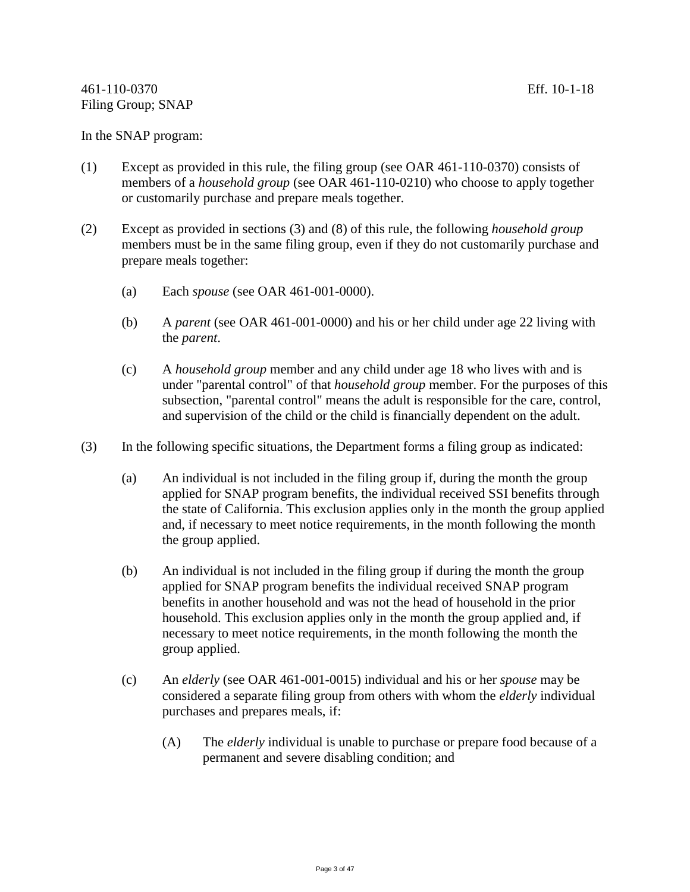461-110-0370 Eff. 10-1-18
Filing Group; SNAP

In the SNAP program:

(1) Except as provided in this rule, the filing group (see OAR 461-110-0370) consists of members of a *household group* (see OAR 461-110-0210) who choose to apply together or customarily purchase and prepare meals together.

(2) Except as provided in sections (3) and (8) of this rule, the following *household group* members must be in the same filing group, even if they do not customarily purchase and prepare meals together:

  (a) Each *spouse* (see OAR 461-001-0000).

  (b) A *parent* (see OAR 461-001-0000) and his or her child under age 22 living with the *parent*.

  (c) A *household group* member and any child under age 18 who lives with and is under "parental control" of that *household group* member. For the purposes of this subsection, "parental control" means the adult is responsible for the care, control, and supervision of the child or the child is financially dependent on the adult.

(3) In the following specific situations, the Department forms a filing group as indicated:

  (a) An individual is not included in the filing group if, during the month the group applied for SNAP program benefits, the individual received SSI benefits through the state of California. This exclusion applies only in the month the group applied and, if necessary to meet notice requirements, in the month following the month the group applied.

  (b) An individual is not included in the filing group if during the month the group applied for SNAP program benefits the individual received SNAP program benefits in another household and was not the head of household in the prior household. This exclusion applies only in the month the group applied and, if necessary to meet notice requirements, in the month following the month the group applied.

  (c) An *elderly* (see OAR 461-001-0015) individual and his or her *spouse* may be considered a separate filing group from others with whom the *elderly* individual purchases and prepares meals, if:

    (A) The *elderly* individual is unable to purchase or prepare food because of a permanent and severe disabling condition; and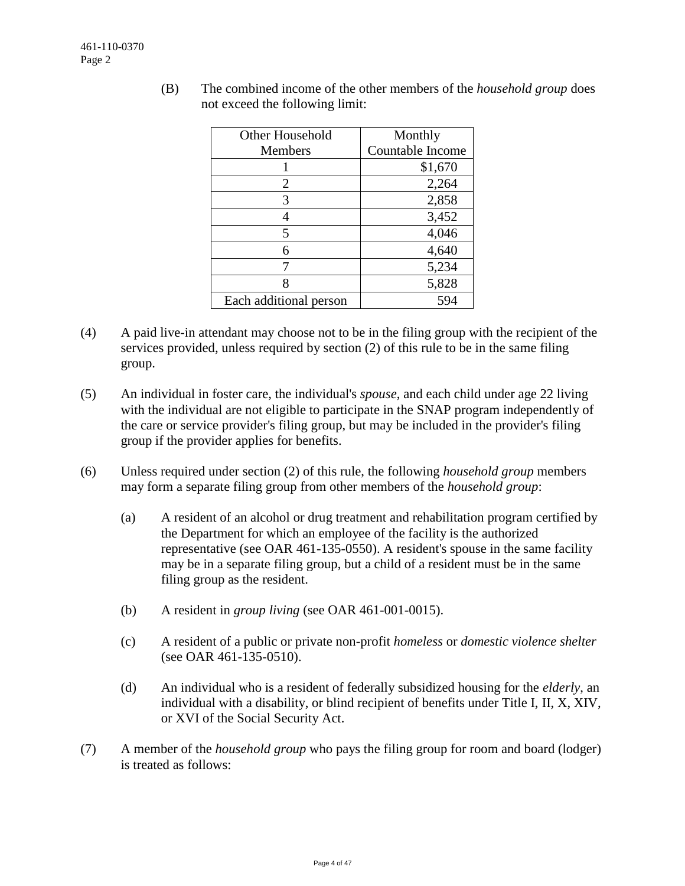(B) The combined income of the other members of the *household group* does not exceed the following limit:

| Other Household Members | Monthly Countable Income |
|---|---|
| 1 | $1,670 |
| 2 | 2,264 |
| 3 | 2,858 |
| 4 | 3,452 |
| 5 | 4,046 |
| 6 | 4,640 |
| 7 | 5,234 |
| 8 | 5,828 |
| Each additional person | 594 |

(4) A paid live-in attendant may choose not to be in the filing group with the recipient of the services provided, unless required by section (2) of this rule to be in the same filing group.

(5) An individual in foster care, the individual's *spouse*, and each child under age 22 living with the individual are not eligible to participate in the SNAP program independently of the care or service provider's filing group, but may be included in the provider's filing group if the provider applies for benefits.

(6) Unless required under section (2) of this rule, the following *household group* members may form a separate filing group from other members of the *household group*:

(a) A resident of an alcohol or drug treatment and rehabilitation program certified by the Department for which an employee of the facility is the authorized representative (see OAR 461-135-0550). A resident's spouse in the same facility may be in a separate filing group, but a child of a resident must be in the same filing group as the resident.

(b) A resident in *group living* (see OAR 461-001-0015).

(c) A resident of a public or private non-profit *homeless* or *domestic violence shelter* (see OAR 461-135-0510).

(d) An individual who is a resident of federally subsidized housing for the *elderly*, an individual with a disability, or blind recipient of benefits under Title I, II, X, XIV, or XVI of the Social Security Act.

(7) A member of the *household group* who pays the filing group for room and board (lodger) is treated as follows: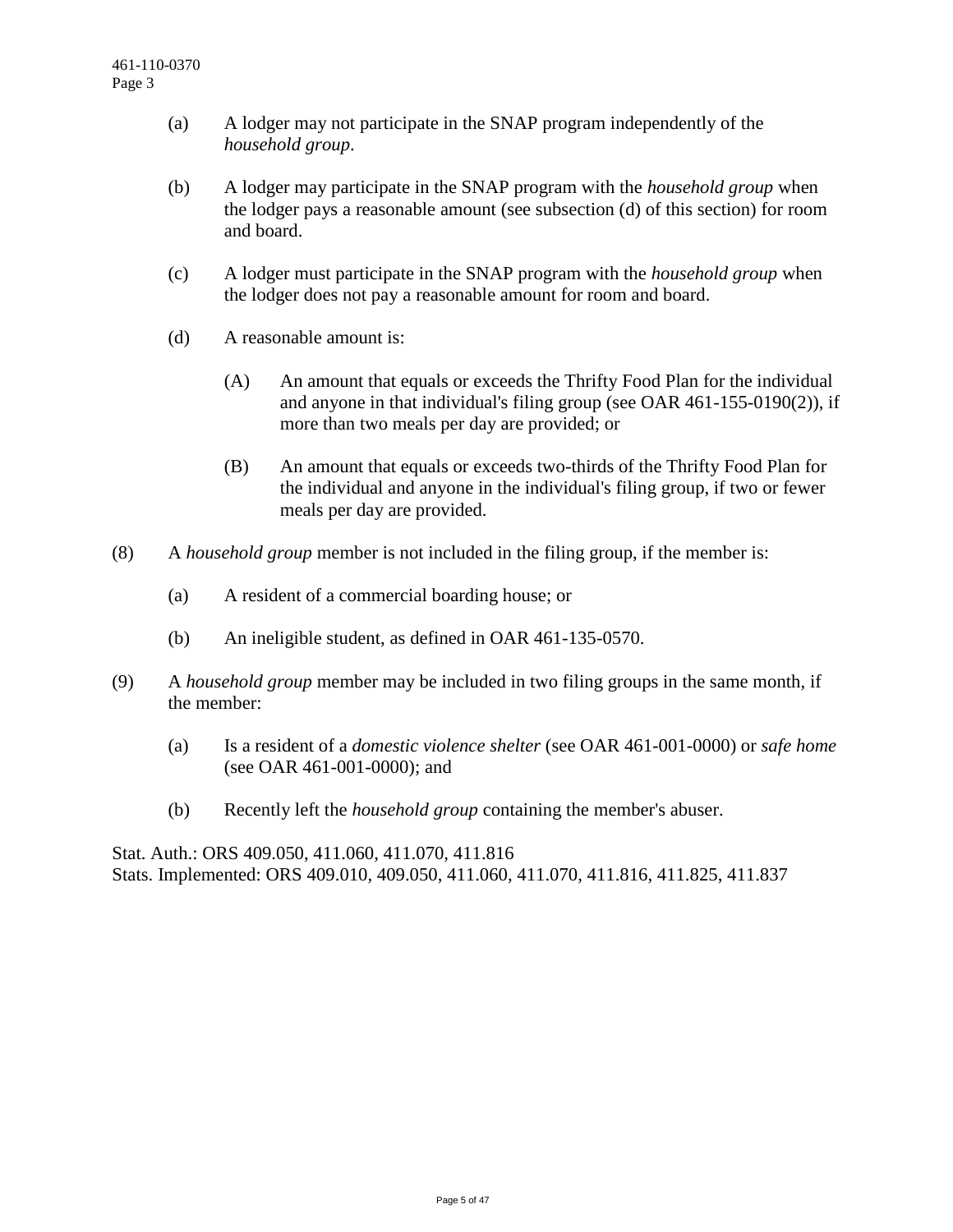(a) A lodger may not participate in the SNAP program independently of the *household group*.

(b) A lodger may participate in the SNAP program with the *household group* when the lodger pays a reasonable amount (see subsection (d) of this section) for room and board.

(c) A lodger must participate in the SNAP program with the *household group* when the lodger does not pay a reasonable amount for room and board.

(d) A reasonable amount is:

(A) An amount that equals or exceeds the Thrifty Food Plan for the individual and anyone in that individual's filing group (see OAR 461-155-0190(2)), if more than two meals per day are provided; or

(B) An amount that equals or exceeds two-thirds of the Thrifty Food Plan for the individual and anyone in the individual's filing group, if two or fewer meals per day are provided.

(8) A *household group* member is not included in the filing group, if the member is:

(a) A resident of a commercial boarding house; or

(b) An ineligible student, as defined in OAR 461-135-0570.

(9) A *household group* member may be included in two filing groups in the same month, if the member:

(a) Is a resident of a *domestic violence shelter* (see OAR 461-001-0000) or *safe home* (see OAR 461-001-0000); and

(b) Recently left the *household group* containing the member's abuser.

Stat. Auth.: ORS 409.050, 411.060, 411.070, 411.816
Stats. Implemented: ORS 409.010, 409.050, 411.060, 411.070, 411.816, 411.825, 411.837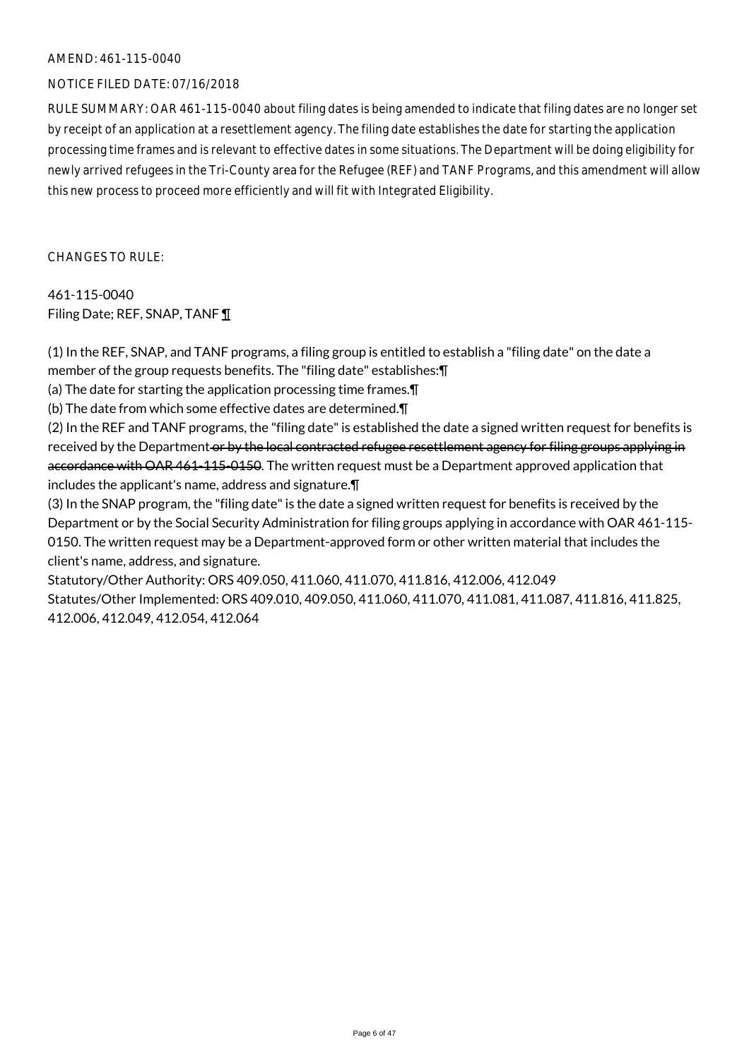AMEND: 461-115-0040

NOTICE FILED DATE: 07/16/2018

RULE SUMMARY: OAR 461-115-0040 about filing dates is being amended to indicate that filing dates are no longer set by receipt of an application at a resettlement agency. The filing date establishes the date for starting the application processing time frames and is relevant to effective dates in some situations. The Department will be doing eligibility for newly arrived refugees in the Tri-County area for the Refugee (REF) and TANF Programs, and this amendment will allow this new process to proceed more efficiently and will fit with Integrated Eligibility.

CHANGES TO RULE:

461-115-0040
Filing Date; REF, SNAP, TANF ¶

(1) In the REF, SNAP, and TANF programs, a filing group is entitled to establish a "filing date" on the date a member of the group requests benefits. The "filing date" establishes:¶
(a) The date for starting the application processing time frames.¶
(b) The date from which some effective dates are determined.¶
(2) In the REF and TANF programs, the "filing date" is established the date a signed written request for benefits is received by the Department ~~or by the local contracted refugee resettlement agency for filing groups applying in accordance with OAR 461-115-0150~~. The written request must be a Department approved application that includes the applicant's name, address and signature.¶
(3) In the SNAP program, the "filing date" is the date a signed written request for benefits is received by the Department or by the Social Security Administration for filing groups applying in accordance with OAR 461-115-0150. The written request may be a Department-approved form or other written material that includes the client's name, address, and signature.
Statutory/Other Authority: ORS 409.050, 411.060, 411.070, 411.816, 412.006, 412.049
Statutes/Other Implemented: ORS 409.010, 409.050, 411.060, 411.070, 411.081, 411.087, 411.816, 411.825, 412.006, 412.049, 412.054, 412.064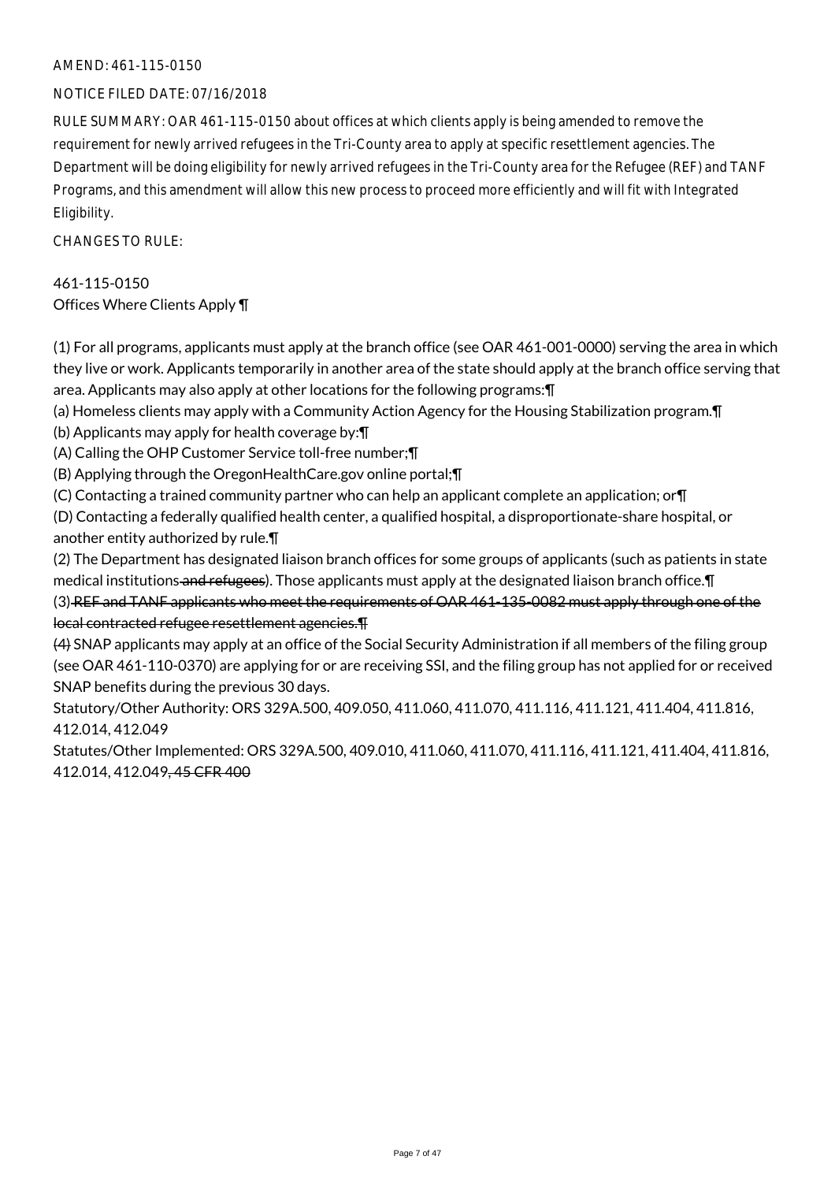AMEND: 461-115-0150

NOTICE FILED DATE: 07/16/2018

RULE SUMMARY: OAR 461-115-0150 about offices at which clients apply is being amended to remove the requirement for newly arrived refugees in the Tri-County area to apply at specific resettlement agencies. The Department will be doing eligibility for newly arrived refugees in the Tri-County area for the Refugee (REF) and TANF Programs, and this amendment will allow this new process to proceed more efficiently and will fit with Integrated Eligibility.

CHANGES TO RULE:

461-115-0150
Offices Where Clients Apply ¶

(1) For all programs, applicants must apply at the branch office (see OAR 461-001-0000) serving the area in which they live or work. Applicants temporarily in another area of the state should apply at the branch office serving that area. Applicants may also apply at other locations for the following programs:¶
(a) Homeless clients may apply with a Community Action Agency for the Housing Stabilization program.¶
(b) Applicants may apply for health coverage by:¶
(A) Calling the OHP Customer Service toll-free number;¶
(B) Applying through the OregonHealthCare.gov online portal;¶
(C) Contacting a trained community partner who can help an applicant complete an application; or¶
(D) Contacting a federally qualified health center, a qualified hospital, a disproportionate-share hospital, or another entity authorized by rule.¶
(2) The Department has designated liaison branch offices for some groups of applicants (such as patients in state medical institutions ~~and refugees~~). Those applicants must apply at the designated liaison branch office.¶
(3) ~~REF and TANF applicants who meet the requirements of OAR 461-135-0082 must apply through one of the local contracted refugee resettlement agencies.¶~~
~~(4)~~ SNAP applicants may apply at an office of the Social Security Administration if all members of the filing group (see OAR 461-110-0370) are applying for or are receiving SSI, and the filing group has not applied for or received SNAP benefits during the previous 30 days.
Statutory/Other Authority: ORS 329A.500, 409.050, 411.060, 411.070, 411.116, 411.121, 411.404, 411.816, 412.014, 412.049
Statutes/Other Implemented: ORS 329A.500, 409.010, 411.060, 411.070, 411.116, 411.121, 411.404, 411.816, 412.014, 412.049~~, 45 CFR 400~~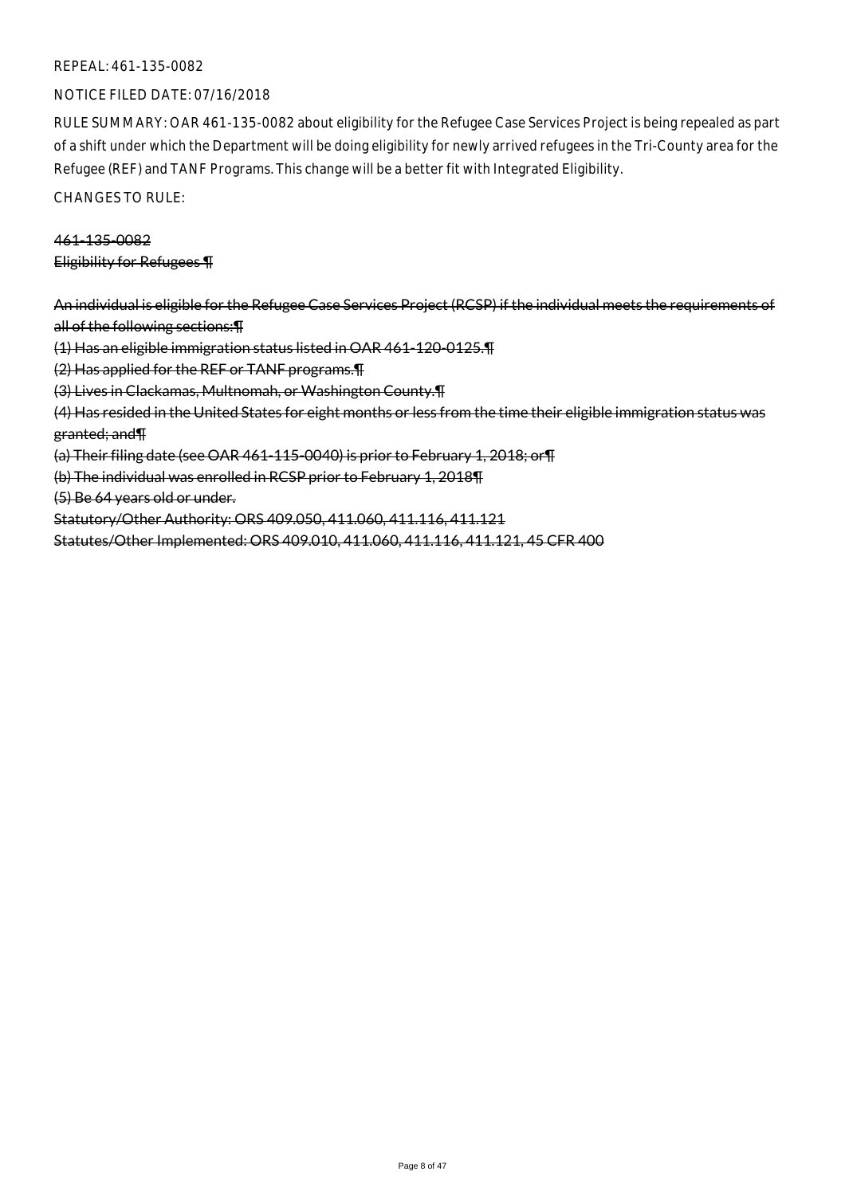REPEAL: 461-135-0082

NOTICE FILED DATE: 07/16/2018

RULE SUMMARY: OAR 461-135-0082 about eligibility for the Refugee Case Services Project is being repealed as part of a shift under which the Department will be doing eligibility for newly arrived refugees in the Tri-County area for the Refugee (REF) and TANF Programs. This change will be a better fit with Integrated Eligibility.

CHANGES TO RULE:

~~461-135-0082~~

~~Eligibility for Refugees ¶~~

~~An individual is eligible for the Refugee Case Services Project (RCSP) if the individual meets the requirements of all of the following sections:¶~~

~~(1) Has an eligible immigration status listed in OAR 461-120-0125.¶~~

~~(2) Has applied for the REF or TANF programs.¶~~

~~(3) Lives in Clackamas, Multnomah, or Washington County.¶~~

~~(4) Has resided in the United States for eight months or less from the time their eligible immigration status was granted; and¶~~

~~(a) Their filing date (see OAR 461-115-0040) is prior to February 1, 2018; or¶~~

~~(b) The individual was enrolled in RCSP prior to February 1, 2018¶~~

~~(5) Be 64 years old or under.~~

~~Statutory/Other Authority: ORS 409.050, 411.060, 411.116, 411.121~~

~~Statutes/Other Implemented: ORS 409.010, 411.060, 411.116, 411.121, 45 CFR 400~~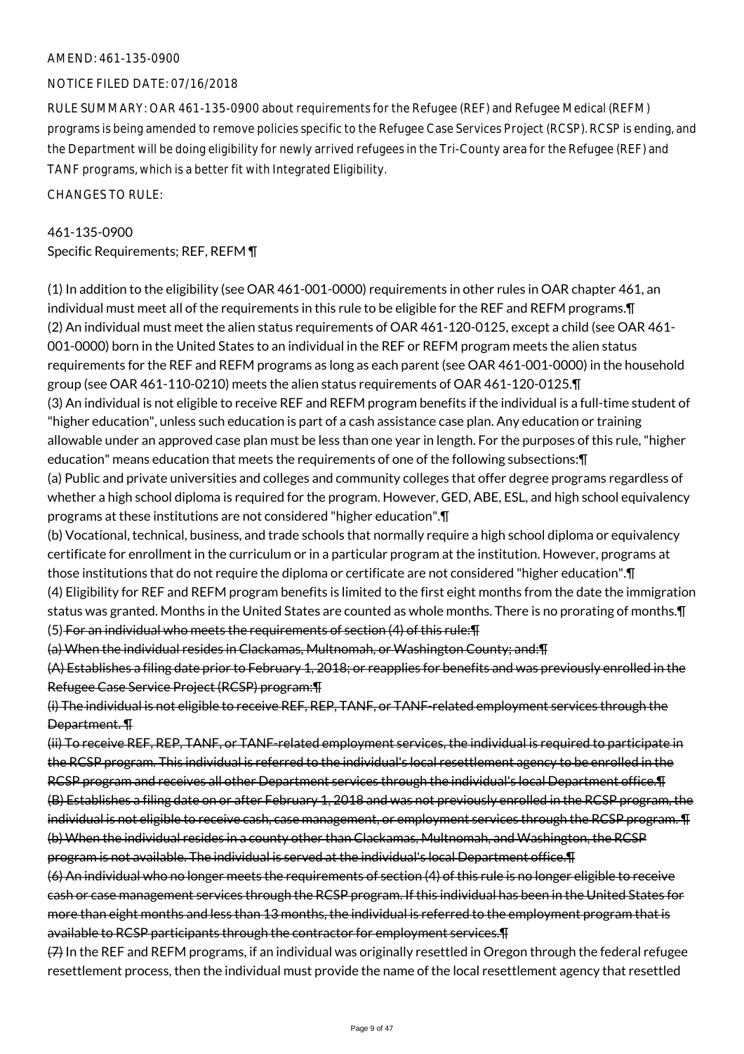AMEND: 461-135-0900

NOTICE FILED DATE: 07/16/2018

RULE SUMMARY: OAR 461-135-0900 about requirements for the Refugee (REF) and Refugee Medical (REFM) programs is being amended to remove policies specific to the Refugee Case Services Project (RCSP). RCSP is ending, and the Department will be doing eligibility for newly arrived refugees in the Tri-County area for the Refugee (REF) and TANF programs, which is a better fit with Integrated Eligibility.

CHANGES TO RULE:

461-135-0900
Specific Requirements; REF, REFM ¶

(1) In addition to the eligibility (see OAR 461-001-0000) requirements in other rules in OAR chapter 461, an individual must meet all of the requirements in this rule to be eligible for the REF and REFM programs.¶
(2) An individual must meet the alien status requirements of OAR 461-120-0125, except a child (see OAR 461-001-0000) born in the United States to an individual in the REF or REFM program meets the alien status requirements for the REF and REFM programs as long as each parent (see OAR 461-001-0000) in the household group (see OAR 461-110-0210) meets the alien status requirements of OAR 461-120-0125.¶
(3) An individual is not eligible to receive REF and REFM program benefits if the individual is a full-time student of "higher education", unless such education is part of a cash assistance case plan. Any education or training allowable under an approved case plan must be less than one year in length. For the purposes of this rule, "higher education" means education that meets the requirements of one of the following subsections:¶
(a) Public and private universities and colleges and community colleges that offer degree programs regardless of whether a high school diploma is required for the program. However, GED, ABE, ESL, and high school equivalency programs at these institutions are not considered "higher education".¶
(b) Vocational, technical, business, and trade schools that normally require a high school diploma or equivalency certificate for enrollment in the curriculum or in a particular program at the institution. However, programs at those institutions that do not require the diploma or certificate are not considered "higher education".¶
(4) Eligibility for REF and REFM program benefits is limited to the first eight months from the date the immigration status was granted. Months in the United States are counted as whole months. There is no prorating of months.¶
(5) ~~For an individual who meets the requirements of section (4) of this rule:¶~~
~~(a) When the individual resides in Clackamas, Multnomah, or Washington County; and:¶~~
~~(A) Establishes a filing date prior to February 1, 2018; or reapplies for benefits and was previously enrolled in the Refugee Case Service Project (RCSP) program:¶~~
~~(i) The individual is not eligible to receive REF, REP, TANF, or TANF-related employment services through the Department. ¶~~
~~(ii) To receive REF, REP, TANF, or TANF-related employment services, the individual is required to participate in the RCSP program. This individual is referred to the individual's local resettlement agency to be enrolled in the RCSP program and receives all other Department services through the individual's local Department office.¶~~
~~(B) Establishes a filing date on or after February 1, 2018 and was not previously enrolled in the RCSP program, the individual is not eligible to receive cash, case management, or employment services through the RCSP program. ¶~~
~~(b) When the individual resides in a county other than Clackamas, Multnomah, and Washington, the RCSP program is not available. The individual is served at the individual's local Department office.¶~~
~~(6) An individual who no longer meets the requirements of section (4) of this rule is no longer eligible to receive cash or case management services through the RCSP program. If this individual has been in the United States for more than eight months and less than 13 months, the individual is referred to the employment program that is available to RCSP participants through the contractor for employment services.¶~~
~~(7)~~ In the REF and REFM programs, if an individual was originally resettled in Oregon through the federal refugee resettlement process, then the individual must provide the name of the local resettlement agency that resettled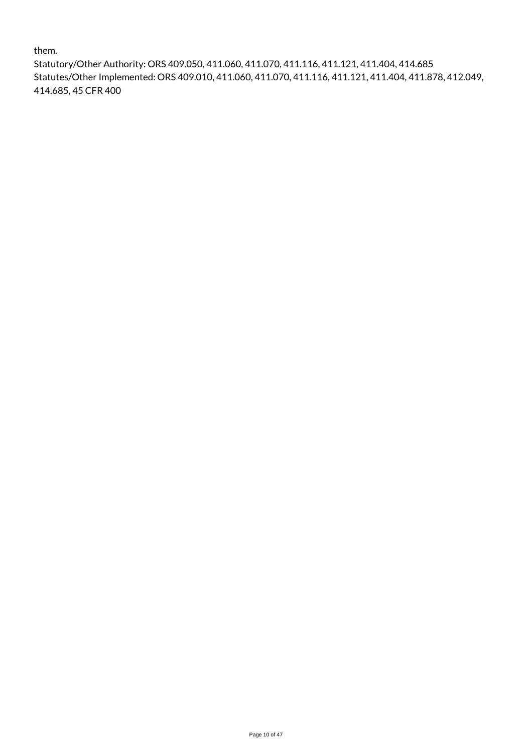them.

Statutory/Other Authority: ORS 409.050, 411.060, 411.070, 411.116, 411.121, 411.404, 414.685

Statutes/Other Implemented: ORS 409.010, 411.060, 411.070, 411.116, 411.121, 411.404, 411.878, 412.049, 414.685, 45 CFR 400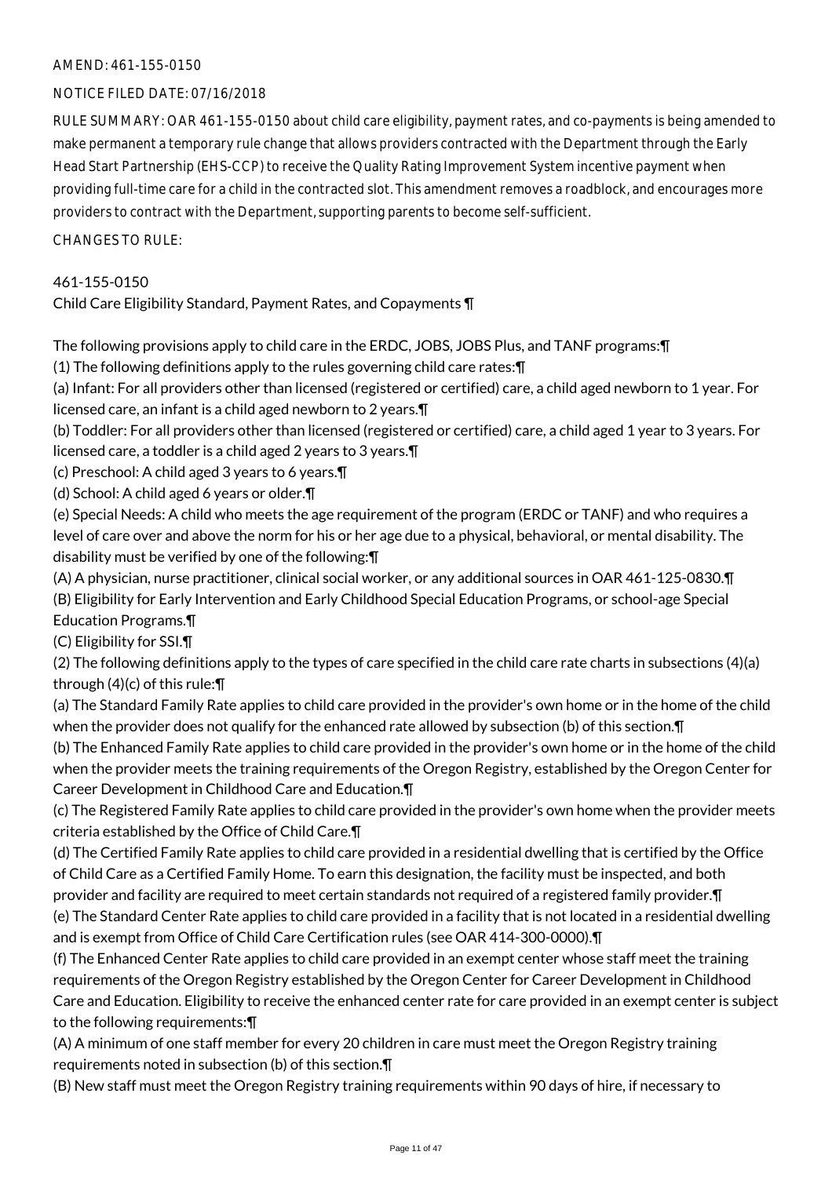AMEND: 461-155-0150

NOTICE FILED DATE: 07/16/2018

RULE SUMMARY: OAR 461-155-0150 about child care eligibility, payment rates, and co-payments is being amended to make permanent a temporary rule change that allows providers contracted with the Department through the Early Head Start Partnership (EHS-CCP) to receive the Quality Rating Improvement System incentive payment when providing full-time care for a child in the contracted slot. This amendment removes a roadblock, and encourages more providers to contract with the Department, supporting parents to become self-sufficient.

CHANGES TO RULE:

461-155-0150
Child Care Eligibility Standard, Payment Rates, and Copayments ¶

The following provisions apply to child care in the ERDC, JOBS, JOBS Plus, and TANF programs:¶
(1) The following definitions apply to the rules governing child care rates:¶
(a) Infant: For all providers other than licensed (registered or certified) care, a child aged newborn to 1 year. For licensed care, an infant is a child aged newborn to 2 years.¶
(b) Toddler: For all providers other than licensed (registered or certified) care, a child aged 1 year to 3 years. For licensed care, a toddler is a child aged 2 years to 3 years.¶
(c) Preschool: A child aged 3 years to 6 years.¶
(d) School: A child aged 6 years or older.¶
(e) Special Needs: A child who meets the age requirement of the program (ERDC or TANF) and who requires a level of care over and above the norm for his or her age due to a physical, behavioral, or mental disability. The disability must be verified by one of the following:¶
(A) A physician, nurse practitioner, clinical social worker, or any additional sources in OAR 461-125-0830.¶
(B) Eligibility for Early Intervention and Early Childhood Special Education Programs, or school-age Special Education Programs.¶
(C) Eligibility for SSI.¶
(2) The following definitions apply to the types of care specified in the child care rate charts in subsections (4)(a) through (4)(c) of this rule:¶
(a) The Standard Family Rate applies to child care provided in the provider's own home or in the home of the child when the provider does not qualify for the enhanced rate allowed by subsection (b) of this section.¶
(b) The Enhanced Family Rate applies to child care provided in the provider's own home or in the home of the child when the provider meets the training requirements of the Oregon Registry, established by the Oregon Center for Career Development in Childhood Care and Education.¶
(c) The Registered Family Rate applies to child care provided in the provider's own home when the provider meets criteria established by the Office of Child Care.¶
(d) The Certified Family Rate applies to child care provided in a residential dwelling that is certified by the Office of Child Care as a Certified Family Home. To earn this designation, the facility must be inspected, and both provider and facility are required to meet certain standards not required of a registered family provider.¶
(e) The Standard Center Rate applies to child care provided in a facility that is not located in a residential dwelling and is exempt from Office of Child Care Certification rules (see OAR 414-300-0000).¶
(f) The Enhanced Center Rate applies to child care provided in an exempt center whose staff meet the training requirements of the Oregon Registry established by the Oregon Center for Career Development in Childhood Care and Education. Eligibility to receive the enhanced center rate for care provided in an exempt center is subject to the following requirements:¶
(A) A minimum of one staff member for every 20 children in care must meet the Oregon Registry training requirements noted in subsection (b) of this section.¶
(B) New staff must meet the Oregon Registry training requirements within 90 days of hire, if necessary to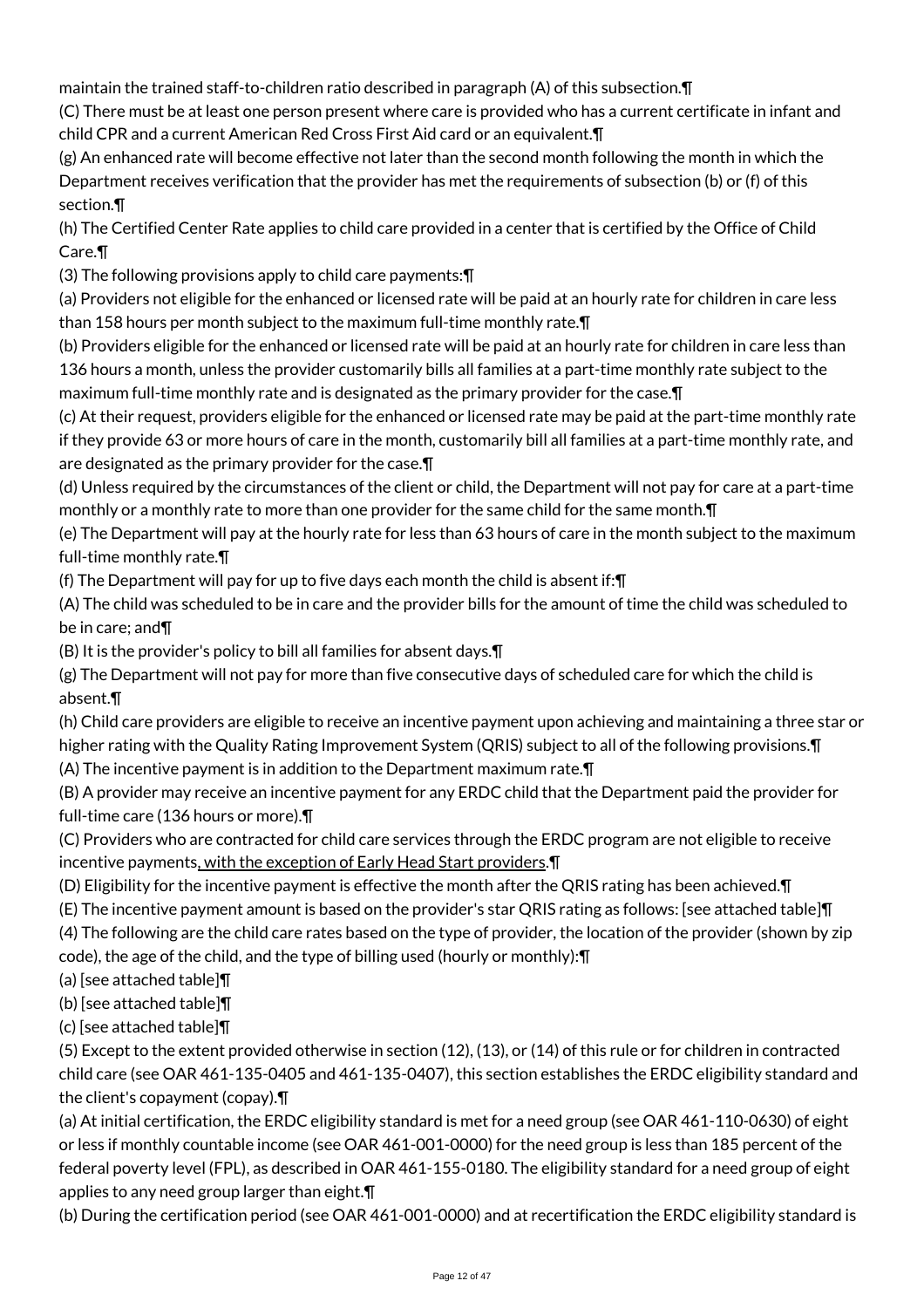maintain the trained staff-to-children ratio described in paragraph (A) of this subsection.¶

(C) There must be at least one person present where care is provided who has a current certificate in infant and child CPR and a current American Red Cross First Aid card or an equivalent.¶

(g) An enhanced rate will become effective not later than the second month following the month in which the Department receives verification that the provider has met the requirements of subsection (b) or (f) of this section.¶

(h) The Certified Center Rate applies to child care provided in a center that is certified by the Office of Child Care.¶

(3) The following provisions apply to child care payments:¶

(a) Providers not eligible for the enhanced or licensed rate will be paid at an hourly rate for children in care less than 158 hours per month subject to the maximum full-time monthly rate.¶

(b) Providers eligible for the enhanced or licensed rate will be paid at an hourly rate for children in care less than 136 hours a month, unless the provider customarily bills all families at a part-time monthly rate subject to the maximum full-time monthly rate and is designated as the primary provider for the case.¶

(c) At their request, providers eligible for the enhanced or licensed rate may be paid at the part-time monthly rate if they provide 63 or more hours of care in the month, customarily bill all families at a part-time monthly rate, and are designated as the primary provider for the case.¶

(d) Unless required by the circumstances of the client or child, the Department will not pay for care at a part-time monthly or a monthly rate to more than one provider for the same child for the same month.¶

(e) The Department will pay at the hourly rate for less than 63 hours of care in the month subject to the maximum full-time monthly rate.¶

(f) The Department will pay for up to five days each month the child is absent if:¶

(A) The child was scheduled to be in care and the provider bills for the amount of time the child was scheduled to be in care; and¶

(B) It is the provider's policy to bill all families for absent days.¶

(g) The Department will not pay for more than five consecutive days of scheduled care for which the child is absent.¶

(h) Child care providers are eligible to receive an incentive payment upon achieving and maintaining a three star or higher rating with the Quality Rating Improvement System (QRIS) subject to all of the following provisions.¶

(A) The incentive payment is in addition to the Department maximum rate.¶

(B) A provider may receive an incentive payment for any ERDC child that the Department paid the provider for full-time care (136 hours or more).¶

(C) Providers who are contracted for child care services through the ERDC program are not eligible to receive incentive payments, with the exception of Early Head Start providers.¶

(D) Eligibility for the incentive payment is effective the month after the QRIS rating has been achieved.¶

(E) The incentive payment amount is based on the provider's star QRIS rating as follows: [see attached table]¶

(4) The following are the child care rates based on the type of provider, the location of the provider (shown by zip code), the age of the child, and the type of billing used (hourly or monthly):¶

(a) [see attached table]¶

(b) [see attached table]¶

(c) [see attached table]¶

(5) Except to the extent provided otherwise in section (12), (13), or (14) of this rule or for children in contracted child care (see OAR 461-135-0405 and 461-135-0407), this section establishes the ERDC eligibility standard and the client's copayment (copay).¶

(a) At initial certification, the ERDC eligibility standard is met for a need group (see OAR 461-110-0630) of eight or less if monthly countable income (see OAR 461-001-0000) for the need group is less than 185 percent of the federal poverty level (FPL), as described in OAR 461-155-0180. The eligibility standard for a need group of eight applies to any need group larger than eight.¶

(b) During the certification period (see OAR 461-001-0000) and at recertification the ERDC eligibility standard is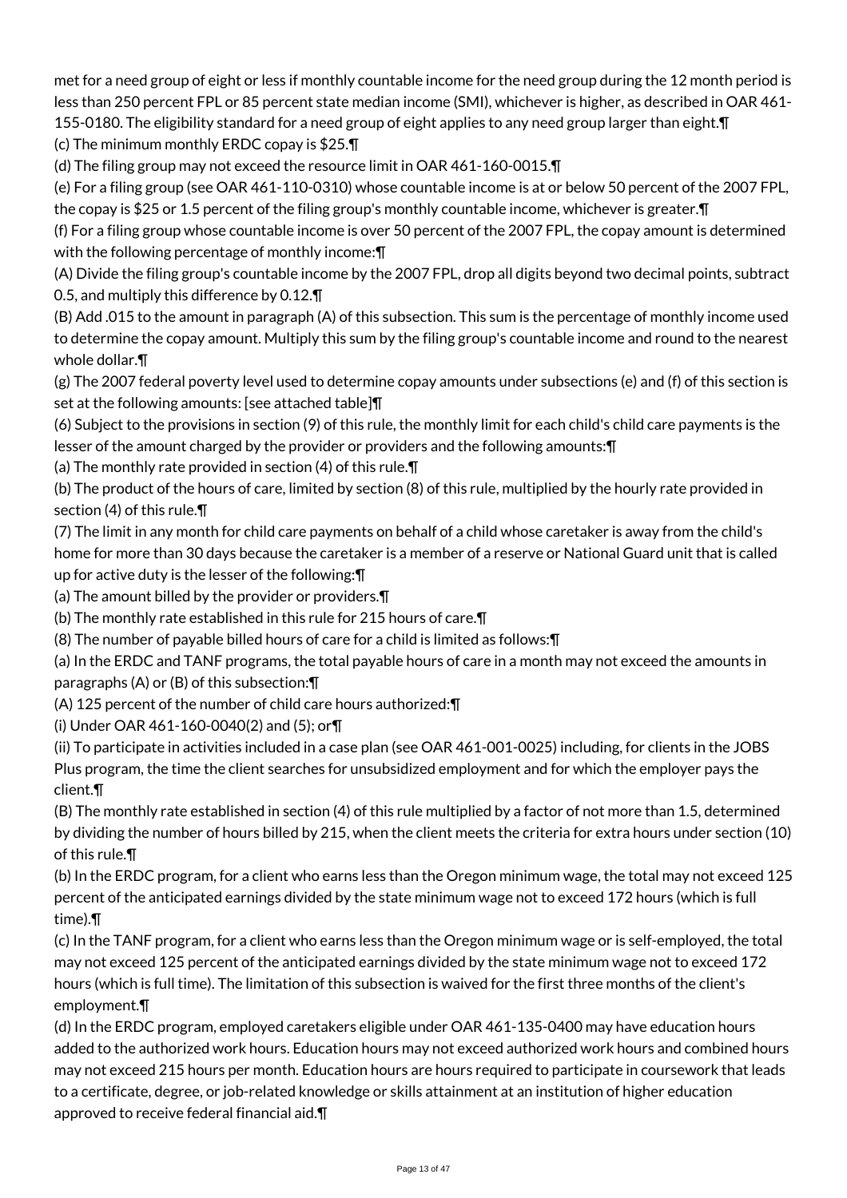met for a need group of eight or less if monthly countable income for the need group during the 12 month period is less than 250 percent FPL or 85 percent state median income (SMI), whichever is higher, as described in OAR 461-155-0180. The eligibility standard for a need group of eight applies to any need group larger than eight.¶

(c) The minimum monthly ERDC copay is $25.¶

(d) The filing group may not exceed the resource limit in OAR 461-160-0015.¶

(e) For a filing group (see OAR 461-110-0310) whose countable income is at or below 50 percent of the 2007 FPL, the copay is $25 or 1.5 percent of the filing group's monthly countable income, whichever is greater.¶

(f) For a filing group whose countable income is over 50 percent of the 2007 FPL, the copay amount is determined with the following percentage of monthly income:¶

(A) Divide the filing group's countable income by the 2007 FPL, drop all digits beyond two decimal points, subtract 0.5, and multiply this difference by 0.12.¶

(B) Add .015 to the amount in paragraph (A) of this subsection. This sum is the percentage of monthly income used to determine the copay amount. Multiply this sum by the filing group's countable income and round to the nearest whole dollar.¶

(g) The 2007 federal poverty level used to determine copay amounts under subsections (e) and (f) of this section is set at the following amounts: [see attached table]¶

(6) Subject to the provisions in section (9) of this rule, the monthly limit for each child's child care payments is the lesser of the amount charged by the provider or providers and the following amounts:¶

(a) The monthly rate provided in section (4) of this rule.¶

(b) The product of the hours of care, limited by section (8) of this rule, multiplied by the hourly rate provided in section (4) of this rule.¶

(7) The limit in any month for child care payments on behalf of a child whose caretaker is away from the child's home for more than 30 days because the caretaker is a member of a reserve or National Guard unit that is called up for active duty is the lesser of the following:¶

(a) The amount billed by the provider or providers.¶

(b) The monthly rate established in this rule for 215 hours of care.¶

(8) The number of payable billed hours of care for a child is limited as follows:¶

(a) In the ERDC and TANF programs, the total payable hours of care in a month may not exceed the amounts in paragraphs (A) or (B) of this subsection:¶

(A) 125 percent of the number of child care hours authorized:¶

(i) Under OAR 461-160-0040(2) and (5); or¶

(ii) To participate in activities included in a case plan (see OAR 461-001-0025) including, for clients in the JOBS Plus program, the time the client searches for unsubsidized employment and for which the employer pays the client.¶

(B) The monthly rate established in section (4) of this rule multiplied by a factor of not more than 1.5, determined by dividing the number of hours billed by 215, when the client meets the criteria for extra hours under section (10) of this rule.¶

(b) In the ERDC program, for a client who earns less than the Oregon minimum wage, the total may not exceed 125 percent of the anticipated earnings divided by the state minimum wage not to exceed 172 hours (which is full time).¶

(c) In the TANF program, for a client who earns less than the Oregon minimum wage or is self-employed, the total may not exceed 125 percent of the anticipated earnings divided by the state minimum wage not to exceed 172 hours (which is full time). The limitation of this subsection is waived for the first three months of the client's employment.¶

(d) In the ERDC program, employed caretakers eligible under OAR 461-135-0400 may have education hours added to the authorized work hours. Education hours may not exceed authorized work hours and combined hours may not exceed 215 hours per month. Education hours are hours required to participate in coursework that leads to a certificate, degree, or job-related knowledge or skills attainment at an institution of higher education approved to receive federal financial aid.¶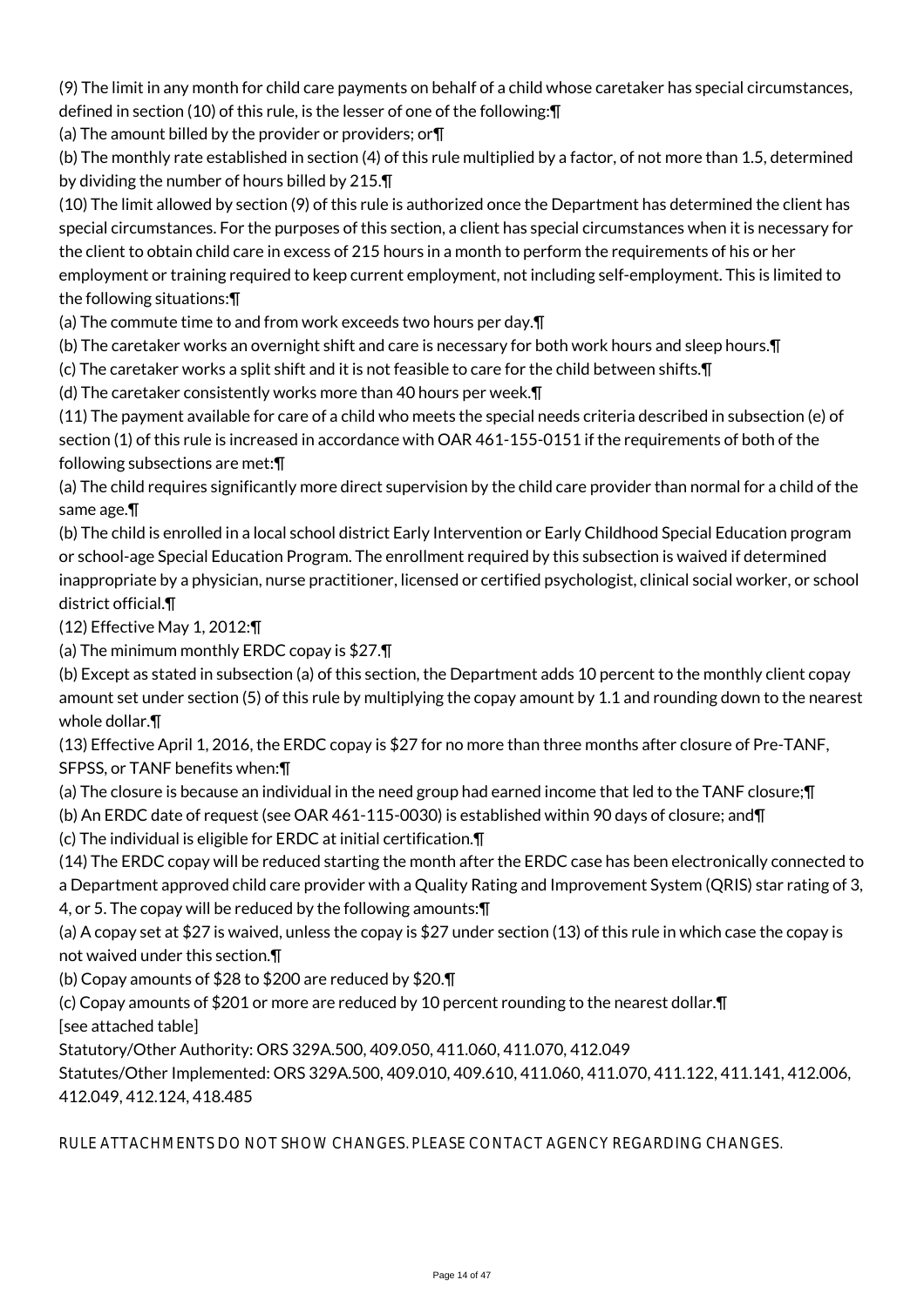(9) The limit in any month for child care payments on behalf of a child whose caretaker has special circumstances, defined in section (10) of this rule, is the lesser of one of the following:¶

(a) The amount billed by the provider or providers; or¶

(b) The monthly rate established in section (4) of this rule multiplied by a factor, of not more than 1.5, determined by dividing the number of hours billed by 215.¶

(10) The limit allowed by section (9) of this rule is authorized once the Department has determined the client has special circumstances. For the purposes of this section, a client has special circumstances when it is necessary for the client to obtain child care in excess of 215 hours in a month to perform the requirements of his or her employment or training required to keep current employment, not including self-employment. This is limited to the following situations:¶

(a) The commute time to and from work exceeds two hours per day.¶

(b) The caretaker works an overnight shift and care is necessary for both work hours and sleep hours.¶

(c) The caretaker works a split shift and it is not feasible to care for the child between shifts.¶

(d) The caretaker consistently works more than 40 hours per week.¶

(11) The payment available for care of a child who meets the special needs criteria described in subsection (e) of section (1) of this rule is increased in accordance with OAR 461-155-0151 if the requirements of both of the following subsections are met:¶

(a) The child requires significantly more direct supervision by the child care provider than normal for a child of the same age.¶

(b) The child is enrolled in a local school district Early Intervention or Early Childhood Special Education program or school-age Special Education Program. The enrollment required by this subsection is waived if determined inappropriate by a physician, nurse practitioner, licensed or certified psychologist, clinical social worker, or school district official.¶

(12) Effective May 1, 2012:¶

(a) The minimum monthly ERDC copay is $27.¶

(b) Except as stated in subsection (a) of this section, the Department adds 10 percent to the monthly client copay amount set under section (5) of this rule by multiplying the copay amount by 1.1 and rounding down to the nearest whole dollar.¶

(13) Effective April 1, 2016, the ERDC copay is $27 for no more than three months after closure of Pre-TANF, SFPSS, or TANF benefits when:¶

(a) The closure is because an individual in the need group had earned income that led to the TANF closure;¶

(b) An ERDC date of request (see OAR 461-115-0030) is established within 90 days of closure; and¶

(c) The individual is eligible for ERDC at initial certification.¶

(14) The ERDC copay will be reduced starting the month after the ERDC case has been electronically connected to a Department approved child care provider with a Quality Rating and Improvement System (QRIS) star rating of 3, 4, or 5. The copay will be reduced by the following amounts:¶

(a) A copay set at $27 is waived, unless the copay is $27 under section (13) of this rule in which case the copay is not waived under this section.¶

(b) Copay amounts of $28 to $200 are reduced by $20.¶

(c) Copay amounts of $201 or more are reduced by 10 percent rounding to the nearest dollar.¶

[see attached table]

Statutory/Other Authority: ORS 329A.500, 409.050, 411.060, 411.070, 412.049

Statutes/Other Implemented: ORS 329A.500, 409.010, 409.610, 411.060, 411.070, 411.122, 411.141, 412.006, 412.049, 412.124, 418.485

RULE ATTACHMENTS DO NOT SHOW CHANGES. PLEASE CONTACT AGENCY REGARDING CHANGES.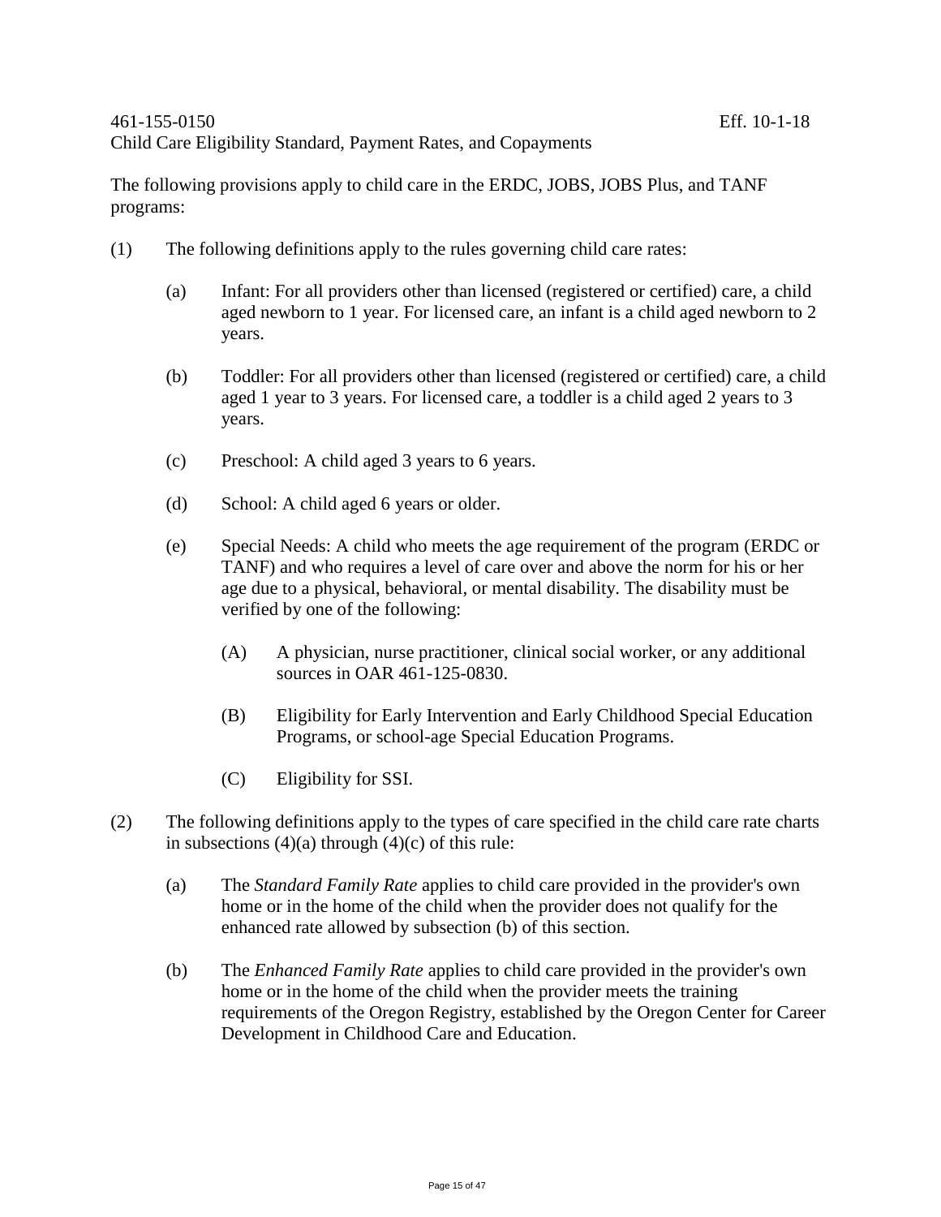461-155-0150 Eff. 10-1-18
Child Care Eligibility Standard, Payment Rates, and Copayments

The following provisions apply to child care in the ERDC, JOBS, JOBS Plus, and TANF programs:

(1) The following definitions apply to the rules governing child care rates:

(a) Infant: For all providers other than licensed (registered or certified) care, a child aged newborn to 1 year. For licensed care, an infant is a child aged newborn to 2 years.

(b) Toddler: For all providers other than licensed (registered or certified) care, a child aged 1 year to 3 years. For licensed care, a toddler is a child aged 2 years to 3 years.

(c) Preschool: A child aged 3 years to 6 years.

(d) School: A child aged 6 years or older.

(e) Special Needs: A child who meets the age requirement of the program (ERDC or TANF) and who requires a level of care over and above the norm for his or her age due to a physical, behavioral, or mental disability. The disability must be verified by one of the following:

(A) A physician, nurse practitioner, clinical social worker, or any additional sources in OAR 461-125-0830.

(B) Eligibility for Early Intervention and Early Childhood Special Education Programs, or school-age Special Education Programs.

(C) Eligibility for SSI.

(2) The following definitions apply to the types of care specified in the child care rate charts in subsections (4)(a) through (4)(c) of this rule:

(a) The *Standard Family Rate* applies to child care provided in the provider's own home or in the home of the child when the provider does not qualify for the enhanced rate allowed by subsection (b) of this section.

(b) The *Enhanced Family Rate* applies to child care provided in the provider's own home or in the home of the child when the provider meets the training requirements of the Oregon Registry, established by the Oregon Center for Career Development in Childhood Care and Education.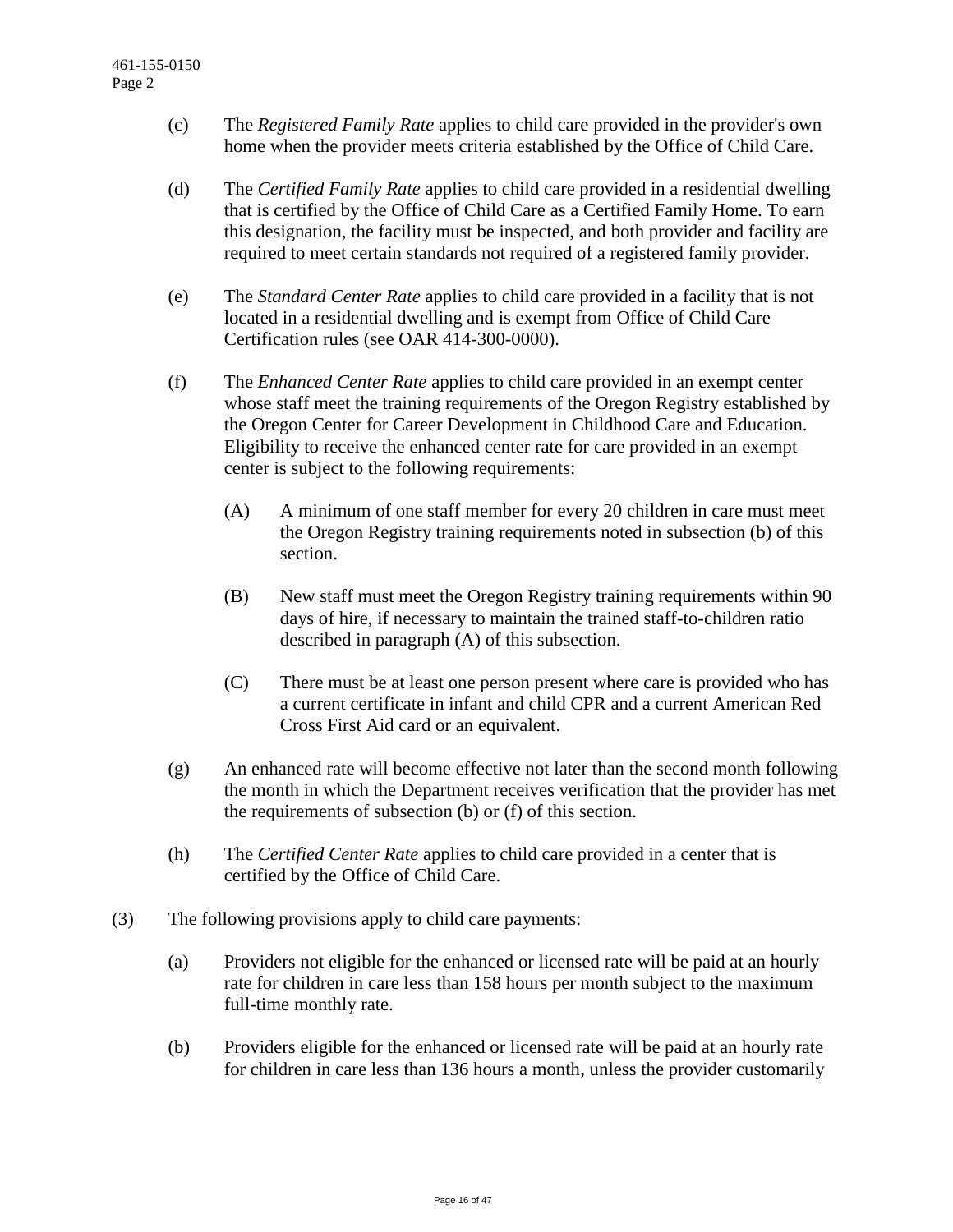(c) The *Registered Family Rate* applies to child care provided in the provider's own home when the provider meets criteria established by the Office of Child Care.

(d) The *Certified Family Rate* applies to child care provided in a residential dwelling that is certified by the Office of Child Care as a Certified Family Home. To earn this designation, the facility must be inspected, and both provider and facility are required to meet certain standards not required of a registered family provider.

(e) The *Standard Center Rate* applies to child care provided in a facility that is not located in a residential dwelling and is exempt from Office of Child Care Certification rules (see OAR 414-300-0000).

(f) The *Enhanced Center Rate* applies to child care provided in an exempt center whose staff meet the training requirements of the Oregon Registry established by the Oregon Center for Career Development in Childhood Care and Education. Eligibility to receive the enhanced center rate for care provided in an exempt center is subject to the following requirements:

(A) A minimum of one staff member for every 20 children in care must meet the Oregon Registry training requirements noted in subsection (b) of this section.

(B) New staff must meet the Oregon Registry training requirements within 90 days of hire, if necessary to maintain the trained staff-to-children ratio described in paragraph (A) of this subsection.

(C) There must be at least one person present where care is provided who has a current certificate in infant and child CPR and a current American Red Cross First Aid card or an equivalent.

(g) An enhanced rate will become effective not later than the second month following the month in which the Department receives verification that the provider has met the requirements of subsection (b) or (f) of this section.

(h) The *Certified Center Rate* applies to child care provided in a center that is certified by the Office of Child Care.

(3) The following provisions apply to child care payments:

(a) Providers not eligible for the enhanced or licensed rate will be paid at an hourly rate for children in care less than 158 hours per month subject to the maximum full-time monthly rate.

(b) Providers eligible for the enhanced or licensed rate will be paid at an hourly rate for children in care less than 136 hours a month, unless the provider customarily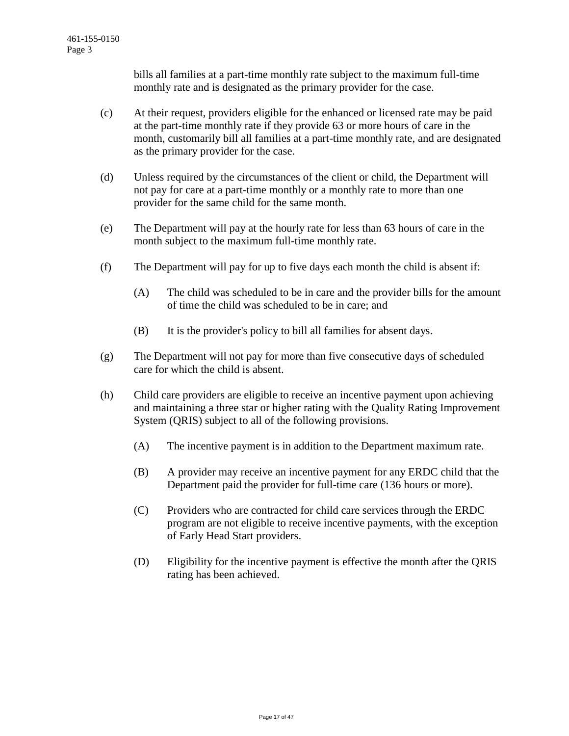bills all families at a part-time monthly rate subject to the maximum full-time monthly rate and is designated as the primary provider for the case.

(c) At their request, providers eligible for the enhanced or licensed rate may be paid at the part-time monthly rate if they provide 63 or more hours of care in the month, customarily bill all families at a part-time monthly rate, and are designated as the primary provider for the case.

(d) Unless required by the circumstances of the client or child, the Department will not pay for care at a part-time monthly or a monthly rate to more than one provider for the same child for the same month.

(e) The Department will pay at the hourly rate for less than 63 hours of care in the month subject to the maximum full-time monthly rate.

(f) The Department will pay for up to five days each month the child is absent if:

- (A) The child was scheduled to be in care and the provider bills for the amount of time the child was scheduled to be in care; and
- (B) It is the provider's policy to bill all families for absent days.

(g) The Department will not pay for more than five consecutive days of scheduled care for which the child is absent.

(h) Child care providers are eligible to receive an incentive payment upon achieving and maintaining a three star or higher rating with the Quality Rating Improvement System (QRIS) subject to all of the following provisions.

- (A) The incentive payment is in addition to the Department maximum rate.
- (B) A provider may receive an incentive payment for any ERDC child that the Department paid the provider for full-time care (136 hours or more).
- (C) Providers who are contracted for child care services through the ERDC program are not eligible to receive incentive payments, with the exception of Early Head Start providers.
- (D) Eligibility for the incentive payment is effective the month after the QRIS rating has been achieved.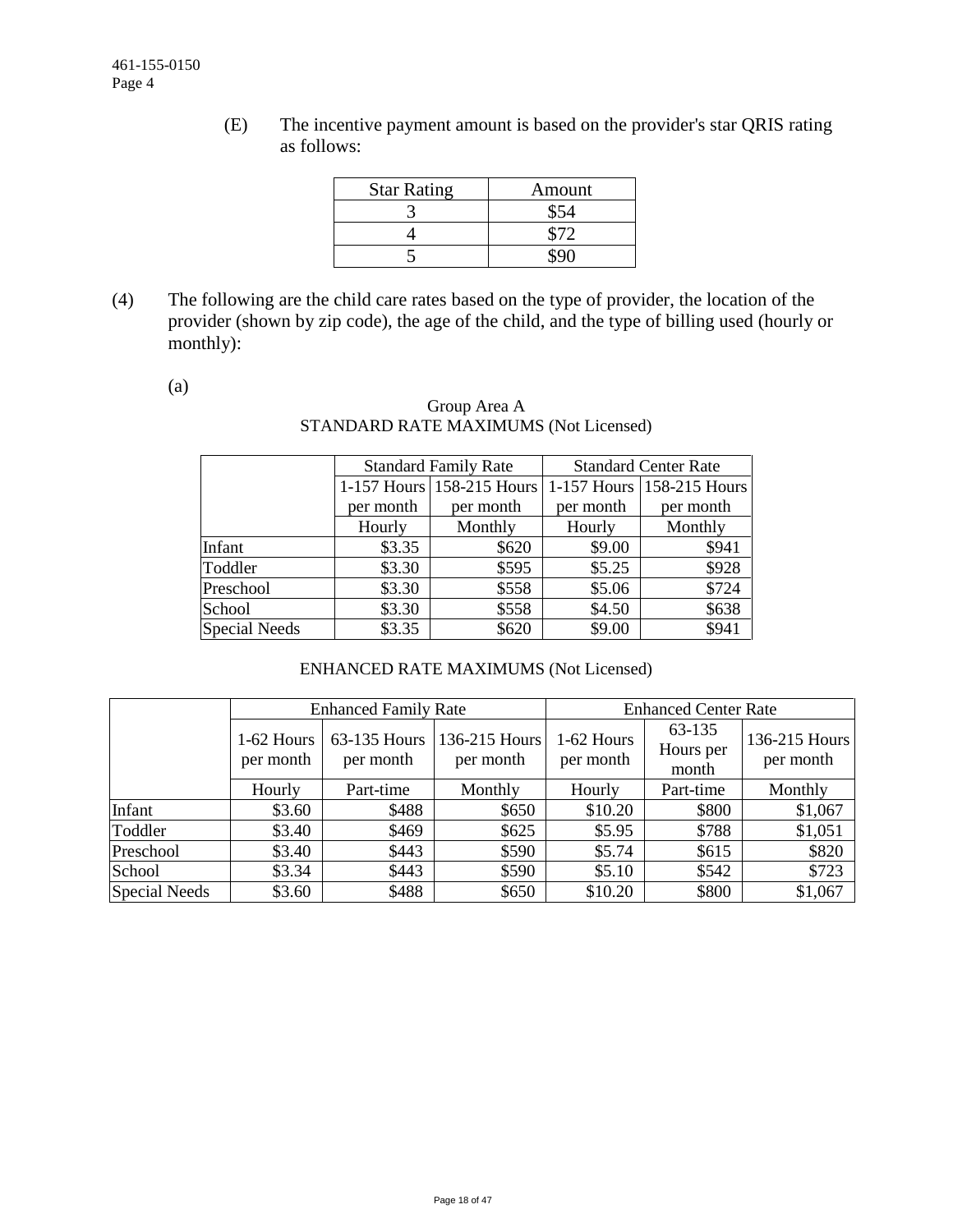(E) The incentive payment amount is based on the provider's star QRIS rating as follows:

| Star Rating | Amount |
|---|---|
| 3 | $54 |
| 4 | $72 |
| 5 | $90 |

(4) The following are the child care rates based on the type of provider, the location of the provider (shown by zip code), the age of the child, and the type of billing used (hourly or monthly):

(a)

Group Area A
STANDARD RATE MAXIMUMS (Not Licensed)

| | Standard Family Rate | | Standard Center Rate | |
|---|---|---|---|---|
| | 1-157 Hours per month | 158-215 Hours per month | 1-157 Hours per month | 158-215 Hours per month |
| | Hourly | Monthly | Hourly | Monthly |
| Infant | $3.35 | $620 | $9.00 | $941 |
| Toddler | $3.30 | $595 | $5.25 | $928 |
| Preschool | $3.30 | $558 | $5.06 | $724 |
| School | $3.30 | $558 | $4.50 | $638 |
| Special Needs | $3.35 | $620 | $9.00 | $941 |

ENHANCED RATE MAXIMUMS (Not Licensed)

| | Enhanced Family Rate | | | Enhanced Center Rate | | |
|---|---|---|---|---|---|---|
| | 1-62 Hours per month | 63-135 Hours per month | 136-215 Hours per month | 1-62 Hours per month | 63-135 Hours per month | 136-215 Hours per month |
| | Hourly | Part-time | Monthly | Hourly | Part-time | Monthly |
| Infant | $3.60 | $488 | $650 | $10.20 | $800 | $1,067 |
| Toddler | $3.40 | $469 | $625 | $5.95 | $788 | $1,051 |
| Preschool | $3.40 | $443 | $590 | $5.74 | $615 | $820 |
| School | $3.34 | $443 | $590 | $5.10 | $542 | $723 |
| Special Needs | $3.60 | $488 | $650 | $10.20 | $800 | $1,067 |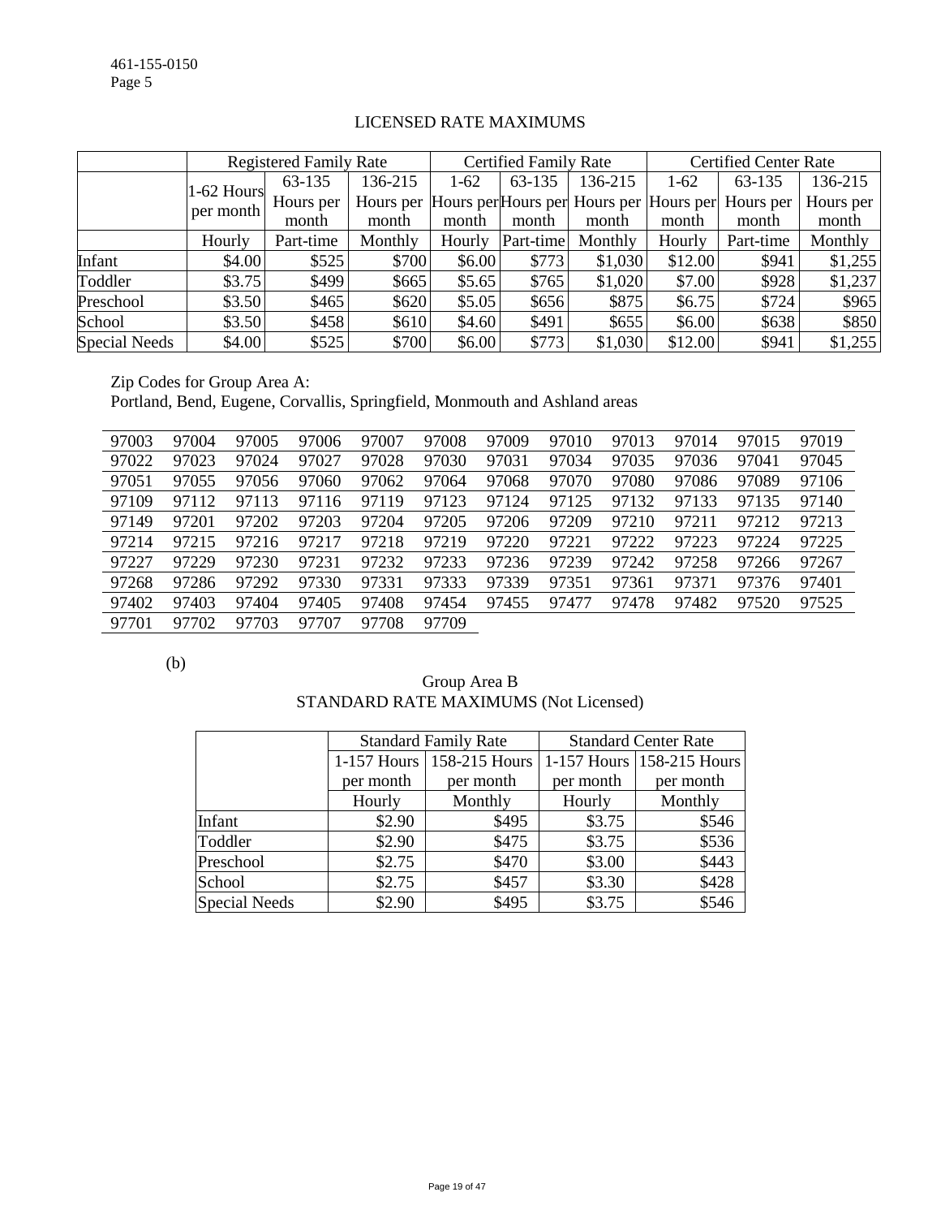LICENSED RATE MAXIMUMS

| | Registered Family Rate | | | Certified Family Rate | | | Certified Center Rate | | |
|---|---|---|---|---|---|---|---|---|---|
| | 1-62 Hours per month | 63-135 Hours per month | 136-215 Hours per month | 1-62 Hours per month | 63-135 Hours per month | 136-215 Hours per month | 1-62 Hours per month | 63-135 Hours per month | 136-215 Hours per month |
| | Hourly | Part-time | Monthly | Hourly | Part-time | Monthly | Hourly | Part-time | Monthly |
| Infant | $4.00 | $525 | $700 | $6.00 | $773 | $1,030 | $12.00 | $941 | $1,255 |
| Toddler | $3.75 | $499 | $665 | $5.65 | $765 | $1,020 | $7.00 | $928 | $1,237 |
| Preschool | $3.50 | $465 | $620 | $5.05 | $656 | $875 | $6.75 | $724 | $965 |
| School | $3.50 | $458 | $610 | $4.60 | $491 | $655 | $6.00 | $638 | $850 |
| Special Needs | $4.00 | $525 | $700 | $6.00 | $773 | $1,030 | $12.00 | $941 | $1,255 |

Zip Codes for Group Area A:
Portland, Bend, Eugene, Corvallis, Springfield, Monmouth and Ashland areas

| | | | | | | | | | | | |
|---|---|---|---|---|---|---|---|---|---|---|---|
| 97003 | 97004 | 97005 | 97006 | 97007 | 97008 | 97009 | 97010 | 97013 | 97014 | 97015 | 97019 |
| 97022 | 97023 | 97024 | 97027 | 97028 | 97030 | 97031 | 97034 | 97035 | 97036 | 97041 | 97045 |
| 97051 | 97055 | 97056 | 97060 | 97062 | 97064 | 97068 | 97070 | 97080 | 97086 | 97089 | 97106 |
| 97109 | 97112 | 97113 | 97116 | 97119 | 97123 | 97124 | 97125 | 97132 | 97133 | 97135 | 97140 |
| 97149 | 97201 | 97202 | 97203 | 97204 | 97205 | 97206 | 97209 | 97210 | 97211 | 97212 | 97213 |
| 97214 | 97215 | 97216 | 97217 | 97218 | 97219 | 97220 | 97221 | 97222 | 97223 | 97224 | 97225 |
| 97227 | 97229 | 97230 | 97231 | 97232 | 97233 | 97236 | 97239 | 97242 | 97258 | 97266 | 97267 |
| 97268 | 97286 | 97292 | 97330 | 97331 | 97333 | 97339 | 97351 | 97361 | 97371 | 97376 | 97401 |
| 97402 | 97403 | 97404 | 97405 | 97408 | 97454 | 97455 | 97477 | 97478 | 97482 | 97520 | 97525 |
| 97701 | 97702 | 97703 | 97707 | 97708 | 97709 | | | | | | |

(b)

Group Area B
STANDARD RATE MAXIMUMS (Not Licensed)

| | Standard Family Rate | | Standard Center Rate | |
|---|---|---|---|---|
| | 1-157 Hours per month | 158-215 Hours per month | 1-157 Hours per month | 158-215 Hours per month |
| | Hourly | Monthly | Hourly | Monthly |
| Infant | $2.90 | $495 | $3.75 | $546 |
| Toddler | $2.90 | $475 | $3.75 | $536 |
| Preschool | $2.75 | $470 | $3.00 | $443 |
| School | $2.75 | $457 | $3.30 | $428 |
| Special Needs | $2.90 | $495 | $3.75 | $546 |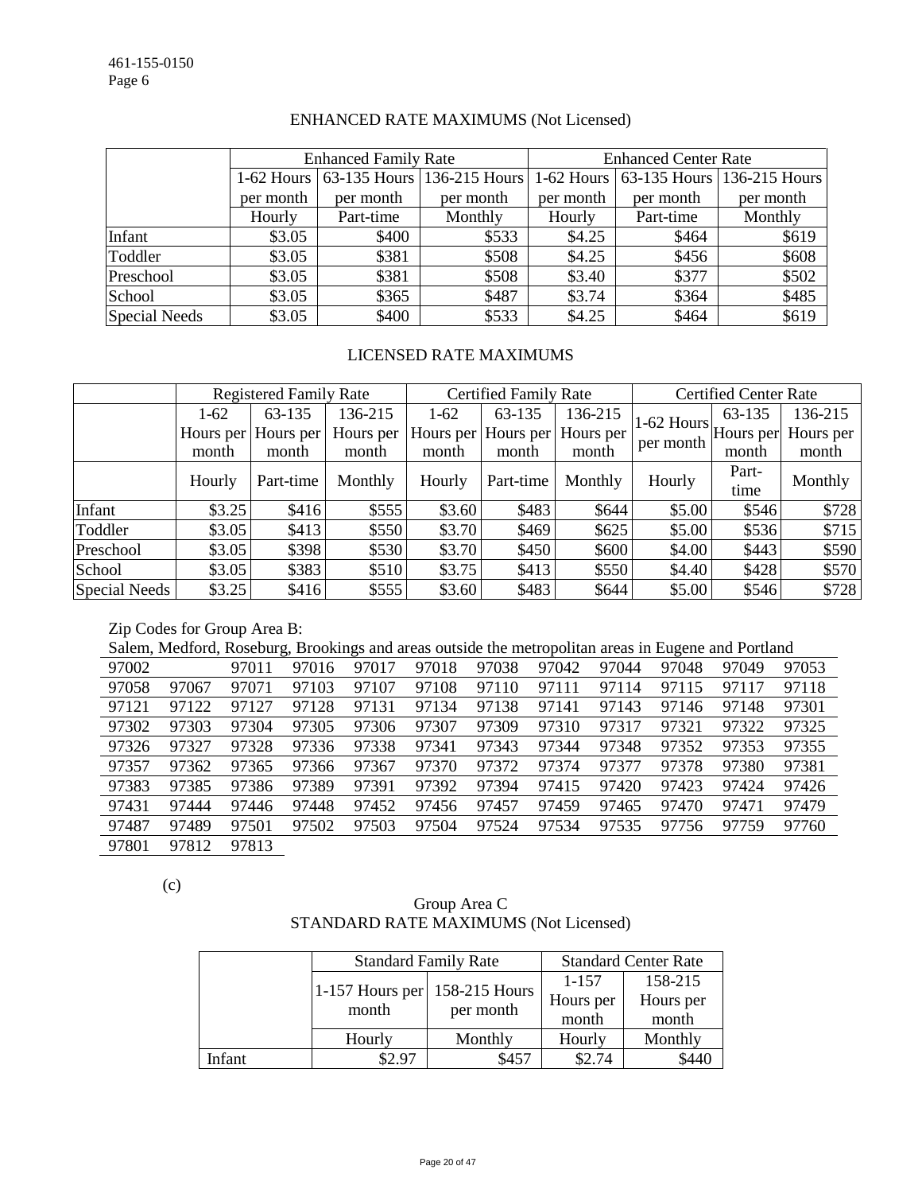## ENHANCED RATE MAXIMUMS (Not Licensed)

| | Enhanced Family Rate | | | Enhanced Center Rate | | |
|---|---|---|---|---|---|---|
| | 1-62 Hours per month | 63-135 Hours per month | 136-215 Hours per month | 1-62 Hours per month | 63-135 Hours per month | 136-215 Hours per month |
| | Hourly | Part-time | Monthly | Hourly | Part-time | Monthly |
| Infant | $3.05 | $400 | $533 | $4.25 | $464 | $619 |
| Toddler | $3.05 | $381 | $508 | $4.25 | $456 | $608 |
| Preschool | $3.05 | $381 | $508 | $3.40 | $377 | $502 |
| School | $3.05 | $365 | $487 | $3.74 | $364 | $485 |
| Special Needs | $3.05 | $400 | $533 | $4.25 | $464 | $619 |

## LICENSED RATE MAXIMUMS

| | Registered Family Rate | | | Certified Family Rate | | | Certified Center Rate | | |
|---|---|---|---|---|---|---|---|---|---|
| | 1-62 Hours per month | 63-135 Hours per month | 136-215 Hours per month | 1-62 Hours per month | 63-135 Hours per month | 136-215 Hours per month | 1-62 Hours per month | 63-135 Hours per month | 136-215 Hours per month |
| | Hourly | Part-time | Monthly | Hourly | Part-time | Monthly | Hourly | Part-time | Monthly |
| Infant | $3.25 | $416 | $555 | $3.60 | $483 | $644 | $5.00 | $546 | $728 |
| Toddler | $3.05 | $413 | $550 | $3.70 | $469 | $625 | $5.00 | $536 | $715 |
| Preschool | $3.05 | $398 | $530 | $3.70 | $450 | $600 | $4.00 | $443 | $590 |
| School | $3.05 | $383 | $510 | $3.75 | $413 | $550 | $4.40 | $428 | $570 |
| Special Needs | $3.25 | $416 | $555 | $3.60 | $483 | $644 | $5.00 | $546 | $728 |

Zip Codes for Group Area B:

Salem, Medford, Roseburg, Brookings and areas outside the metropolitan areas in Eugene and Portland

| | | | | | | | | | | | |
|---|---|---|---|---|---|---|---|---|---|---|---|
| 97002 | | 97011 | 97016 | 97017 | 97018 | 97038 | 97042 | 97044 | 97048 | 97049 | 97053 |
| 97058 | 97067 | 97071 | 97103 | 97107 | 97108 | 97110 | 97111 | 97114 | 97115 | 97117 | 97118 |
| 97121 | 97122 | 97127 | 97128 | 97131 | 97134 | 97138 | 97141 | 97143 | 97146 | 97148 | 97301 |
| 97302 | 97303 | 97304 | 97305 | 97306 | 97307 | 97309 | 97310 | 97317 | 97321 | 97322 | 97325 |
| 97326 | 97327 | 97328 | 97336 | 97338 | 97341 | 97343 | 97344 | 97348 | 97352 | 97353 | 97355 |
| 97357 | 97362 | 97365 | 97366 | 97367 | 97370 | 97372 | 97374 | 97377 | 97378 | 97380 | 97381 |
| 97383 | 97385 | 97386 | 97389 | 97391 | 97392 | 97394 | 97415 | 97420 | 97423 | 97424 | 97426 |
| 97431 | 97444 | 97446 | 97448 | 97452 | 97456 | 97457 | 97459 | 97465 | 97470 | 97471 | 97479 |
| 97487 | 97489 | 97501 | 97502 | 97503 | 97504 | 97524 | 97534 | 97535 | 97756 | 97759 | 97760 |
| 97801 | 97812 | 97813 | | | | | | | | | |

(c)

## Group Area C
## STANDARD RATE MAXIMUMS (Not Licensed)

| | Standard Family Rate | | Standard Center Rate | |
|---|---|---|---|---|
| | 1-157 Hours per month | 158-215 Hours per month | 1-157 Hours per month | 158-215 Hours per month |
| | Hourly | Monthly | Hourly | Monthly |
| Infant | $2.97 | $457 | $2.74 | $440 |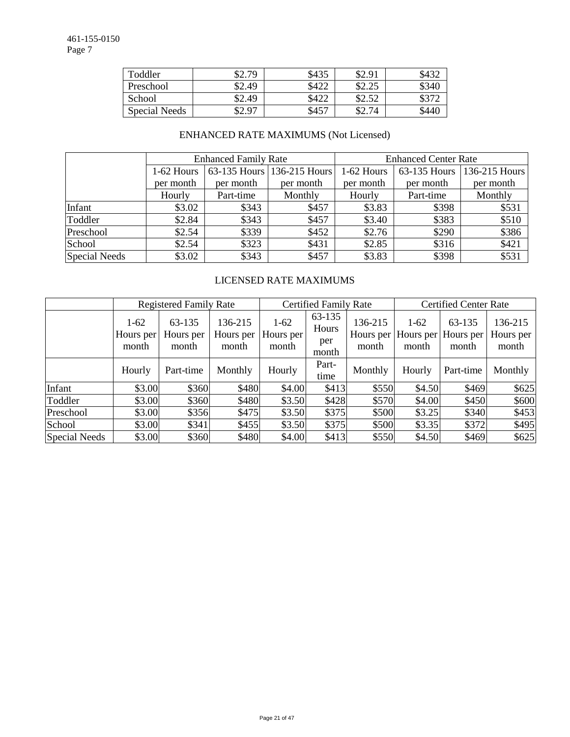| Toddler | $2.79 | $435 | $2.91 | $432 |
|---|---|---|---|---|
| Preschool | $2.49 | $422 | $2.25 | $340 |
| School | $2.49 | $422 | $2.52 | $372 |
| Special Needs | $2.97 | $457 | $2.74 | $440 |

## ENHANCED RATE MAXIMUMS (Not Licensed)

| | Enhanced Family Rate | | | Enhanced Center Rate | | |
|---|---|---|---|---|---|---|
| | 1-62 Hours per month | 63-135 Hours per month | 136-215 Hours per month | 1-62 Hours per month | 63-135 Hours per month | 136-215 Hours per month |
| | Hourly | Part-time | Monthly | Hourly | Part-time | Monthly |
| Infant | $3.02 | $343 | $457 | $3.83 | $398 | $531 |
| Toddler | $2.84 | $343 | $457 | $3.40 | $383 | $510 |
| Preschool | $2.54 | $339 | $452 | $2.76 | $290 | $386 |
| School | $2.54 | $323 | $431 | $2.85 | $316 | $421 |
| Special Needs | $3.02 | $343 | $457 | $3.83 | $398 | $531 |

## LICENSED RATE MAXIMUMS

| | Registered Family Rate | | | Certified Family Rate | | | Certified Center Rate | | |
|---|---|---|---|---|---|---|---|---|---|
| | 1-62 Hours per month | 63-135 Hours per month | 136-215 Hours per month | 1-62 Hours per month | 63-135 Hours per month | 136-215 Hours per month | 1-62 Hours per month | 63-135 Hours per month | 136-215 Hours per month |
| | Hourly | Part-time | Monthly | Hourly | Part-time | Monthly | Hourly | Part-time | Monthly |
| Infant | $3.00 | $360 | $480 | $4.00 | $413 | $550 | $4.50 | $469 | $625 |
| Toddler | $3.00 | $360 | $480 | $3.50 | $428 | $570 | $4.00 | $450 | $600 |
| Preschool | $3.00 | $356 | $475 | $3.50 | $375 | $500 | $3.25 | $340 | $453 |
| School | $3.00 | $341 | $455 | $3.50 | $375 | $500 | $3.35 | $372 | $495 |
| Special Needs | $3.00 | $360 | $480 | $4.00 | $413 | $550 | $4.50 | $469 | $625 |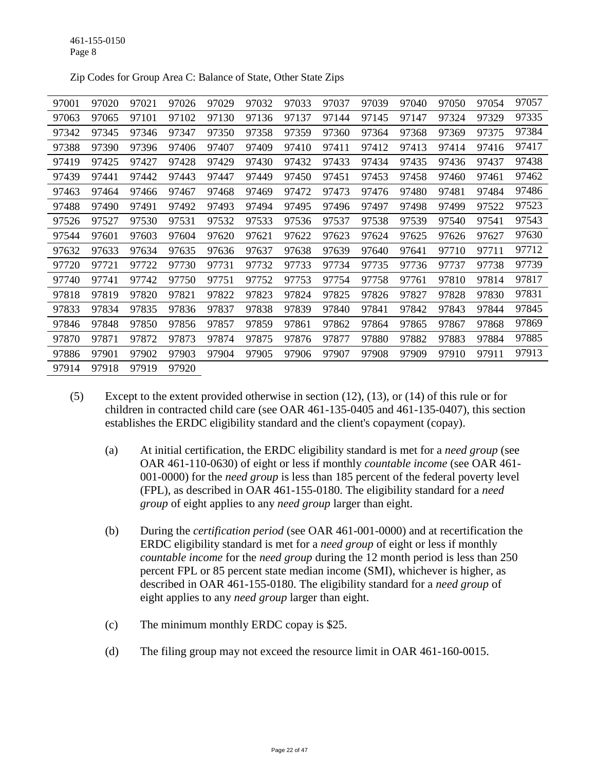Zip Codes for Group Area C: Balance of State, Other State Zips

| | | | | | | | | | | | | |
|---|---|---|---|---|---|---|---|---|---|---|---|---|
| 97001 | 97020 | 97021 | 97026 | 97029 | 97032 | 97033 | 97037 | 97039 | 97040 | 97050 | 97054 | 97057 |
| 97063 | 97065 | 97101 | 97102 | 97130 | 97136 | 97137 | 97144 | 97145 | 97147 | 97324 | 97329 | 97335 |
| 97342 | 97345 | 97346 | 97347 | 97350 | 97358 | 97359 | 97360 | 97364 | 97368 | 97369 | 97375 | 97384 |
| 97388 | 97390 | 97396 | 97406 | 97407 | 97409 | 97410 | 97411 | 97412 | 97413 | 97414 | 97416 | 97417 |
| 97419 | 97425 | 97427 | 97428 | 97429 | 97430 | 97432 | 97433 | 97434 | 97435 | 97436 | 97437 | 97438 |
| 97439 | 97441 | 97442 | 97443 | 97447 | 97449 | 97450 | 97451 | 97453 | 97458 | 97460 | 97461 | 97462 |
| 97463 | 97464 | 97466 | 97467 | 97468 | 97469 | 97472 | 97473 | 97476 | 97480 | 97481 | 97484 | 97486 |
| 97488 | 97490 | 97491 | 97492 | 97493 | 97494 | 97495 | 97496 | 97497 | 97498 | 97499 | 97522 | 97523 |
| 97526 | 97527 | 97530 | 97531 | 97532 | 97533 | 97536 | 97537 | 97538 | 97539 | 97540 | 97541 | 97543 |
| 97544 | 97601 | 97603 | 97604 | 97620 | 97621 | 97622 | 97623 | 97624 | 97625 | 97626 | 97627 | 97630 |
| 97632 | 97633 | 97634 | 97635 | 97636 | 97637 | 97638 | 97639 | 97640 | 97641 | 97710 | 97711 | 97712 |
| 97720 | 97721 | 97722 | 97730 | 97731 | 97732 | 97733 | 97734 | 97735 | 97736 | 97737 | 97738 | 97739 |
| 97740 | 97741 | 97742 | 97750 | 97751 | 97752 | 97753 | 97754 | 97758 | 97761 | 97810 | 97814 | 97817 |
| 97818 | 97819 | 97820 | 97821 | 97822 | 97823 | 97824 | 97825 | 97826 | 97827 | 97828 | 97830 | 97831 |
| 97833 | 97834 | 97835 | 97836 | 97837 | 97838 | 97839 | 97840 | 97841 | 97842 | 97843 | 97844 | 97845 |
| 97846 | 97848 | 97850 | 97856 | 97857 | 97859 | 97861 | 97862 | 97864 | 97865 | 97867 | 97868 | 97869 |
| 97870 | 97871 | 97872 | 97873 | 97874 | 97875 | 97876 | 97877 | 97880 | 97882 | 97883 | 97884 | 97885 |
| 97886 | 97901 | 97902 | 97903 | 97904 | 97905 | 97906 | 97907 | 97908 | 97909 | 97910 | 97911 | 97913 |
| 97914 | 97918 | 97919 | 97920 | | | | | | | | | |

(5) Except to the extent provided otherwise in section (12), (13), or (14) of this rule or for children in contracted child care (see OAR 461-135-0405 and 461-135-0407), this section establishes the ERDC eligibility standard and the client's copayment (copay).

(a) At initial certification, the ERDC eligibility standard is met for a *need group* (see OAR 461-110-0630) of eight or less if monthly *countable income* (see OAR 461-001-0000) for the *need group* is less than 185 percent of the federal poverty level (FPL), as described in OAR 461-155-0180. The eligibility standard for a *need group* of eight applies to any *need group* larger than eight.

(b) During the *certification period* (see OAR 461-001-0000) and at recertification the ERDC eligibility standard is met for a *need group* of eight or less if monthly *countable income* for the *need group* during the 12 month period is less than 250 percent FPL or 85 percent state median income (SMI), whichever is higher, as described in OAR 461-155-0180. The eligibility standard for a *need group* of eight applies to any *need group* larger than eight.

(c) The minimum monthly ERDC copay is $25.

(d) The filing group may not exceed the resource limit in OAR 461-160-0015.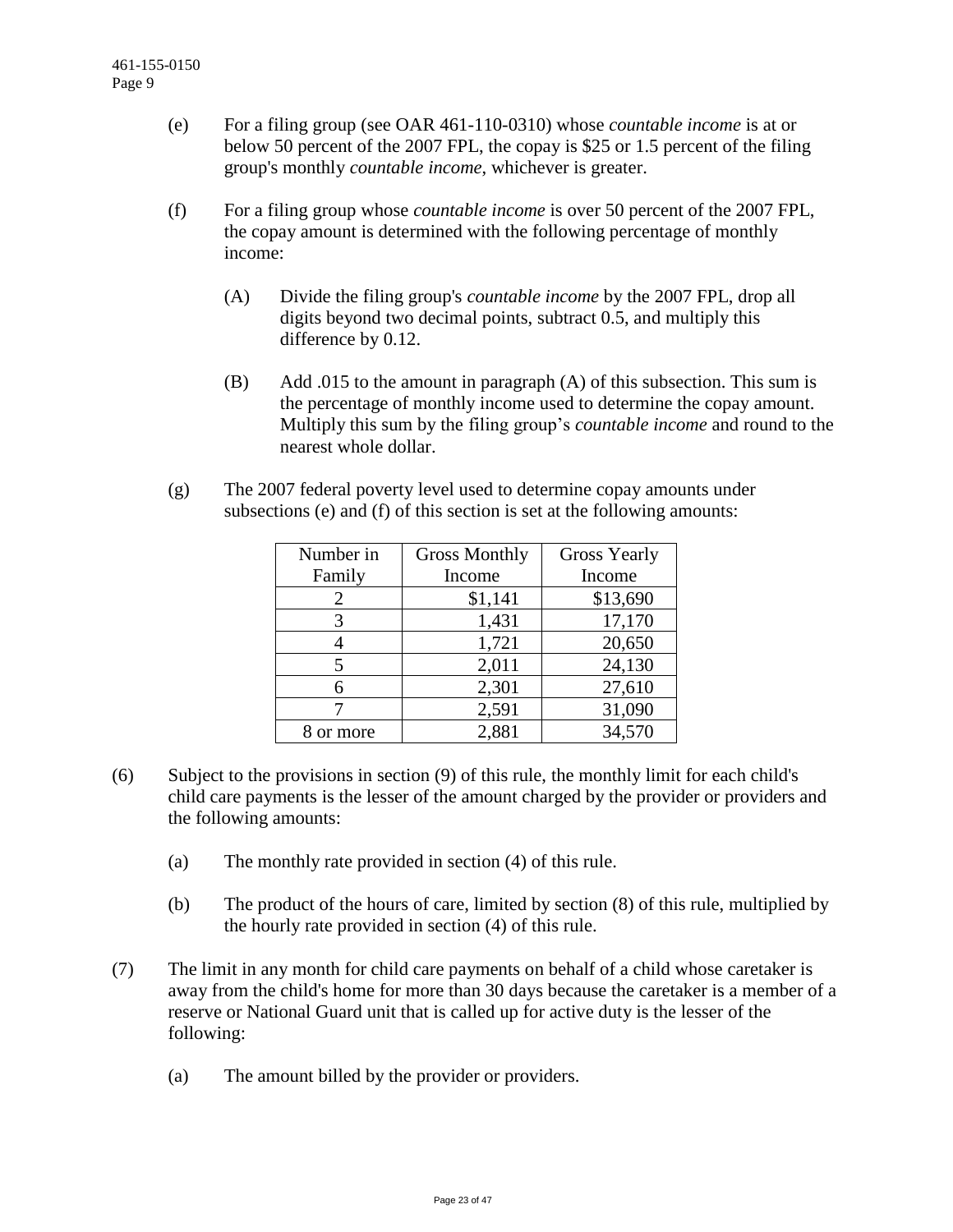(e) For a filing group (see OAR 461-110-0310) whose *countable income* is at or below 50 percent of the 2007 FPL, the copay is $25 or 1.5 percent of the filing group's monthly *countable income*, whichever is greater.

(f) For a filing group whose *countable income* is over 50 percent of the 2007 FPL, the copay amount is determined with the following percentage of monthly income:

(A) Divide the filing group's *countable income* by the 2007 FPL, drop all digits beyond two decimal points, subtract 0.5, and multiply this difference by 0.12.

(B) Add .015 to the amount in paragraph (A) of this subsection. This sum is the percentage of monthly income used to determine the copay amount. Multiply this sum by the filing group's *countable income* and round to the nearest whole dollar.

(g) The 2007 federal poverty level used to determine copay amounts under subsections (e) and (f) of this section is set at the following amounts:

| Number in Family | Gross Monthly Income | Gross Yearly Income |
|---|---|---|
| 2 | $1,141 | $13,690 |
| 3 | 1,431 | 17,170 |
| 4 | 1,721 | 20,650 |
| 5 | 2,011 | 24,130 |
| 6 | 2,301 | 27,610 |
| 7 | 2,591 | 31,090 |
| 8 or more | 2,881 | 34,570 |

(6) Subject to the provisions in section (9) of this rule, the monthly limit for each child's child care payments is the lesser of the amount charged by the provider or providers and the following amounts:

(a) The monthly rate provided in section (4) of this rule.

(b) The product of the hours of care, limited by section (8) of this rule, multiplied by the hourly rate provided in section (4) of this rule.

(7) The limit in any month for child care payments on behalf of a child whose caretaker is away from the child's home for more than 30 days because the caretaker is a member of a reserve or National Guard unit that is called up for active duty is the lesser of the following:

(a) The amount billed by the provider or providers.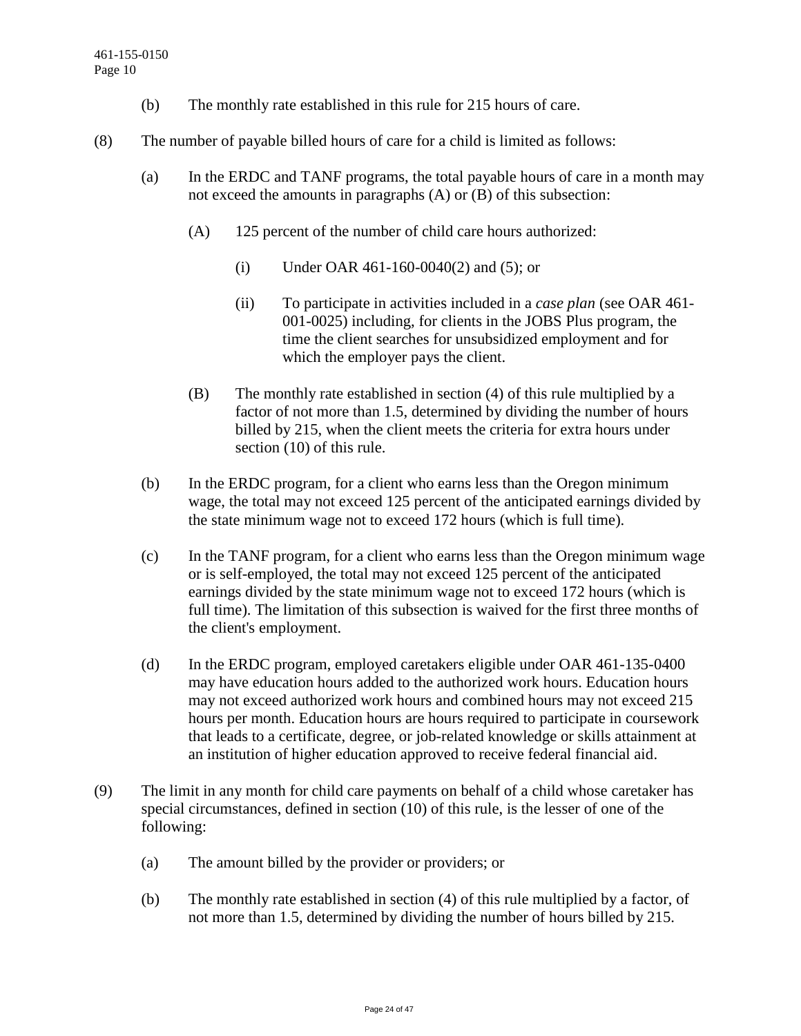(b) The monthly rate established in this rule for 215 hours of care.

(8) The number of payable billed hours of care for a child is limited as follows:

(a) In the ERDC and TANF programs, the total payable hours of care in a month may not exceed the amounts in paragraphs (A) or (B) of this subsection:

(A) 125 percent of the number of child care hours authorized:

(i) Under OAR 461-160-0040(2) and (5); or

(ii) To participate in activities included in a *case plan* (see OAR 461-001-0025) including, for clients in the JOBS Plus program, the time the client searches for unsubsidized employment and for which the employer pays the client.

(B) The monthly rate established in section (4) of this rule multiplied by a factor of not more than 1.5, determined by dividing the number of hours billed by 215, when the client meets the criteria for extra hours under section (10) of this rule.

(b) In the ERDC program, for a client who earns less than the Oregon minimum wage, the total may not exceed 125 percent of the anticipated earnings divided by the state minimum wage not to exceed 172 hours (which is full time).

(c) In the TANF program, for a client who earns less than the Oregon minimum wage or is self-employed, the total may not exceed 125 percent of the anticipated earnings divided by the state minimum wage not to exceed 172 hours (which is full time). The limitation of this subsection is waived for the first three months of the client's employment.

(d) In the ERDC program, employed caretakers eligible under OAR 461-135-0400 may have education hours added to the authorized work hours. Education hours may not exceed authorized work hours and combined hours may not exceed 215 hours per month. Education hours are hours required to participate in coursework that leads to a certificate, degree, or job-related knowledge or skills attainment at an institution of higher education approved to receive federal financial aid.

(9) The limit in any month for child care payments on behalf of a child whose caretaker has special circumstances, defined in section (10) of this rule, is the lesser of one of the following:

(a) The amount billed by the provider or providers; or

(b) The monthly rate established in section (4) of this rule multiplied by a factor, of not more than 1.5, determined by dividing the number of hours billed by 215.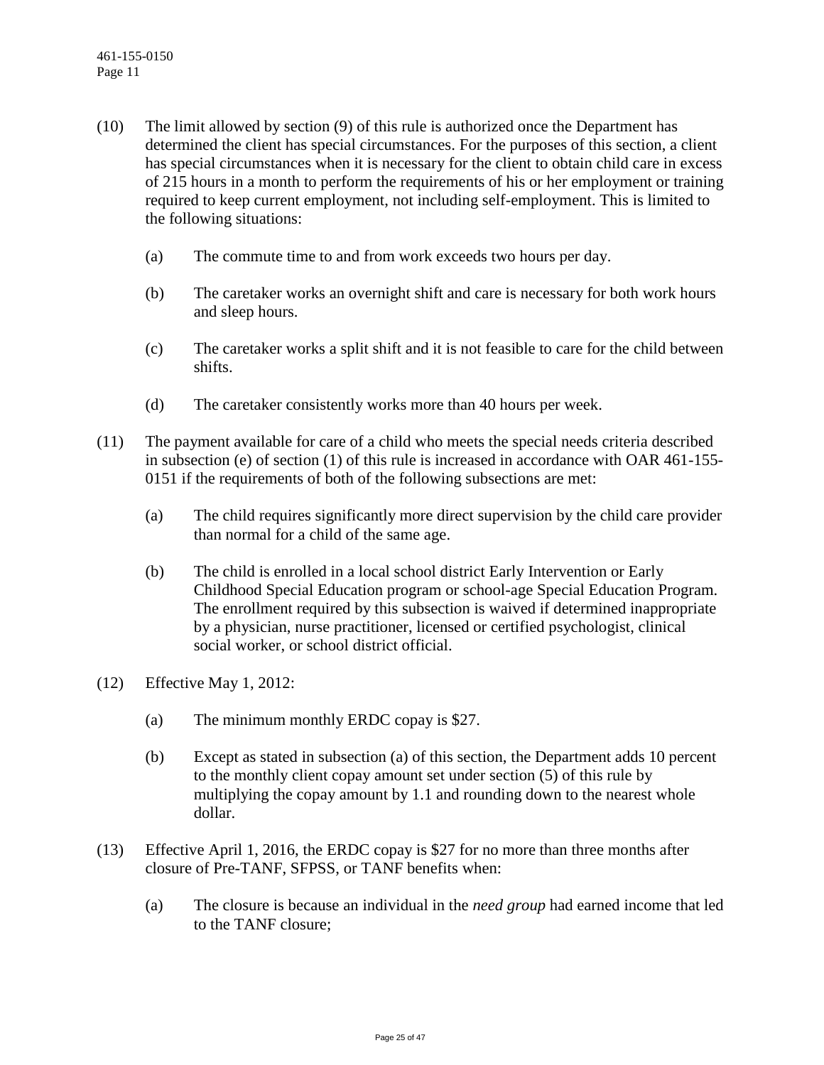(10) The limit allowed by section (9) of this rule is authorized once the Department has determined the client has special circumstances. For the purposes of this section, a client has special circumstances when it is necessary for the client to obtain child care in excess of 215 hours in a month to perform the requirements of his or her employment or training required to keep current employment, not including self-employment. This is limited to the following situations:

(a) The commute time to and from work exceeds two hours per day.

(b) The caretaker works an overnight shift and care is necessary for both work hours and sleep hours.

(c) The caretaker works a split shift and it is not feasible to care for the child between shifts.

(d) The caretaker consistently works more than 40 hours per week.

(11) The payment available for care of a child who meets the special needs criteria described in subsection (e) of section (1) of this rule is increased in accordance with OAR 461-155-0151 if the requirements of both of the following subsections are met:

(a) The child requires significantly more direct supervision by the child care provider than normal for a child of the same age.

(b) The child is enrolled in a local school district Early Intervention or Early Childhood Special Education program or school-age Special Education Program. The enrollment required by this subsection is waived if determined inappropriate by a physician, nurse practitioner, licensed or certified psychologist, clinical social worker, or school district official.

(12) Effective May 1, 2012:

(a) The minimum monthly ERDC copay is $27.

(b) Except as stated in subsection (a) of this section, the Department adds 10 percent to the monthly client copay amount set under section (5) of this rule by multiplying the copay amount by 1.1 and rounding down to the nearest whole dollar.

(13) Effective April 1, 2016, the ERDC copay is $27 for no more than three months after closure of Pre-TANF, SFPSS, or TANF benefits when:

(a) The closure is because an individual in the *need group* had earned income that led to the TANF closure;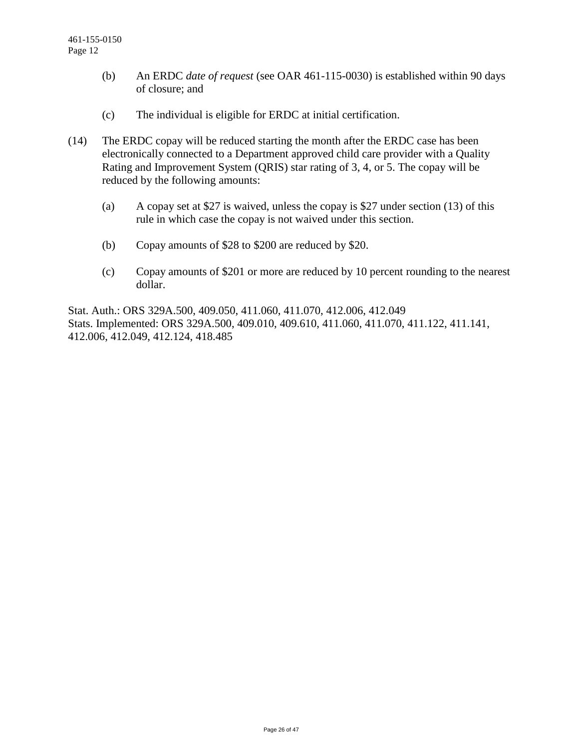(b) An ERDC *date of request* (see OAR 461-115-0030) is established within 90 days of closure; and

(c) The individual is eligible for ERDC at initial certification.

(14) The ERDC copay will be reduced starting the month after the ERDC case has been electronically connected to a Department approved child care provider with a Quality Rating and Improvement System (QRIS) star rating of 3, 4, or 5. The copay will be reduced by the following amounts:

(a) A copay set at $27 is waived, unless the copay is $27 under section (13) of this rule in which case the copay is not waived under this section.

(b) Copay amounts of $28 to $200 are reduced by $20.

(c) Copay amounts of $201 or more are reduced by 10 percent rounding to the nearest dollar.

Stat. Auth.: ORS 329A.500, 409.050, 411.060, 411.070, 412.006, 412.049
Stats. Implemented: ORS 329A.500, 409.010, 409.610, 411.060, 411.070, 411.122, 411.141, 412.006, 412.049, 412.124, 418.485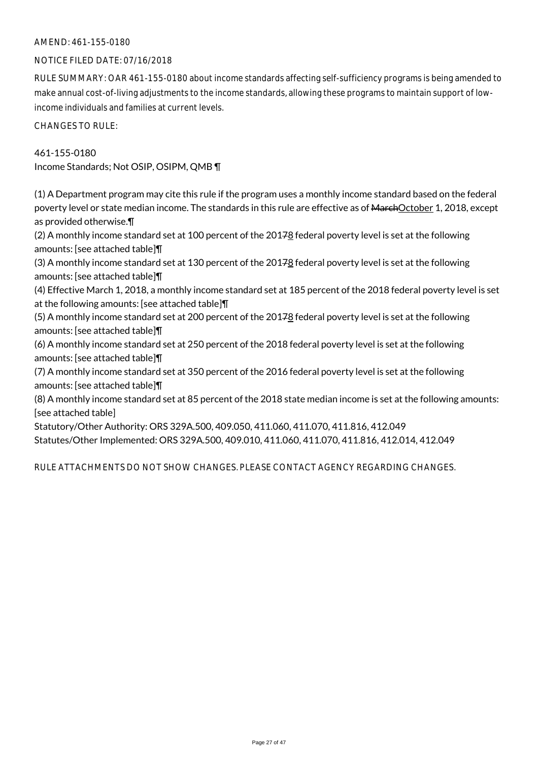AMEND: 461-155-0180

NOTICE FILED DATE: 07/16/2018

RULE SUMMARY: OAR 461-155-0180 about income standards affecting self-sufficiency programs is being amended to make annual cost-of-living adjustments to the income standards, allowing these programs to maintain support of low-income individuals and families at current levels.

CHANGES TO RULE:

461-155-0180
Income Standards; Not OSIP, OSIPM, QMB ¶

(1) A Department program may cite this rule if the program uses a monthly income standard based on the federal poverty level or state median income. The standards in this rule are effective as of ~~March~~October 1, 2018, except as provided otherwise.¶
(2) A monthly income standard set at 100 percent of the 201~~7~~8 federal poverty level is set at the following amounts: [see attached table]¶
(3) A monthly income standard set at 130 percent of the 201~~7~~8 federal poverty level is set at the following amounts: [see attached table]¶
(4) Effective March 1, 2018, a monthly income standard set at 185 percent of the 2018 federal poverty level is set at the following amounts: [see attached table]¶
(5) A monthly income standard set at 200 percent of the 201~~7~~8 federal poverty level is set at the following amounts: [see attached table]¶
(6) A monthly income standard set at 250 percent of the 2018 federal poverty level is set at the following amounts: [see attached table]¶
(7) A monthly income standard set at 350 percent of the 2016 federal poverty level is set at the following amounts: [see attached table]¶
(8) A monthly income standard set at 85 percent of the 2018 state median income is set at the following amounts: [see attached table]
Statutory/Other Authority: ORS 329A.500, 409.050, 411.060, 411.070, 411.816, 412.049
Statutes/Other Implemented: ORS 329A.500, 409.010, 411.060, 411.070, 411.816, 412.014, 412.049

RULE ATTACHMENTS DO NOT SHOW CHANGES. PLEASE CONTACT AGENCY REGARDING CHANGES.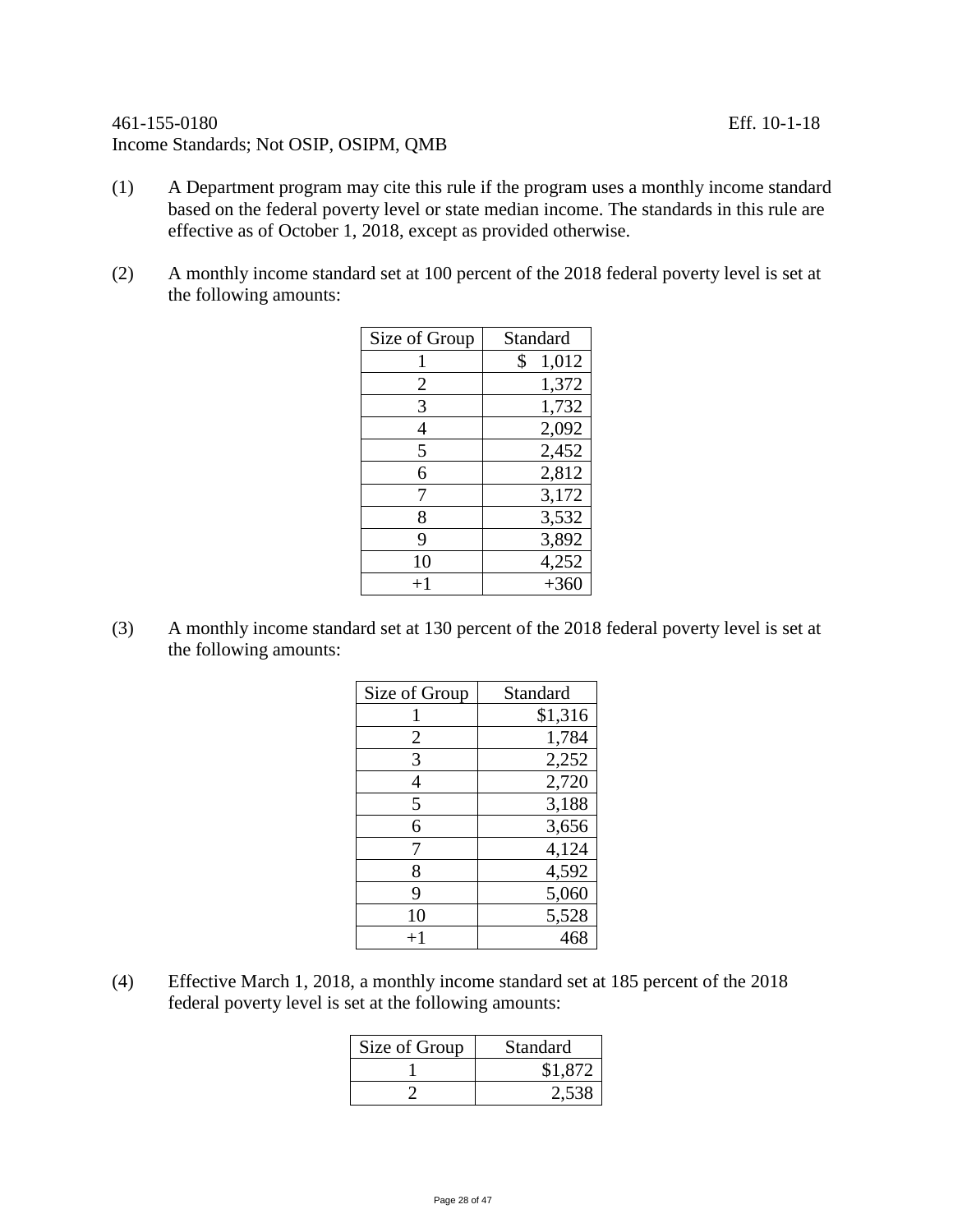461-155-0180 Eff. 10-1-18
Income Standards; Not OSIP, OSIPM, QMB

(1) A Department program may cite this rule if the program uses a monthly income standard based on the federal poverty level or state median income. The standards in this rule are effective as of October 1, 2018, except as provided otherwise.

(2) A monthly income standard set at 100 percent of the 2018 federal poverty level is set at the following amounts:

| Size of Group | Standard |
|---|---|
| 1 | $ 1,012 |
| 2 | 1,372 |
| 3 | 1,732 |
| 4 | 2,092 |
| 5 | 2,452 |
| 6 | 2,812 |
| 7 | 3,172 |
| 8 | 3,532 |
| 9 | 3,892 |
| 10 | 4,252 |
| +1 | +360 |

(3) A monthly income standard set at 130 percent of the 2018 federal poverty level is set at the following amounts:

| Size of Group | Standard |
|---|---|
| 1 | $1,316 |
| 2 | 1,784 |
| 3 | 2,252 |
| 4 | 2,720 |
| 5 | 3,188 |
| 6 | 3,656 |
| 7 | 4,124 |
| 8 | 4,592 |
| 9 | 5,060 |
| 10 | 5,528 |
| +1 | 468 |

(4) Effective March 1, 2018, a monthly income standard set at 185 percent of the 2018 federal poverty level is set at the following amounts:

| Size of Group | Standard |
|---|---|
| 1 | $1,872 |
| 2 | 2,538 |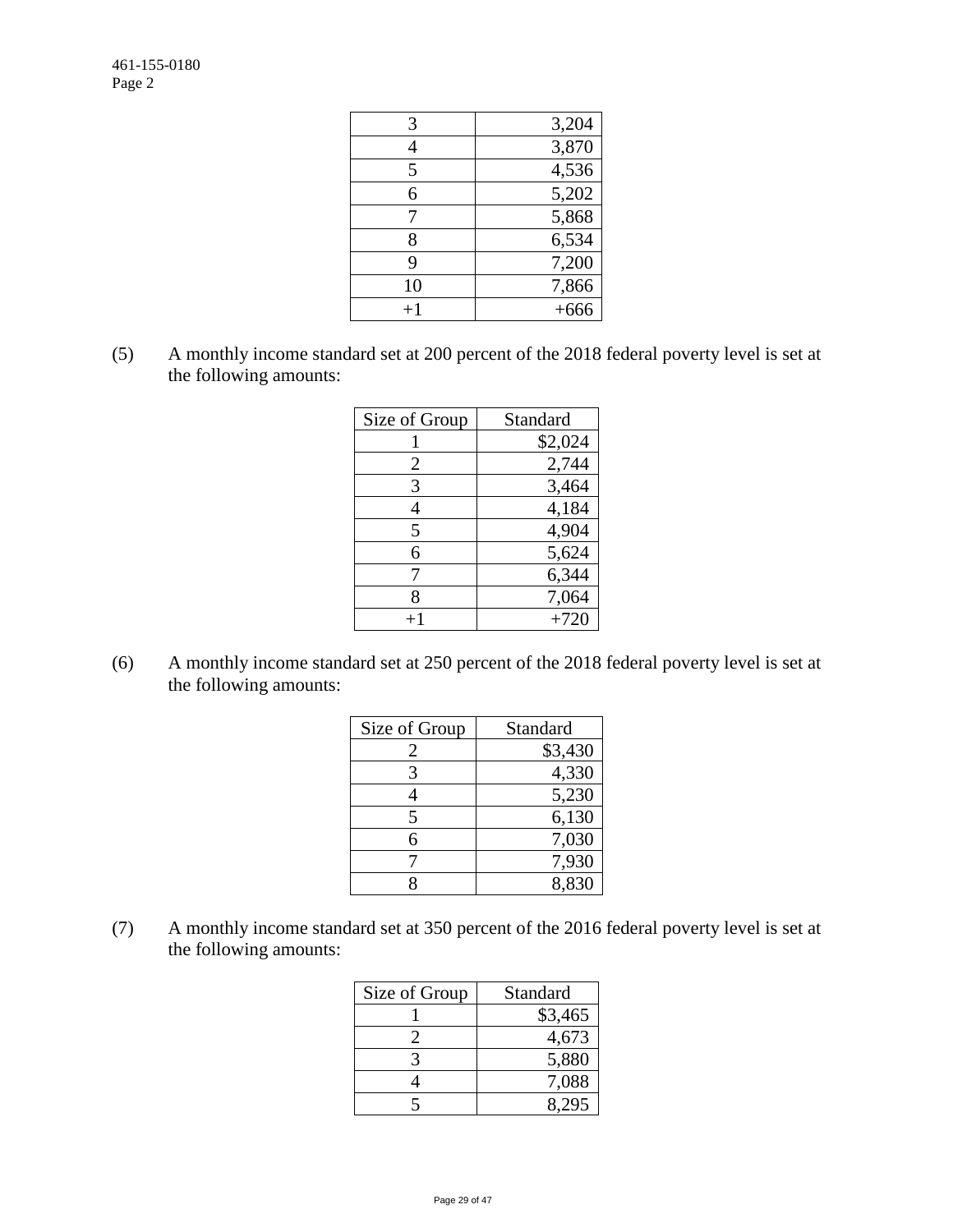| | |
|---|---|
| 3 | 3,204 |
| 4 | 3,870 |
| 5 | 4,536 |
| 6 | 5,202 |
| 7 | 5,868 |
| 8 | 6,534 |
| 9 | 7,200 |
| 10 | 7,866 |
| +1 | +666 |

(5) A monthly income standard set at 200 percent of the 2018 federal poverty level is set at the following amounts:

| Size of Group | Standard |
|---|---|
| 1 | $2,024 |
| 2 | 2,744 |
| 3 | 3,464 |
| 4 | 4,184 |
| 5 | 4,904 |
| 6 | 5,624 |
| 7 | 6,344 |
| 8 | 7,064 |
| +1 | +720 |

(6) A monthly income standard set at 250 percent of the 2018 federal poverty level is set at the following amounts:

| Size of Group | Standard |
|---|---|
| 2 | $3,430 |
| 3 | 4,330 |
| 4 | 5,230 |
| 5 | 6,130 |
| 6 | 7,030 |
| 7 | 7,930 |
| 8 | 8,830 |

(7) A monthly income standard set at 350 percent of the 2016 federal poverty level is set at the following amounts:

| Size of Group | Standard |
|---|---|
| 1 | $3,465 |
| 2 | 4,673 |
| 3 | 5,880 |
| 4 | 7,088 |
| 5 | 8,295 |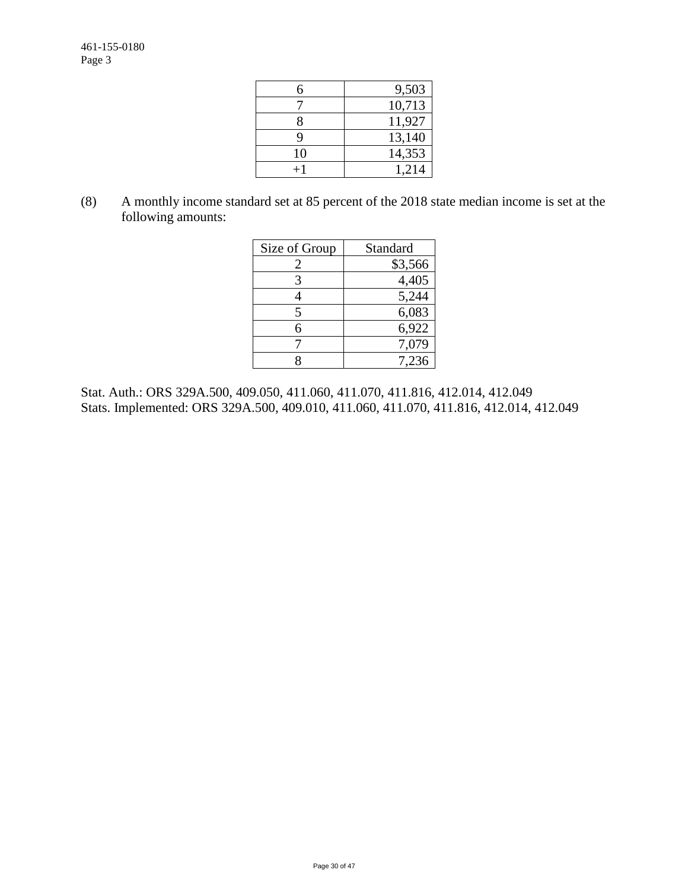| | |
|---|---|
| 6 | 9,503 |
| 7 | 10,713 |
| 8 | 11,927 |
| 9 | 13,140 |
| 10 | 14,353 |
| +1 | 1,214 |

(8) A monthly income standard set at 85 percent of the 2018 state median income is set at the following amounts:

| Size of Group | Standard |
|---|---|
| 2 | $3,566 |
| 3 | 4,405 |
| 4 | 5,244 |
| 5 | 6,083 |
| 6 | 6,922 |
| 7 | 7,079 |
| 8 | 7,236 |

Stat. Auth.: ORS 329A.500, 409.050, 411.060, 411.070, 411.816, 412.014, 412.049
Stats. Implemented: ORS 329A.500, 409.010, 411.060, 411.070, 411.816, 412.014, 412.049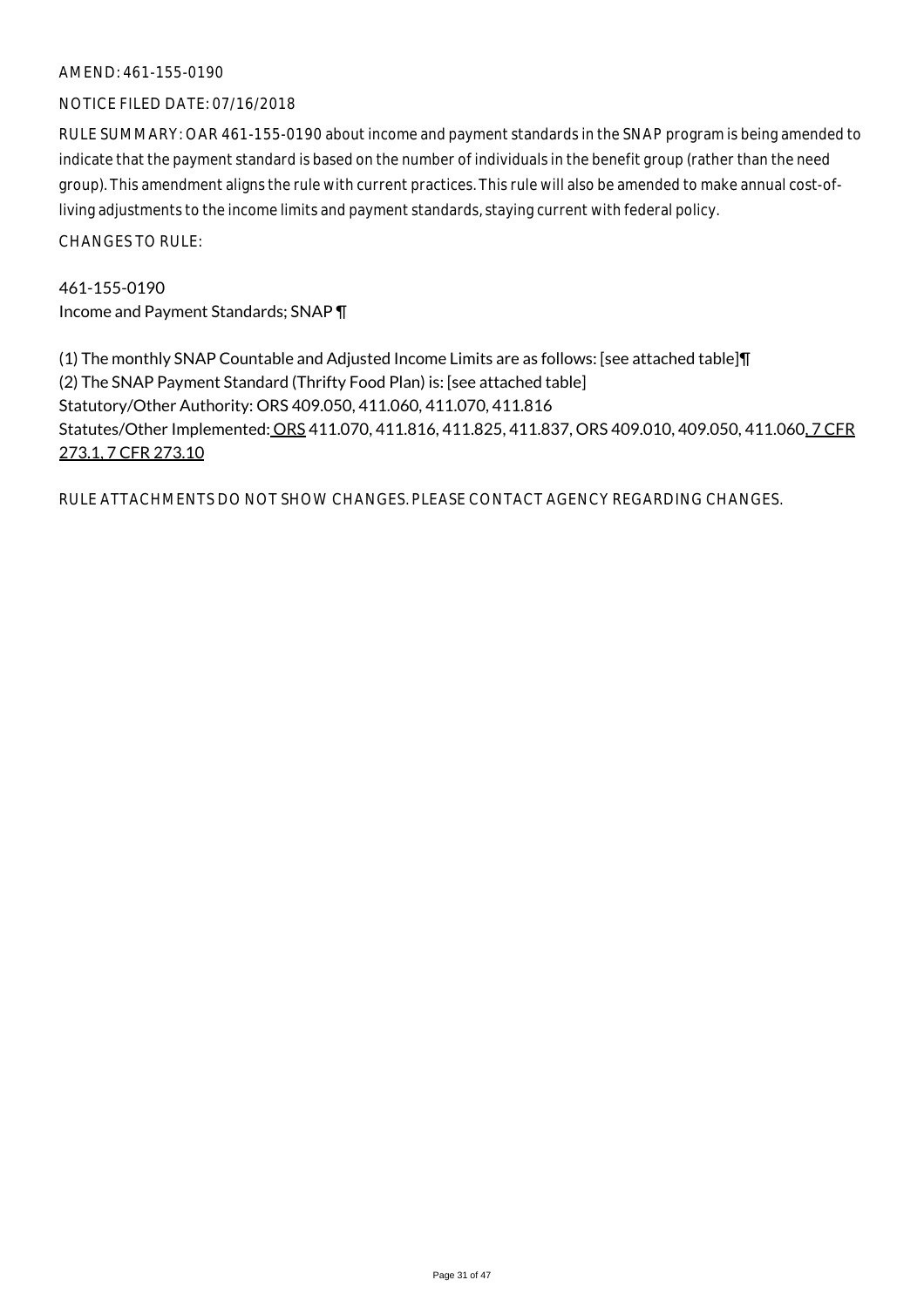AMEND: 461-155-0190

NOTICE FILED DATE: 07/16/2018

RULE SUMMARY: OAR 461-155-0190 about income and payment standards in the SNAP program is being amended to indicate that the payment standard is based on the number of individuals in the benefit group (rather than the need group). This amendment aligns the rule with current practices. This rule will also be amended to make annual cost-of-living adjustments to the income limits and payment standards, staying current with federal policy.

CHANGES TO RULE:

461-155-0190
Income and Payment Standards; SNAP ¶

(1) The monthly SNAP Countable and Adjusted Income Limits are as follows: [see attached table]¶
(2) The SNAP Payment Standard (Thrifty Food Plan) is: [see attached table]
Statutory/Other Authority: ORS 409.050, 411.060, 411.070, 411.816
Statutes/Other Implemented: <u>ORS</u> 411.070, 411.816, 411.825, 411.837, ORS 409.010, 409.050, 411.060<u>, 7 CFR 273.1, 7 CFR 273.10</u>

RULE ATTACHMENTS DO NOT SHOW CHANGES. PLEASE CONTACT AGENCY REGARDING CHANGES.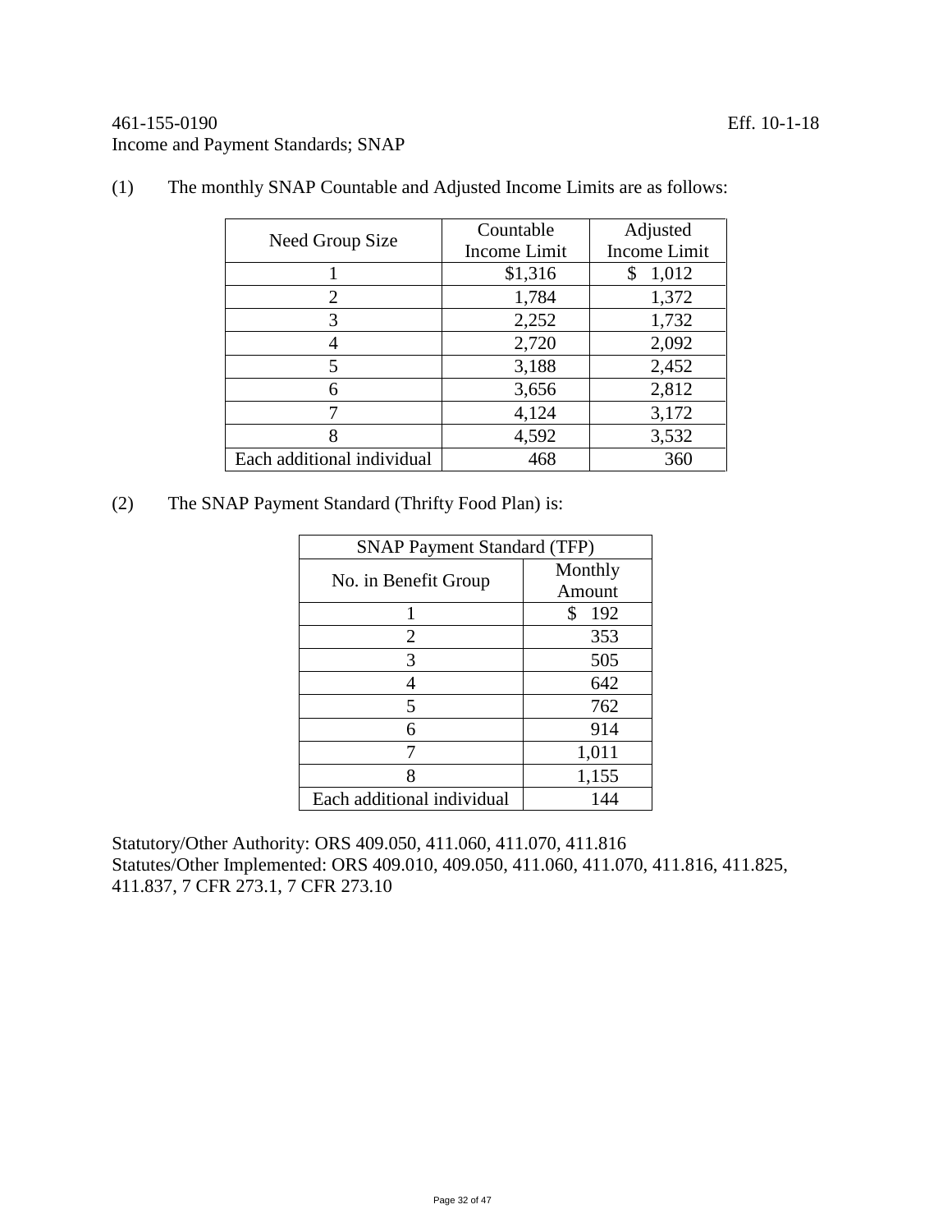461-155-0190 Eff. 10-1-18

Income and Payment Standards; SNAP

(1) The monthly SNAP Countable and Adjusted Income Limits are as follows:

| Need Group Size | Countable Income Limit | Adjusted Income Limit |
|---|---|---|
| 1 | $1,316 | $ 1,012 |
| 2 | 1,784 | 1,372 |
| 3 | 2,252 | 1,732 |
| 4 | 2,720 | 2,092 |
| 5 | 3,188 | 2,452 |
| 6 | 3,656 | 2,812 |
| 7 | 4,124 | 3,172 |
| 8 | 4,592 | 3,532 |
| Each additional individual | 468 | 360 |

(2) The SNAP Payment Standard (Thrifty Food Plan) is:

| SNAP Payment Standard (TFP) | |
|---|---|
| No. in Benefit Group | Monthly Amount |
| 1 | $ 192 |
| 2 | 353 |
| 3 | 505 |
| 4 | 642 |
| 5 | 762 |
| 6 | 914 |
| 7 | 1,011 |
| 8 | 1,155 |
| Each additional individual | 144 |

Statutory/Other Authority: ORS 409.050, 411.060, 411.070, 411.816
Statutes/Other Implemented: ORS 409.010, 409.050, 411.060, 411.070, 411.816, 411.825, 411.837, 7 CFR 273.1, 7 CFR 273.10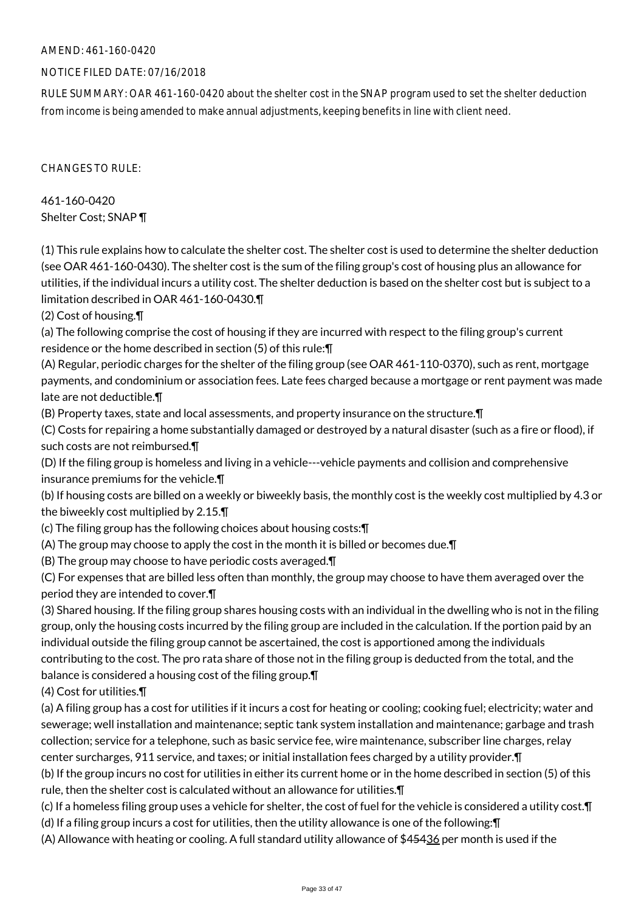AMEND: 461-160-0420

NOTICE FILED DATE: 07/16/2018

RULE SUMMARY: OAR 461-160-0420 about the shelter cost in the SNAP program used to set the shelter deduction from income is being amended to make annual adjustments, keeping benefits in line with client need.

CHANGES TO RULE:

461-160-0420
Shelter Cost; SNAP ¶

(1) This rule explains how to calculate the shelter cost. The shelter cost is used to determine the shelter deduction (see OAR 461-160-0430). The shelter cost is the sum of the filing group's cost of housing plus an allowance for utilities, if the individual incurs a utility cost. The shelter deduction is based on the shelter cost but is subject to a limitation described in OAR 461-160-0430.¶

(2) Cost of housing.¶

(a) The following comprise the cost of housing if they are incurred with respect to the filing group's current residence or the home described in section (5) of this rule:¶

(A) Regular, periodic charges for the shelter of the filing group (see OAR 461-110-0370), such as rent, mortgage payments, and condominium or association fees. Late fees charged because a mortgage or rent payment was made late are not deductible.¶

(B) Property taxes, state and local assessments, and property insurance on the structure.¶

(C) Costs for repairing a home substantially damaged or destroyed by a natural disaster (such as a fire or flood), if such costs are not reimbursed.¶

(D) If the filing group is homeless and living in a vehicle---vehicle payments and collision and comprehensive insurance premiums for the vehicle.¶

(b) If housing costs are billed on a weekly or biweekly basis, the monthly cost is the weekly cost multiplied by 4.3 or the biweekly cost multiplied by 2.15.¶

(c) The filing group has the following choices about housing costs:¶

(A) The group may choose to apply the cost in the month it is billed or becomes due.¶

(B) The group may choose to have periodic costs averaged.¶

(C) For expenses that are billed less often than monthly, the group may choose to have them averaged over the period they are intended to cover.¶

(3) Shared housing. If the filing group shares housing costs with an individual in the dwelling who is not in the filing group, only the housing costs incurred by the filing group are included in the calculation. If the portion paid by an individual outside the filing group cannot be ascertained, the cost is apportioned among the individuals contributing to the cost. The pro rata share of those not in the filing group is deducted from the total, and the balance is considered a housing cost of the filing group.¶

(4) Cost for utilities.¶

(a) A filing group has a cost for utilities if it incurs a cost for heating or cooling; cooking fuel; electricity; water and sewerage; well installation and maintenance; septic tank system installation and maintenance; garbage and trash collection; service for a telephone, such as basic service fee, wire maintenance, subscriber line charges, relay center surcharges, 911 service, and taxes; or initial installation fees charged by a utility provider.¶

(b) If the group incurs no cost for utilities in either its current home or in the home described in section (5) of this rule, then the shelter cost is calculated without an allowance for utilities.¶

(c) If a homeless filing group uses a vehicle for shelter, the cost of fuel for the vehicle is considered a utility cost.¶

(d) If a filing group incurs a cost for utilities, then the utility allowance is one of the following:¶

(A) Allowance with heating or cooling. A full standard utility allowance of $45436 per month is used if the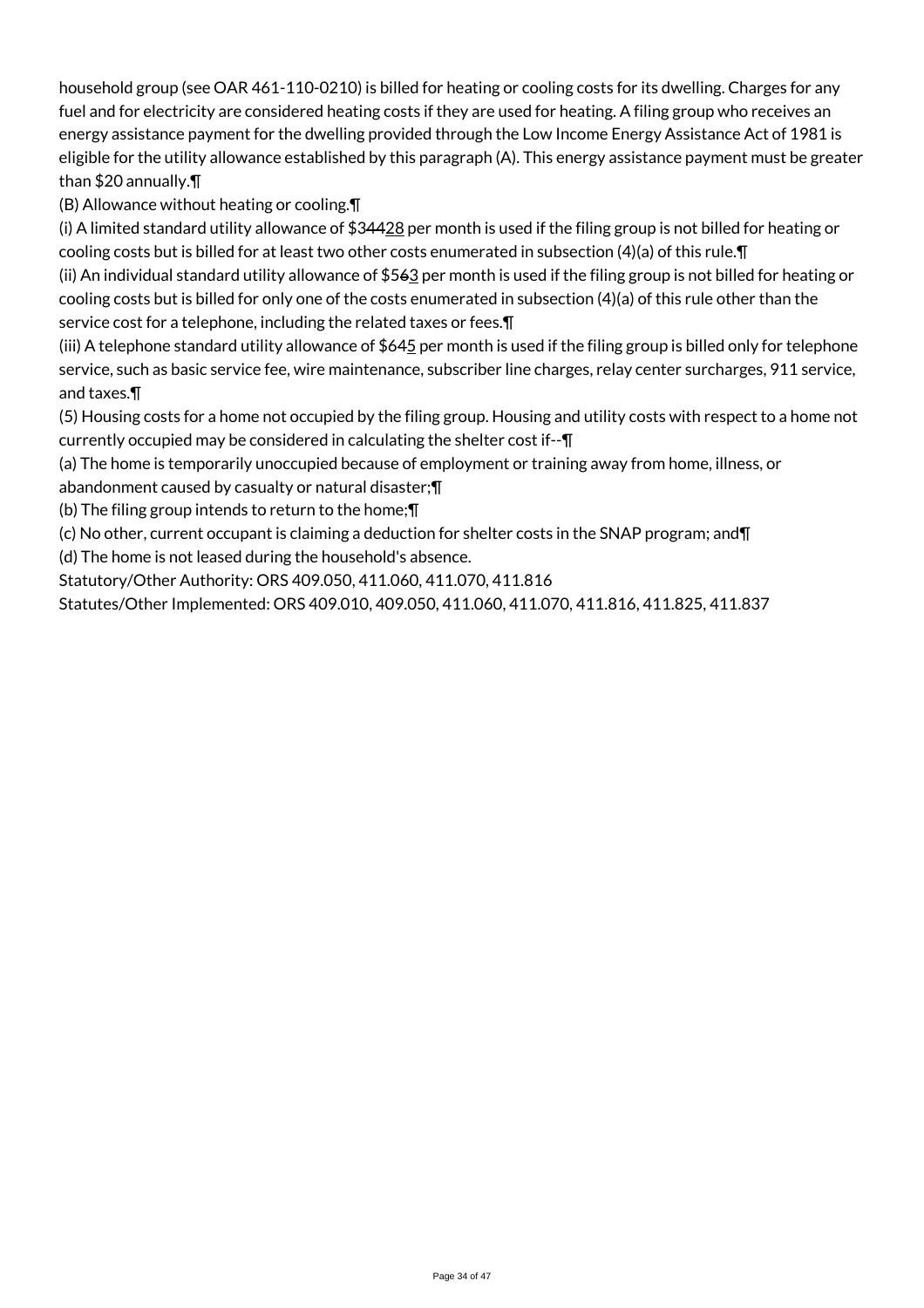household group (see OAR 461-110-0210) is billed for heating or cooling costs for its dwelling. Charges for any fuel and for electricity are considered heating costs if they are used for heating. A filing group who receives an energy assistance payment for the dwelling provided through the Low Income Energy Assistance Act of 1981 is eligible for the utility allowance established by this paragraph (A). This energy assistance payment must be greater than $20 annually.¶

(B) Allowance without heating or cooling.¶

(i) A limited standard utility allowance of $3~~44~~<u>28</u> per month is used if the filing group is not billed for heating or cooling costs but is billed for at least two other costs enumerated in subsection (4)(a) of this rule.¶

(ii) An individual standard utility allowance of $5~~6~~<u>3</u> per month is used if the filing group is not billed for heating or cooling costs but is billed for only one of the costs enumerated in subsection (4)(a) of this rule other than the service cost for a telephone, including the related taxes or fees.¶

(iii) A telephone standard utility allowance of $64<u>5</u> per month is used if the filing group is billed only for telephone service, such as basic service fee, wire maintenance, subscriber line charges, relay center surcharges, 911 service, and taxes.¶

(5) Housing costs for a home not occupied by the filing group. Housing and utility costs with respect to a home not currently occupied may be considered in calculating the shelter cost if--¶

(a) The home is temporarily unoccupied because of employment or training away from home, illness, or abandonment caused by casualty or natural disaster;¶

(b) The filing group intends to return to the home;¶

(c) No other, current occupant is claiming a deduction for shelter costs in the SNAP program; and¶

(d) The home is not leased during the household's absence.

Statutory/Other Authority: ORS 409.050, 411.060, 411.070, 411.816

Statutes/Other Implemented: ORS 409.010, 409.050, 411.060, 411.070, 411.816, 411.825, 411.837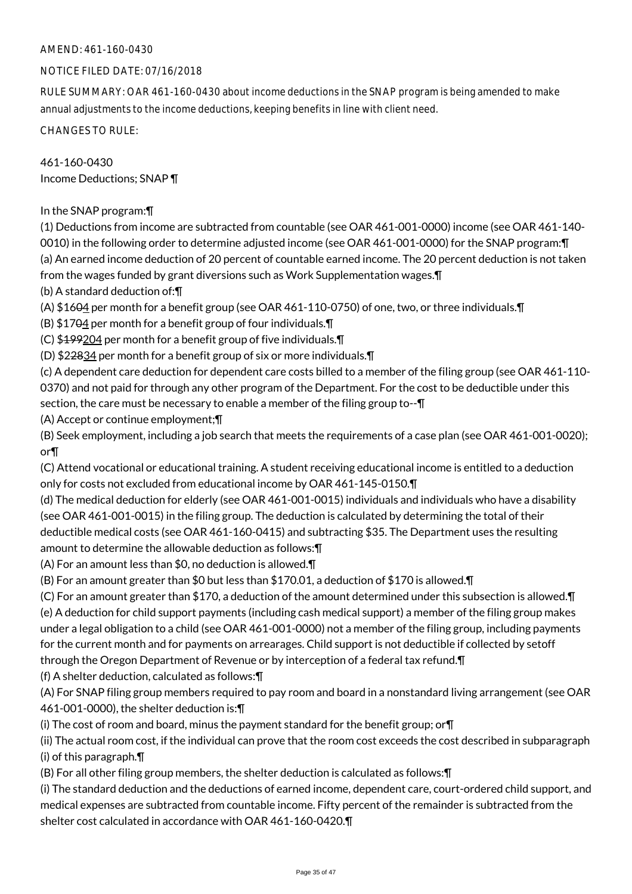AMEND: 461-160-0430

NOTICE FILED DATE: 07/16/2018

RULE SUMMARY: OAR 461-160-0430 about income deductions in the SNAP program is being amended to make annual adjustments to the income deductions, keeping benefits in line with client need.

CHANGES TO RULE:

461-160-0430
Income Deductions; SNAP ¶

In the SNAP program:¶

(1) Deductions from income are subtracted from countable (see OAR 461-001-0000) income (see OAR 461-140-0010) in the following order to determine adjusted income (see OAR 461-001-0000) for the SNAP program:¶

(a) An earned income deduction of 20 percent of countable earned income. The 20 percent deduction is not taken from the wages funded by grant diversions such as Work Supplementation wages.¶

(b) A standard deduction of:¶

(A) $16~~0~~4 per month for a benefit group (see OAR 461-110-0750) of one, two, or three individuals.¶

(B) $17~~0~~4 per month for a benefit group of four individuals.¶

(C) $~~199~~204 per month for a benefit group of five individuals.¶

(D) $2~~28~~34 per month for a benefit group of six or more individuals.¶

(c) A dependent care deduction for dependent care costs billed to a member of the filing group (see OAR 461-110-0370) and not paid for through any other program of the Department. For the cost to be deductible under this section, the care must be necessary to enable a member of the filing group to--¶

(A) Accept or continue employment;¶

(B) Seek employment, including a job search that meets the requirements of a case plan (see OAR 461-001-0020); or¶

(C) Attend vocational or educational training. A student receiving educational income is entitled to a deduction only for costs not excluded from educational income by OAR 461-145-0150.¶

(d) The medical deduction for elderly (see OAR 461-001-0015) individuals and individuals who have a disability (see OAR 461-001-0015) in the filing group. The deduction is calculated by determining the total of their deductible medical costs (see OAR 461-160-0415) and subtracting $35. The Department uses the resulting amount to determine the allowable deduction as follows:¶

(A) For an amount less than $0, no deduction is allowed.¶

(B) For an amount greater than $0 but less than $170.01, a deduction of $170 is allowed.¶

(C) For an amount greater than $170, a deduction of the amount determined under this subsection is allowed.¶

(e) A deduction for child support payments (including cash medical support) a member of the filing group makes under a legal obligation to a child (see OAR 461-001-0000) not a member of the filing group, including payments for the current month and for payments on arrearages. Child support is not deductible if collected by setoff through the Oregon Department of Revenue or by interception of a federal tax refund.¶

(f) A shelter deduction, calculated as follows:¶

(A) For SNAP filing group members required to pay room and board in a nonstandard living arrangement (see OAR 461-001-0000), the shelter deduction is:¶

(i) The cost of room and board, minus the payment standard for the benefit group; or¶

(ii) The actual room cost, if the individual can prove that the room cost exceeds the cost described in subparagraph (i) of this paragraph.¶

(B) For all other filing group members, the shelter deduction is calculated as follows:¶

(i) The standard deduction and the deductions of earned income, dependent care, court-ordered child support, and medical expenses are subtracted from countable income. Fifty percent of the remainder is subtracted from the shelter cost calculated in accordance with OAR 461-160-0420.¶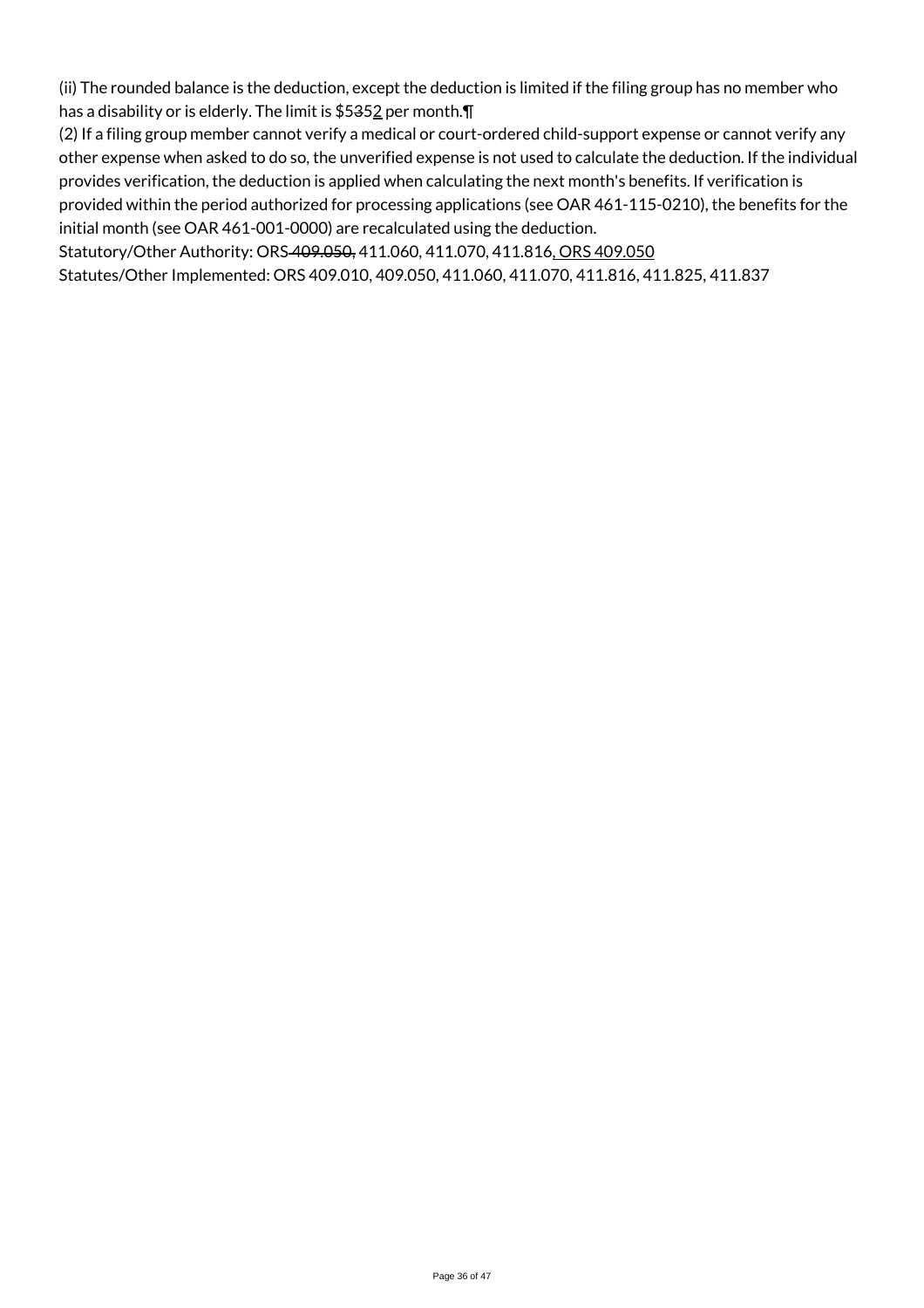(ii) The rounded balance is the deduction, except the deduction is limited if the filing group has no member who has a disability or is elderly. The limit is $5~~35~~2 per month.¶

(2) If a filing group member cannot verify a medical or court-ordered child-support expense or cannot verify any other expense when asked to do so, the unverified expense is not used to calculate the deduction. If the individual provides verification, the deduction is applied when calculating the next month's benefits. If verification is provided within the period authorized for processing applications (see OAR 461-115-0210), the benefits for the initial month (see OAR 461-001-0000) are recalculated using the deduction.

Statutory/Other Authority: ORS ~~409.050,~~ 411.060, 411.070, 411.816, ORS 409.050

Statutes/Other Implemented: ORS 409.010, 409.050, 411.060, 411.070, 411.816, 411.825, 411.837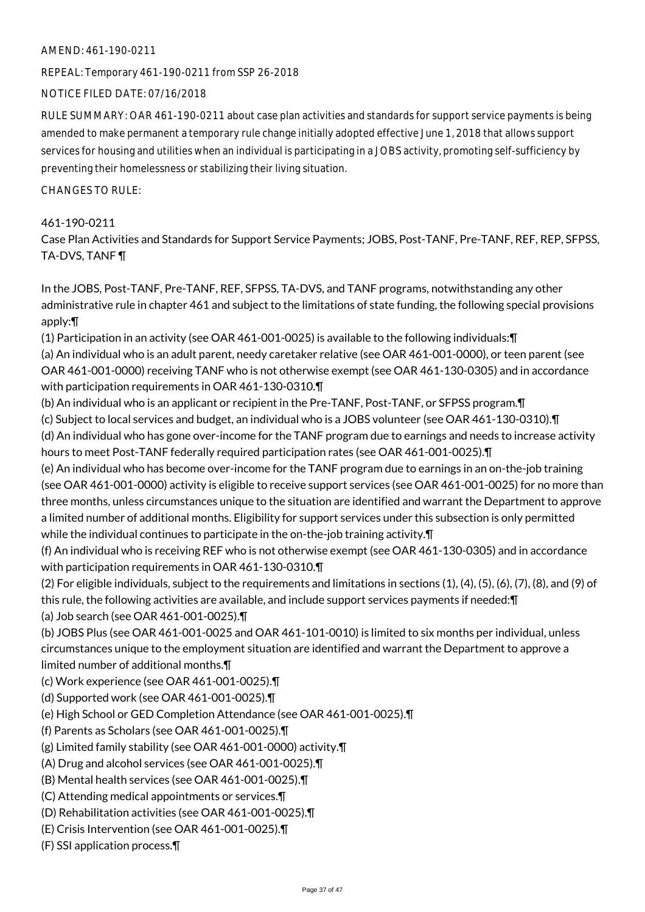AMEND: 461-190-0211

REPEAL: Temporary 461-190-0211 from SSP 26-2018

NOTICE FILED DATE: 07/16/2018

RULE SUMMARY: OAR 461-190-0211 about case plan activities and standards for support service payments is being amended to make permanent a temporary rule change initially adopted effective June 1, 2018 that allows support services for housing and utilities when an individual is participating in a JOBS activity, promoting self-sufficiency by preventing their homelessness or stabilizing their living situation.

CHANGES TO RULE:

461-190-0211
Case Plan Activities and Standards for Support Service Payments; JOBS, Post-TANF, Pre-TANF, REF, REP, SFPSS, TA-DVS, TANF ¶

In the JOBS, Post-TANF, Pre-TANF, REF, SFPSS, TA-DVS, and TANF programs, notwithstanding any other administrative rule in chapter 461 and subject to the limitations of state funding, the following special provisions apply:¶
(1) Participation in an activity (see OAR 461-001-0025) is available to the following individuals:¶
(a) An individual who is an adult parent, needy caretaker relative (see OAR 461-001-0000), or teen parent (see OAR 461-001-0000) receiving TANF who is not otherwise exempt (see OAR 461-130-0305) and in accordance with participation requirements in OAR 461-130-0310.¶
(b) An individual who is an applicant or recipient in the Pre-TANF, Post-TANF, or SFPSS program.¶
(c) Subject to local services and budget, an individual who is a JOBS volunteer (see OAR 461-130-0310).¶
(d) An individual who has gone over-income for the TANF program due to earnings and needs to increase activity hours to meet Post-TANF federally required participation rates (see OAR 461-001-0025).¶
(e) An individual who has become over-income for the TANF program due to earnings in an on-the-job training (see OAR 461-001-0000) activity is eligible to receive support services (see OAR 461-001-0025) for no more than three months, unless circumstances unique to the situation are identified and warrant the Department to approve a limited number of additional months. Eligibility for support services under this subsection is only permitted while the individual continues to participate in the on-the-job training activity.¶
(f) An individual who is receiving REF who is not otherwise exempt (see OAR 461-130-0305) and in accordance with participation requirements in OAR 461-130-0310.¶
(2) For eligible individuals, subject to the requirements and limitations in sections (1), (4), (5), (6), (7), (8), and (9) of this rule, the following activities are available, and include support services payments if needed:¶
(a) Job search (see OAR 461-001-0025).¶
(b) JOBS Plus (see OAR 461-001-0025 and OAR 461-101-0010) is limited to six months per individual, unless circumstances unique to the employment situation are identified and warrant the Department to approve a limited number of additional months.¶
(c) Work experience (see OAR 461-001-0025).¶
(d) Supported work (see OAR 461-001-0025).¶
(e) High School or GED Completion Attendance (see OAR 461-001-0025).¶
(f) Parents as Scholars (see OAR 461-001-0025).¶
(g) Limited family stability (see OAR 461-001-0000) activity.¶
(A) Drug and alcohol services (see OAR 461-001-0025).¶
(B) Mental health services (see OAR 461-001-0025).¶
(C) Attending medical appointments or services.¶
(D) Rehabilitation activities (see OAR 461-001-0025).¶
(E) Crisis Intervention (see OAR 461-001-0025).¶
(F) SSI application process.¶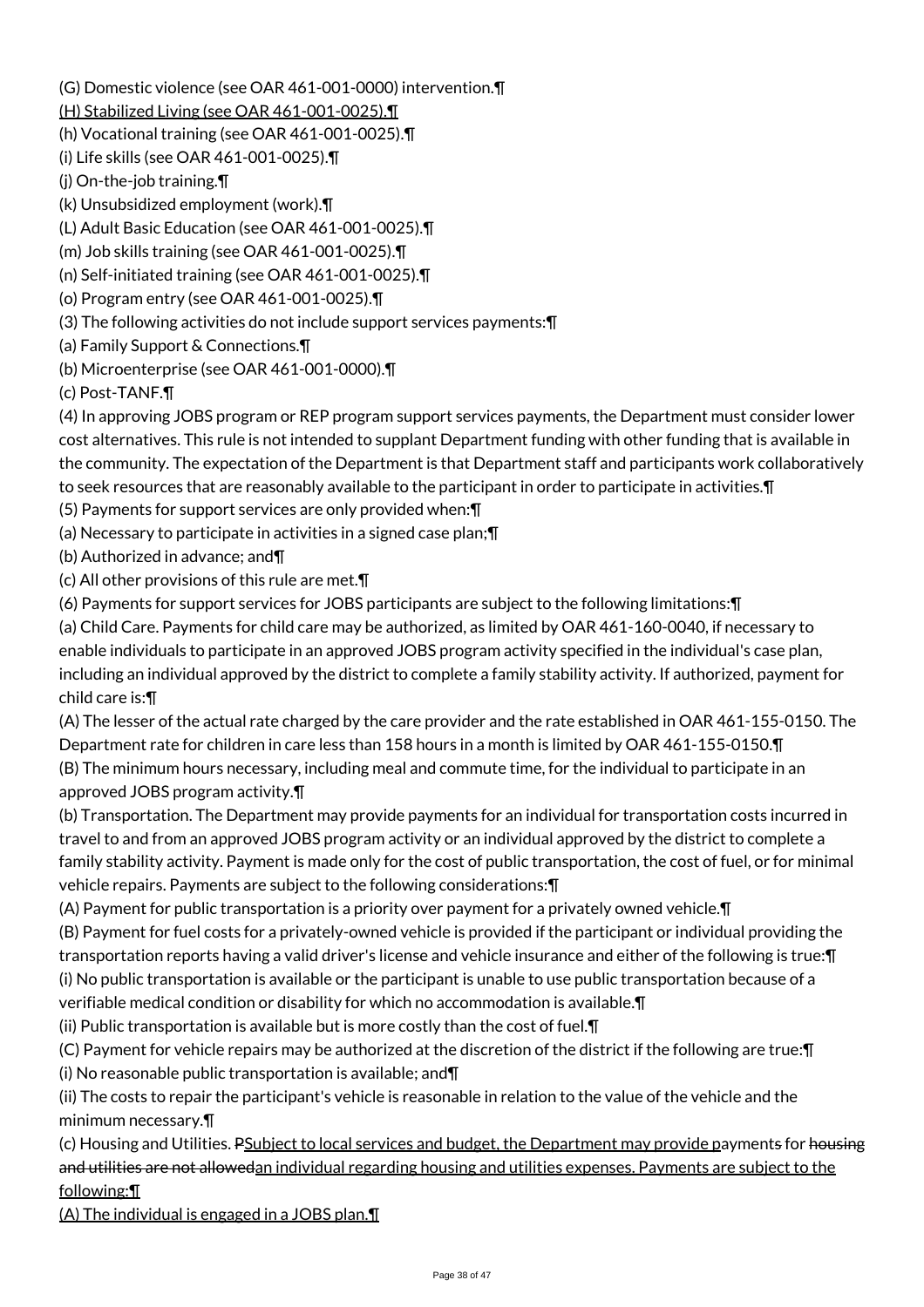(G) Domestic violence (see OAR 461-001-0000) intervention.¶

<u>(H) Stabilized Living (see OAR 461-001-0025).¶</u>

(h) Vocational training (see OAR 461-001-0025).¶

(i) Life skills (see OAR 461-001-0025).¶

(j) On-the-job training.¶

(k) Unsubsidized employment (work).¶

(L) Adult Basic Education (see OAR 461-001-0025).¶

(m) Job skills training (see OAR 461-001-0025).¶

(n) Self-initiated training (see OAR 461-001-0025).¶

(o) Program entry (see OAR 461-001-0025).¶

(3) The following activities do not include support services payments:¶

(a) Family Support & Connections.¶

(b) Microenterprise (see OAR 461-001-0000).¶

(c) Post-TANF.¶

(4) In approving JOBS program or REP program support services payments, the Department must consider lower cost alternatives. This rule is not intended to supplant Department funding with other funding that is available in the community. The expectation of the Department is that Department staff and participants work collaboratively to seek resources that are reasonably available to the participant in order to participate in activities.¶

(5) Payments for support services are only provided when:¶

(a) Necessary to participate in activities in a signed case plan;¶

(b) Authorized in advance; and¶

(c) All other provisions of this rule are met.¶

(6) Payments for support services for JOBS participants are subject to the following limitations:¶

(a) Child Care. Payments for child care may be authorized, as limited by OAR 461-160-0040, if necessary to enable individuals to participate in an approved JOBS program activity specified in the individual's case plan, including an individual approved by the district to complete a family stability activity. If authorized, payment for child care is:¶

(A) The lesser of the actual rate charged by the care provider and the rate established in OAR 461-155-0150. The Department rate for children in care less than 158 hours in a month is limited by OAR 461-155-0150.¶

(B) The minimum hours necessary, including meal and commute time, for the individual to participate in an approved JOBS program activity.¶

(b) Transportation. The Department may provide payments for an individual for transportation costs incurred in travel to and from an approved JOBS program activity or an individual approved by the district to complete a family stability activity. Payment is made only for the cost of public transportation, the cost of fuel, or for minimal vehicle repairs. Payments are subject to the following considerations:¶

(A) Payment for public transportation is a priority over payment for a privately owned vehicle.¶

(B) Payment for fuel costs for a privately-owned vehicle is provided if the participant or individual providing the transportation reports having a valid driver's license and vehicle insurance and either of the following is true:¶

(i) No public transportation is available or the participant is unable to use public transportation because of a verifiable medical condition or disability for which no accommodation is available.¶

(ii) Public transportation is available but is more costly than the cost of fuel.¶

(C) Payment for vehicle repairs may be authorized at the discretion of the district if the following are true:¶

(i) No reasonable public transportation is available; and¶

(ii) The costs to repair the participant's vehicle is reasonable in relation to the value of the vehicle and the minimum necessary.¶

(c) Housing and Utilities. ~~P~~<u>Subject to local services and budget, the Department may provide p</u>ayment~~s~~ for ~~housing and utilities are not allowed~~<u>an individual regarding housing and utilities expenses. Payments are subject to the following:¶</u>

<u>(A) The individual is engaged in a JOBS plan.¶</u>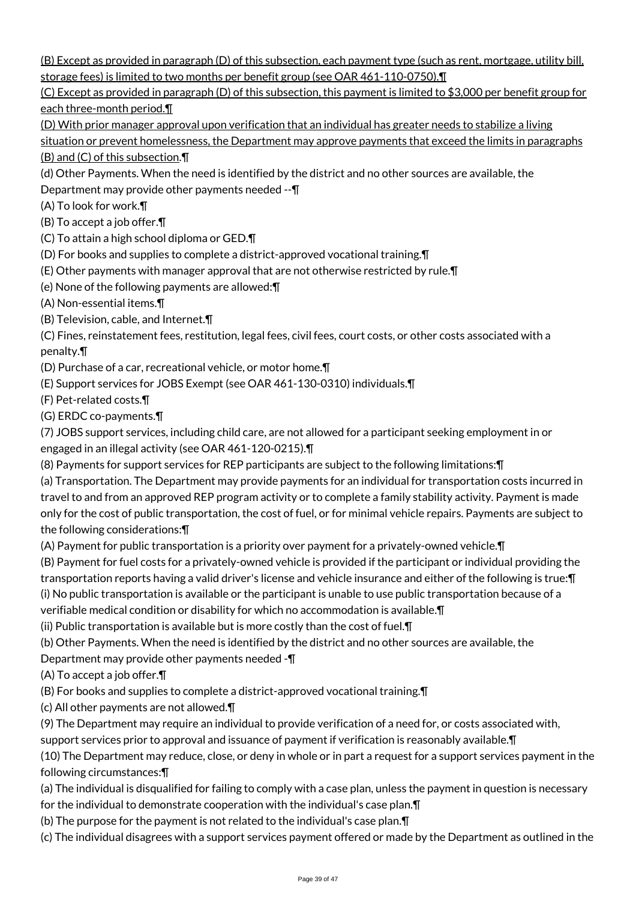(B) Except as provided in paragraph (D) of this subsection, each payment type (such as rent, mortgage, utility bill, storage fees) is limited to two months per benefit group (see OAR 461-110-0750).¶

(C) Except as provided in paragraph (D) of this subsection, this payment is limited to $3,000 per benefit group for each three-month period.¶

(D) With prior manager approval upon verification that an individual has greater needs to stabilize a living situation or prevent homelessness, the Department may approve payments that exceed the limits in paragraphs (B) and (C) of this subsection.¶

(d) Other Payments. When the need is identified by the district and no other sources are available, the Department may provide other payments needed --¶

(A) To look for work.¶

(B) To accept a job offer.¶

(C) To attain a high school diploma or GED.¶

(D) For books and supplies to complete a district-approved vocational training.¶

(E) Other payments with manager approval that are not otherwise restricted by rule.¶

(e) None of the following payments are allowed:¶

(A) Non-essential items.¶

(B) Television, cable, and Internet.¶

(C) Fines, reinstatement fees, restitution, legal fees, civil fees, court costs, or other costs associated with a penalty.¶

(D) Purchase of a car, recreational vehicle, or motor home.¶

(E) Support services for JOBS Exempt (see OAR 461-130-0310) individuals.¶

(F) Pet-related costs.¶

(G) ERDC co-payments.¶

(7) JOBS support services, including child care, are not allowed for a participant seeking employment in or engaged in an illegal activity (see OAR 461-120-0215).¶

(8) Payments for support services for REP participants are subject to the following limitations:¶

(a) Transportation. The Department may provide payments for an individual for transportation costs incurred in travel to and from an approved REP program activity or to complete a family stability activity. Payment is made only for the cost of public transportation, the cost of fuel, or for minimal vehicle repairs. Payments are subject to the following considerations:¶

(A) Payment for public transportation is a priority over payment for a privately-owned vehicle.¶

(B) Payment for fuel costs for a privately-owned vehicle is provided if the participant or individual providing the transportation reports having a valid driver's license and vehicle insurance and either of the following is true:¶

(i) No public transportation is available or the participant is unable to use public transportation because of a verifiable medical condition or disability for which no accommodation is available.¶

(ii) Public transportation is available but is more costly than the cost of fuel.¶

(b) Other Payments. When the need is identified by the district and no other sources are available, the Department may provide other payments needed -¶

(A) To accept a job offer.¶

(B) For books and supplies to complete a district-approved vocational training.¶

(c) All other payments are not allowed.¶

(9) The Department may require an individual to provide verification of a need for, or costs associated with, support services prior to approval and issuance of payment if verification is reasonably available.¶

(10) The Department may reduce, close, or deny in whole or in part a request for a support services payment in the following circumstances:¶

(a) The individual is disqualified for failing to comply with a case plan, unless the payment in question is necessary for the individual to demonstrate cooperation with the individual's case plan.¶

(b) The purpose for the payment is not related to the individual's case plan.¶

(c) The individual disagrees with a support services payment offered or made by the Department as outlined in the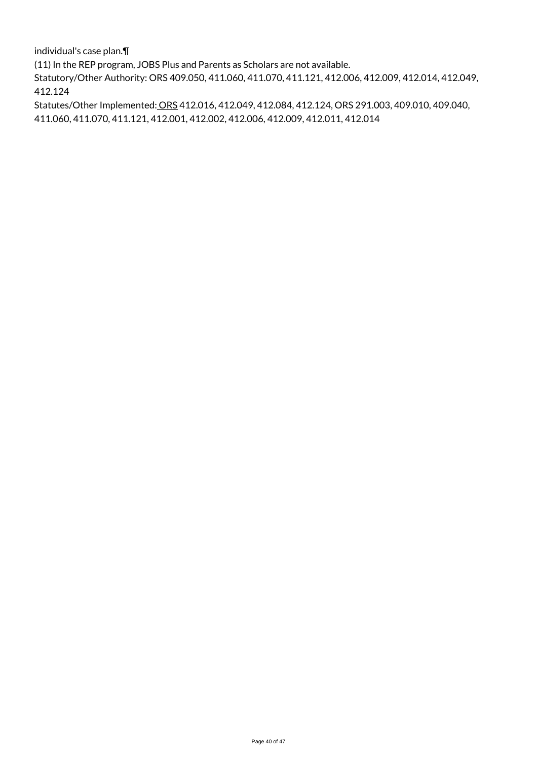individual's case plan.¶

(11) In the REP program, JOBS Plus and Parents as Scholars are not available.

Statutory/Other Authority: ORS 409.050, 411.060, 411.070, 411.121, 412.006, 412.009, 412.014, 412.049, 412.124

Statutes/Other Implemented: ORS 412.016, 412.049, 412.084, 412.124, ORS 291.003, 409.010, 409.040, 411.060, 411.070, 411.121, 412.001, 412.002, 412.006, 412.009, 412.011, 412.014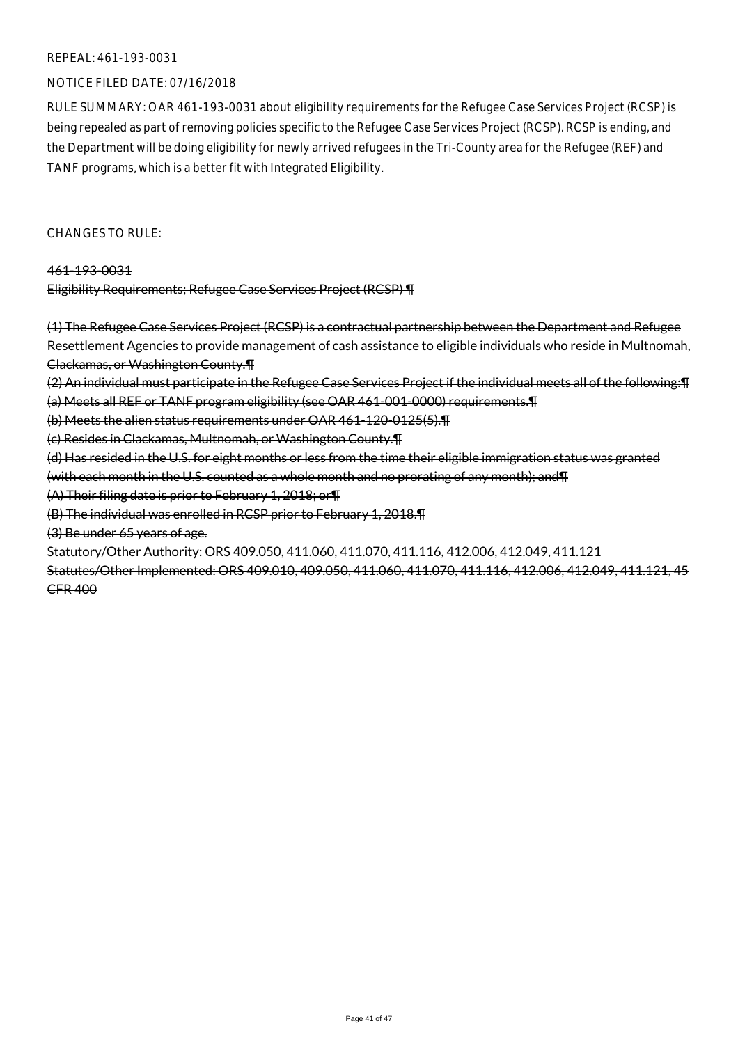REPEAL: 461-193-0031

NOTICE FILED DATE: 07/16/2018

RULE SUMMARY: OAR 461-193-0031 about eligibility requirements for the Refugee Case Services Project (RCSP) is being repealed as part of removing policies specific to the Refugee Case Services Project (RCSP). RCSP is ending, and the Department will be doing eligibility for newly arrived refugees in the Tri-County area for the Refugee (REF) and TANF programs, which is a better fit with Integrated Eligibility.

CHANGES TO RULE:

~~461-193-0031~~
~~Eligibility Requirements; Refugee Case Services Project (RCSP) ¶~~

~~(1) The Refugee Case Services Project (RCSP) is a contractual partnership between the Department and Refugee Resettlement Agencies to provide management of cash assistance to eligible individuals who reside in Multnomah, Clackamas, or Washington County.¶~~
~~(2) An individual must participate in the Refugee Case Services Project if the individual meets all of the following:¶~~
~~(a) Meets all REF or TANF program eligibility (see OAR 461-001-0000) requirements.¶~~
~~(b) Meets the alien status requirements under OAR 461-120-0125(5).¶~~
~~(c) Resides in Clackamas, Multnomah, or Washington County.¶~~
~~(d) Has resided in the U.S. for eight months or less from the time their eligible immigration status was granted (with each month in the U.S. counted as a whole month and no prorating of any month); and¶~~
~~(A) Their filing date is prior to February 1, 2018; or¶~~
~~(B) The individual was enrolled in RCSP prior to February 1, 2018.¶~~
~~(3) Be under 65 years of age.~~
~~Statutory/Other Authority: ORS 409.050, 411.060, 411.070, 411.116, 412.006, 412.049, 411.121~~
~~Statutes/Other Implemented: ORS 409.010, 409.050, 411.060, 411.070, 411.116, 412.006, 412.049, 411.121, 45 CFR 400~~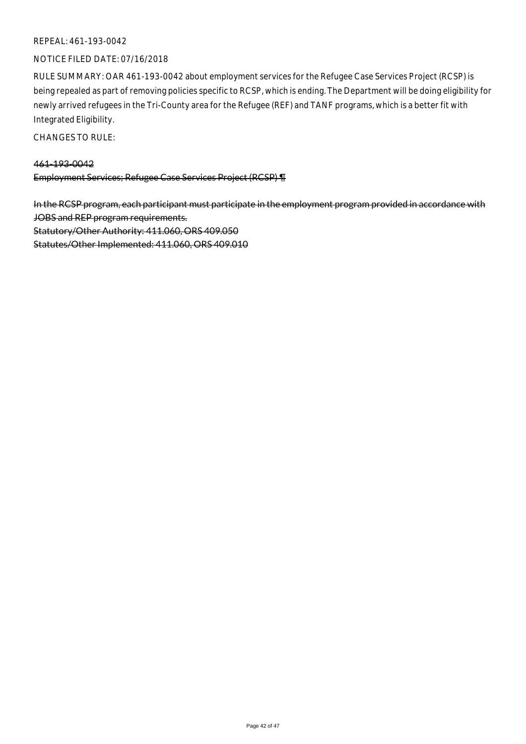REPEAL: 461-193-0042

NOTICE FILED DATE: 07/16/2018

RULE SUMMARY: OAR 461-193-0042 about employment services for the Refugee Case Services Project (RCSP) is being repealed as part of removing policies specific to RCSP, which is ending. The Department will be doing eligibility for newly arrived refugees in the Tri-County area for the Refugee (REF) and TANF programs, which is a better fit with Integrated Eligibility.

CHANGES TO RULE:

~~461-193-0042~~
~~Employment Services; Refugee Case Services Project (RCSP) ¶~~

~~In the RCSP program, each participant must participate in the employment program provided in accordance with JOBS and REP program requirements.~~
~~Statutory/Other Authority: 411.060, ORS 409.050~~
~~Statutes/Other Implemented: 411.060, ORS 409.010~~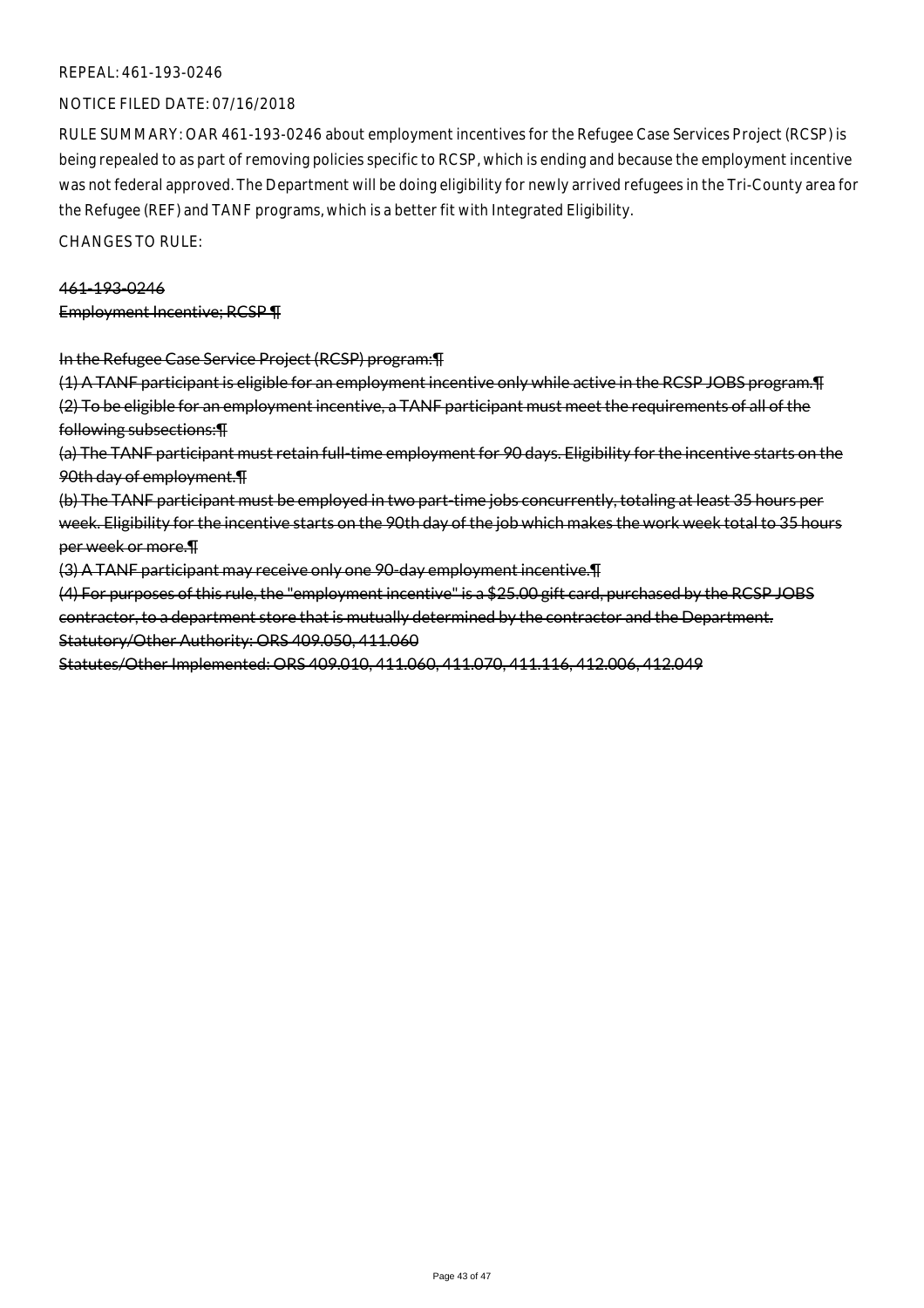REPEAL: 461-193-0246

NOTICE FILED DATE: 07/16/2018

RULE SUMMARY: OAR 461-193-0246 about employment incentives for the Refugee Case Services Project (RCSP) is being repealed to as part of removing policies specific to RCSP, which is ending and because the employment incentive was not federal approved. The Department will be doing eligibility for newly arrived refugees in the Tri-County area for the Refugee (REF) and TANF programs, which is a better fit with Integrated Eligibility.

CHANGES TO RULE:

~~461-193-0246~~
~~Employment Incentive; RCSP ¶~~

~~In the Refugee Case Service Project (RCSP) program:¶~~

~~(1) A TANF participant is eligible for an employment incentive only while active in the RCSP JOBS program.¶~~
~~(2) To be eligible for an employment incentive, a TANF participant must meet the requirements of all of the following subsections:¶~~
~~(a) The TANF participant must retain full-time employment for 90 days. Eligibility for the incentive starts on the 90th day of employment.¶~~
~~(b) The TANF participant must be employed in two part-time jobs concurrently, totaling at least 35 hours per week. Eligibility for the incentive starts on the 90th day of the job which makes the work week total to 35 hours per week or more.¶~~
~~(3) A TANF participant may receive only one 90-day employment incentive.¶~~
~~(4) For purposes of this rule, the "employment incentive" is a $25.00 gift card, purchased by the RCSP JOBS contractor, to a department store that is mutually determined by the contractor and the Department.~~
~~Statutory/Other Authority: ORS 409.050, 411.060~~
~~Statutes/Other Implemented: ORS 409.010, 411.060, 411.070, 411.116, 412.006, 412.049~~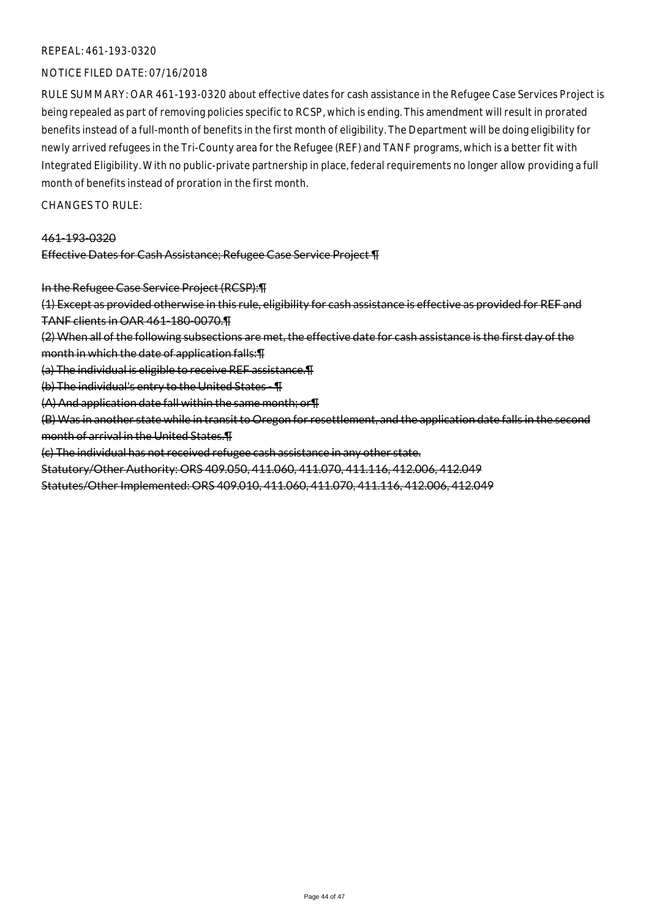REPEAL: 461-193-0320

NOTICE FILED DATE: 07/16/2018

RULE SUMMARY: OAR 461-193-0320 about effective dates for cash assistance in the Refugee Case Services Project is being repealed as part of removing policies specific to RCSP, which is ending. This amendment will result in prorated benefits instead of a full-month of benefits in the first month of eligibility. The Department will be doing eligibility for newly arrived refugees in the Tri-County area for the Refugee (REF) and TANF programs, which is a better fit with Integrated Eligibility. With no public-private partnership in place, federal requirements no longer allow providing a full month of benefits instead of proration in the first month.

CHANGES TO RULE:

~~461-193-0320~~

~~Effective Dates for Cash Assistance; Refugee Case Service Project ¶~~

~~In the Refugee Case Service Project (RCSP):¶~~

~~(1) Except as provided otherwise in this rule, eligibility for cash assistance is effective as provided for REF and TANF clients in OAR 461-180-0070.¶~~

~~(2) When all of the following subsections are met, the effective date for cash assistance is the first day of the month in which the date of application falls:¶~~

~~(a) The individual is eligible to receive REF assistance.¶~~

~~(b) The individual's entry to the United States - ¶~~

~~(A) And application date fall within the same month; or¶~~

~~(B) Was in another state while in transit to Oregon for resettlement, and the application date falls in the second month of arrival in the United States.¶~~

~~(c) The individual has not received refugee cash assistance in any other state.~~

~~Statutory/Other Authority: ORS 409.050, 411.060, 411.070, 411.116, 412.006, 412.049~~

~~Statutes/Other Implemented: ORS 409.010, 411.060, 411.070, 411.116, 412.006, 412.049~~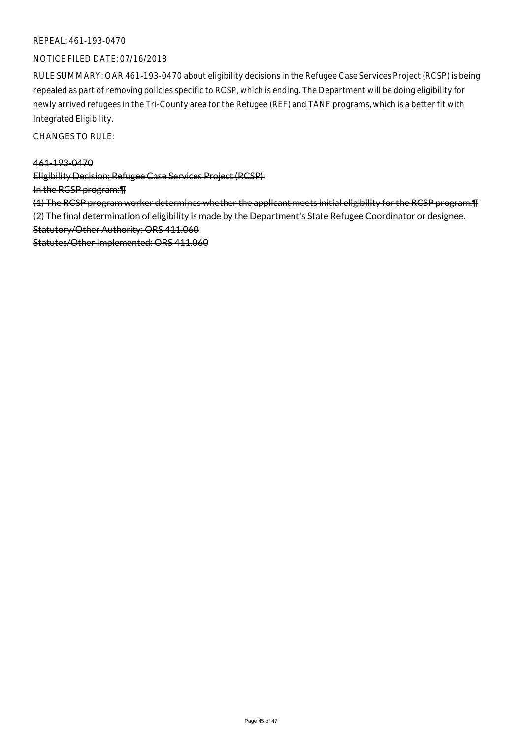REPEAL: 461-193-0470

NOTICE FILED DATE: 07/16/2018

RULE SUMMARY: OAR 461-193-0470 about eligibility decisions in the Refugee Case Services Project (RCSP) is being repealed as part of removing policies specific to RCSP, which is ending. The Department will be doing eligibility for newly arrived refugees in the Tri-County area for the Refugee (REF) and TANF programs, which is a better fit with Integrated Eligibility.

CHANGES TO RULE:

~~461-193-0470~~

~~Eligibility Decision; Refugee Case Services Project (RCSP)~~

~~In the RCSP program:¶~~

~~(1) The RCSP program worker determines whether the applicant meets initial eligibility for the RCSP program.¶~~

~~(2) The final determination of eligibility is made by the Department's State Refugee Coordinator or designee.~~

~~Statutory/Other Authority: ORS 411.060~~

~~Statutes/Other Implemented: ORS 411.060~~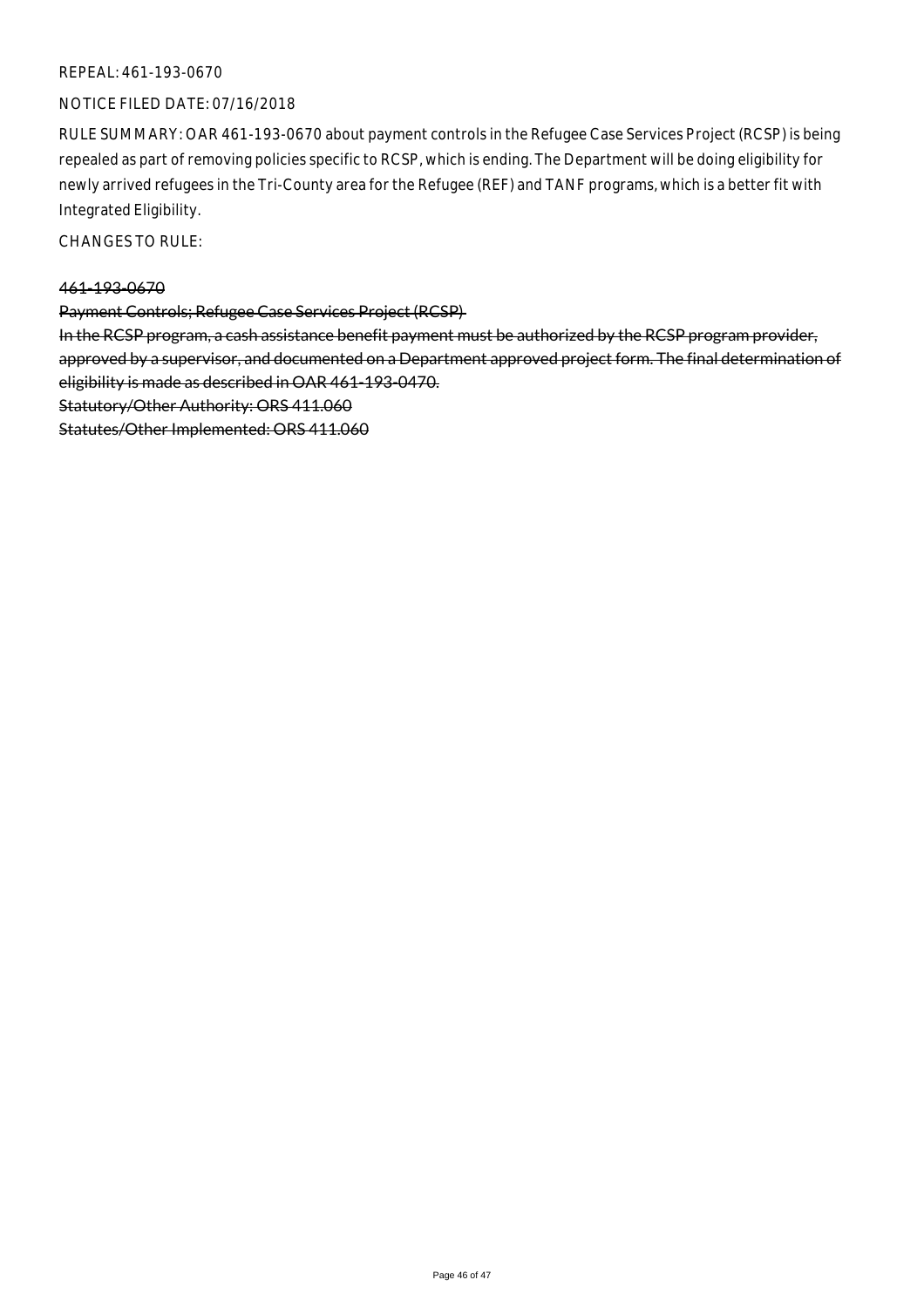REPEAL: 461-193-0670

NOTICE FILED DATE: 07/16/2018

RULE SUMMARY: OAR 461-193-0670 about payment controls in the Refugee Case Services Project (RCSP) is being repealed as part of removing policies specific to RCSP, which is ending. The Department will be doing eligibility for newly arrived refugees in the Tri-County area for the Refugee (REF) and TANF programs, which is a better fit with Integrated Eligibility.

CHANGES TO RULE:

~~461-193-0670~~

~~Payment Controls; Refugee Case Services Project (RCSP)~~

~~In the RCSP program, a cash assistance benefit payment must be authorized by the RCSP program provider, approved by a supervisor, and documented on a Department approved project form. The final determination of eligibility is made as described in OAR 461-193-0470.~~

~~Statutory/Other Authority: ORS 411.060~~

~~Statutes/Other Implemented: ORS 411.060~~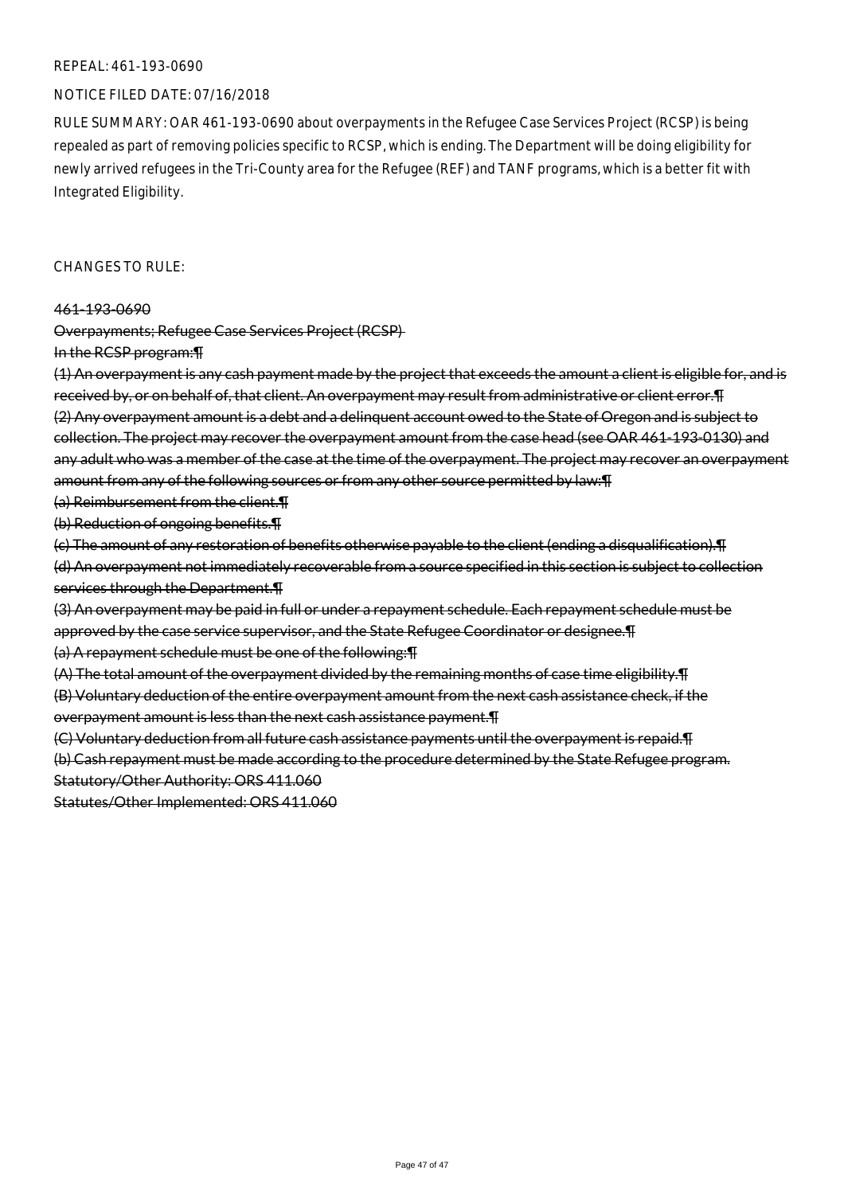REPEAL: 461-193-0690

NOTICE FILED DATE: 07/16/2018

RULE SUMMARY: OAR 461-193-0690 about overpayments in the Refugee Case Services Project (RCSP) is being repealed as part of removing policies specific to RCSP, which is ending. The Department will be doing eligibility for newly arrived refugees in the Tri-County area for the Refugee (REF) and TANF programs, which is a better fit with Integrated Eligibility.

CHANGES TO RULE:

~~461-193-0690~~

~~Overpayments; Refugee Case Services Project (RCSP)~~

~~In the RCSP program:¶~~

~~(1) An overpayment is any cash payment made by the project that exceeds the amount a client is eligible for, and is received by, or on behalf of, that client. An overpayment may result from administrative or client error.¶~~

~~(2) Any overpayment amount is a debt and a delinquent account owed to the State of Oregon and is subject to collection. The project may recover the overpayment amount from the case head (see OAR 461-193-0130) and any adult who was a member of the case at the time of the overpayment. The project may recover an overpayment amount from any of the following sources or from any other source permitted by law:¶~~

~~(a) Reimbursement from the client.¶~~

~~(b) Reduction of ongoing benefits.¶~~

~~(c) The amount of any restoration of benefits otherwise payable to the client (ending a disqualification).¶~~

~~(d) An overpayment not immediately recoverable from a source specified in this section is subject to collection services through the Department.¶~~

~~(3) An overpayment may be paid in full or under a repayment schedule. Each repayment schedule must be approved by the case service supervisor, and the State Refugee Coordinator or designee.¶~~

~~(a) A repayment schedule must be one of the following:¶~~

~~(A) The total amount of the overpayment divided by the remaining months of case time eligibility.¶~~

~~(B) Voluntary deduction of the entire overpayment amount from the next cash assistance check, if the overpayment amount is less than the next cash assistance payment.¶~~

~~(C) Voluntary deduction from all future cash assistance payments until the overpayment is repaid.¶~~

~~(b) Cash repayment must be made according to the procedure determined by the State Refugee program.~~

~~Statutory/Other Authority: ORS 411.060~~

~~Statutes/Other Implemented: ORS 411.060~~